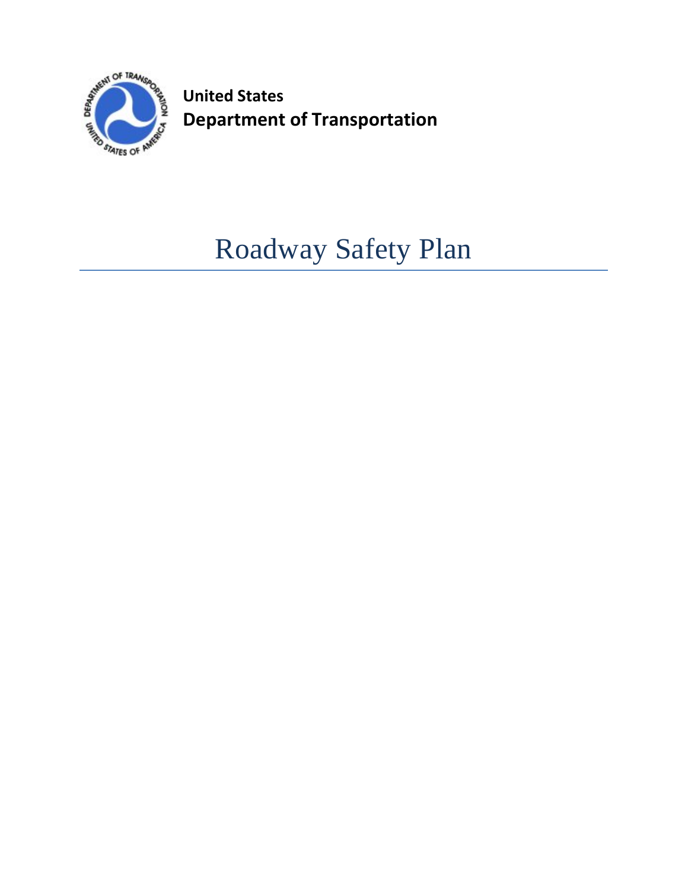**United States**
**Department of Transportation**

# Roadway Safety Plan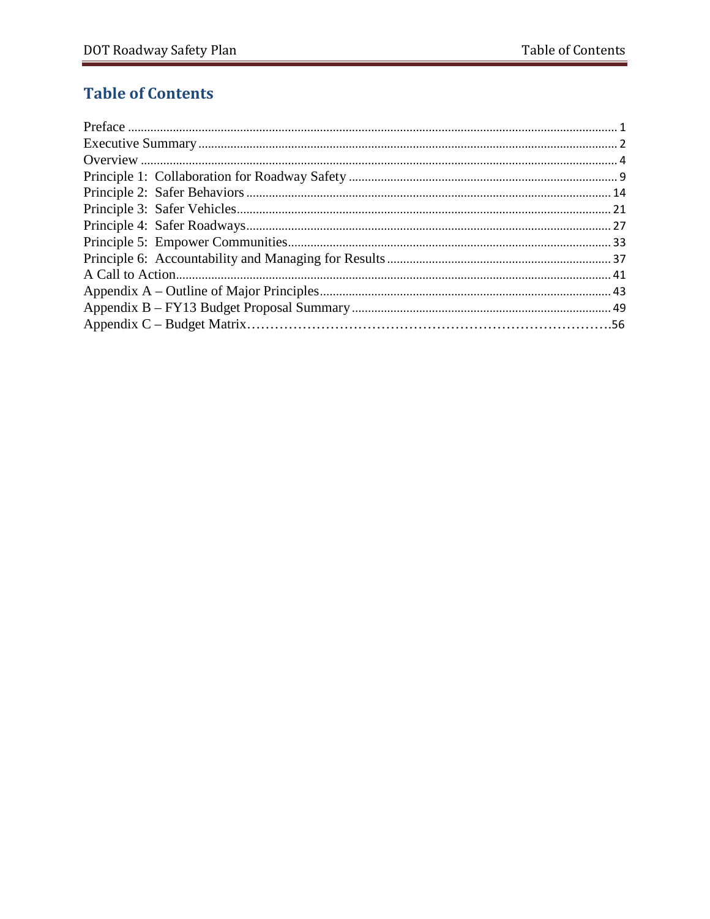# Table of Contents

Preface ........................................................................................................................................ 1
Executive Summary ..................................................................................................................... 2
Overview ..................................................................................................................................... 4
Principle 1: Collaboration for Roadway Safety ............................................................................ 9
Principle 2: Safer Behaviors ........................................................................................................ 14
Principle 3: Safer Vehicles ........................................................................................................... 21
Principle 4: Safer Roadways ........................................................................................................ 27
Principle 5: Empower Communities ............................................................................................. 33
Principle 6: Accountability and Managing for Results .................................................................. 37
A Call to Action ........................................................................................................................... 41
Appendix A – Outline of Major Principles ................................................................................... 43
Appendix B – FY13 Budget Proposal Summary ........................................................................... 49
Appendix C – Budget Matrix ........................................................................................................ 56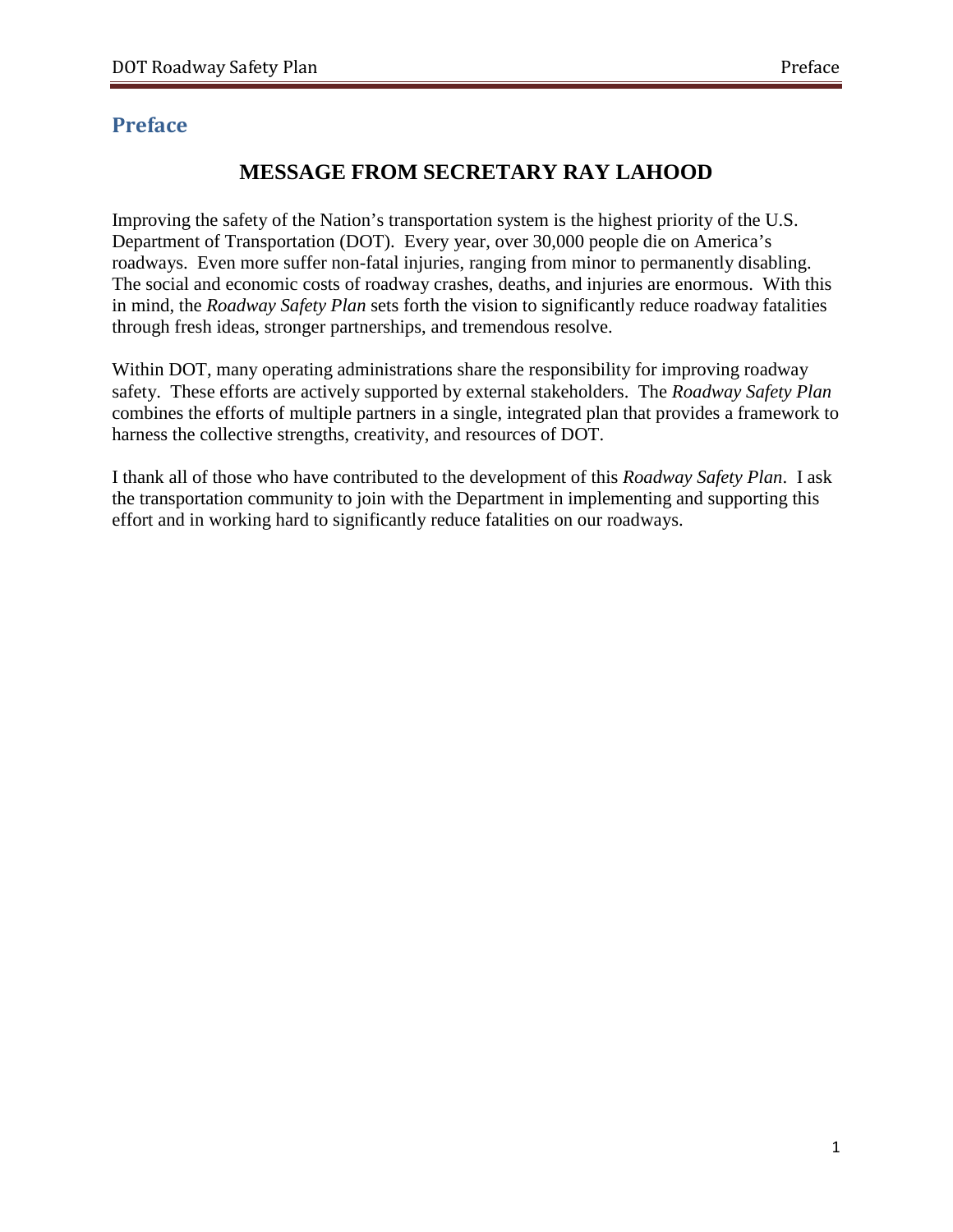# Preface

## MESSAGE FROM SECRETARY RAY LAHOOD

Improving the safety of the Nation's transportation system is the highest priority of the U.S. Department of Transportation (DOT). Every year, over 30,000 people die on America's roadways. Even more suffer non-fatal injuries, ranging from minor to permanently disabling. The social and economic costs of roadway crashes, deaths, and injuries are enormous. With this in mind, the *Roadway Safety Plan* sets forth the vision to significantly reduce roadway fatalities through fresh ideas, stronger partnerships, and tremendous resolve.

Within DOT, many operating administrations share the responsibility for improving roadway safety. These efforts are actively supported by external stakeholders. The *Roadway Safety Plan* combines the efforts of multiple partners in a single, integrated plan that provides a framework to harness the collective strengths, creativity, and resources of DOT.

I thank all of those who have contributed to the development of this *Roadway Safety Plan*. I ask the transportation community to join with the Department in implementing and supporting this effort and in working hard to significantly reduce fatalities on our roadways.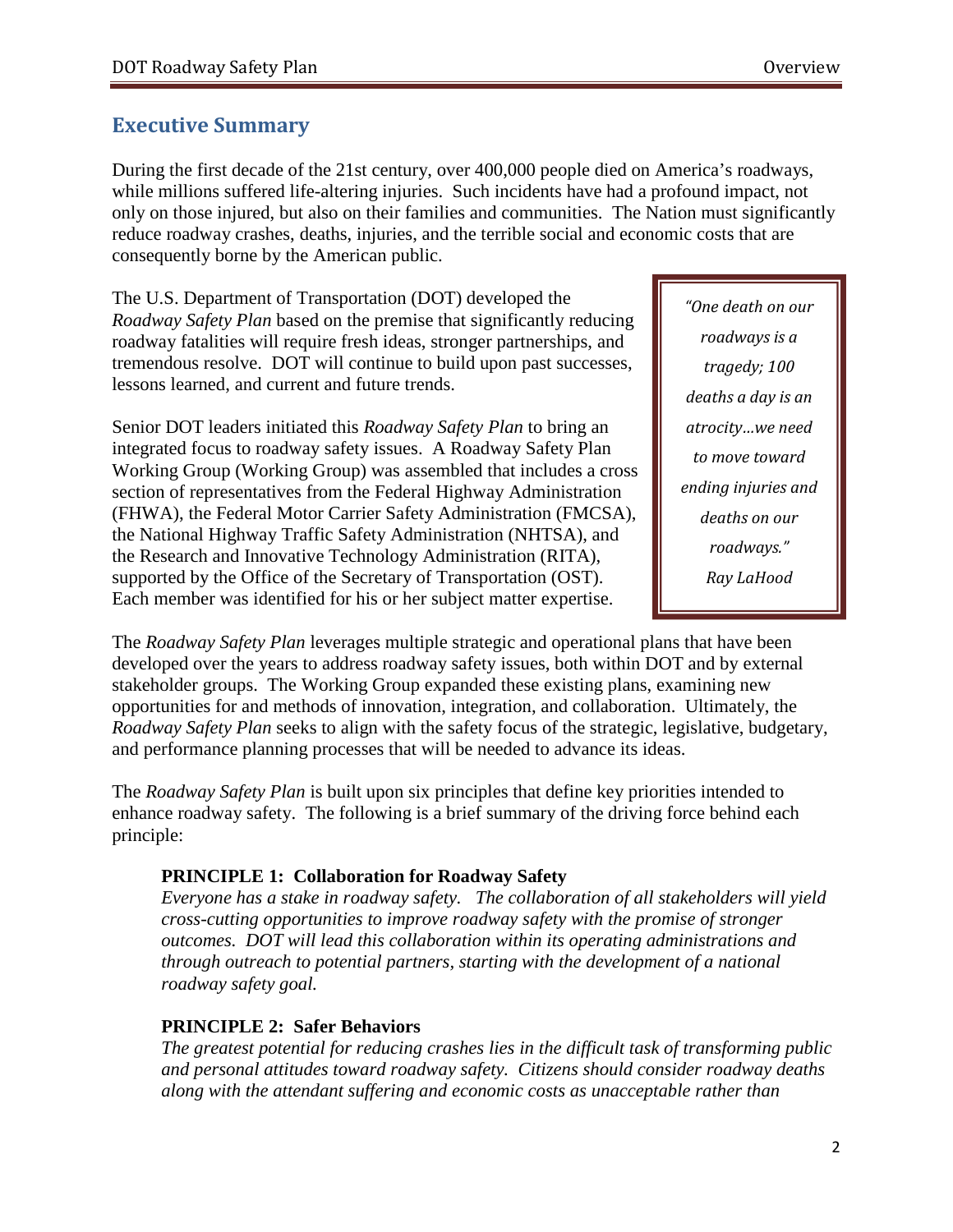## Executive Summary

During the first decade of the 21st century, over 400,000 people died on America's roadways, while millions suffered life-altering injuries. Such incidents have had a profound impact, not only on those injured, but also on their families and communities. The Nation must significantly reduce roadway crashes, deaths, injuries, and the terrible social and economic costs that are consequently borne by the American public.

The U.S. Department of Transportation (DOT) developed the *Roadway Safety Plan* based on the premise that significantly reducing roadway fatalities will require fresh ideas, stronger partnerships, and tremendous resolve. DOT will continue to build upon past successes, lessons learned, and current and future trends.

> *"One death on our roadways is a tragedy; 100 deaths a day is an atrocity…we need to move toward ending injuries and deaths on our roadways."*
> *Ray LaHood*

Senior DOT leaders initiated this *Roadway Safety Plan* to bring an integrated focus to roadway safety issues. A Roadway Safety Plan Working Group (Working Group) was assembled that includes a cross section of representatives from the Federal Highway Administration (FHWA), the Federal Motor Carrier Safety Administration (FMCSA), the National Highway Traffic Safety Administration (NHTSA), and the Research and Innovative Technology Administration (RITA), supported by the Office of the Secretary of Transportation (OST). Each member was identified for his or her subject matter expertise.

The *Roadway Safety Plan* leverages multiple strategic and operational plans that have been developed over the years to address roadway safety issues, both within DOT and by external stakeholder groups. The Working Group expanded these existing plans, examining new opportunities for and methods of innovation, integration, and collaboration. Ultimately, the *Roadway Safety Plan* seeks to align with the safety focus of the strategic, legislative, budgetary, and performance planning processes that will be needed to advance its ideas.

The *Roadway Safety Plan* is built upon six principles that define key priorities intended to enhance roadway safety. The following is a brief summary of the driving force behind each principle:

**PRINCIPLE 1: Collaboration for Roadway Safety**
*Everyone has a stake in roadway safety. The collaboration of all stakeholders will yield cross-cutting opportunities to improve roadway safety with the promise of stronger outcomes. DOT will lead this collaboration within its operating administrations and through outreach to potential partners, starting with the development of a national roadway safety goal.*

**PRINCIPLE 2: Safer Behaviors**
*The greatest potential for reducing crashes lies in the difficult task of transforming public and personal attitudes toward roadway safety. Citizens should consider roadway deaths along with the attendant suffering and economic costs as unacceptable rather than*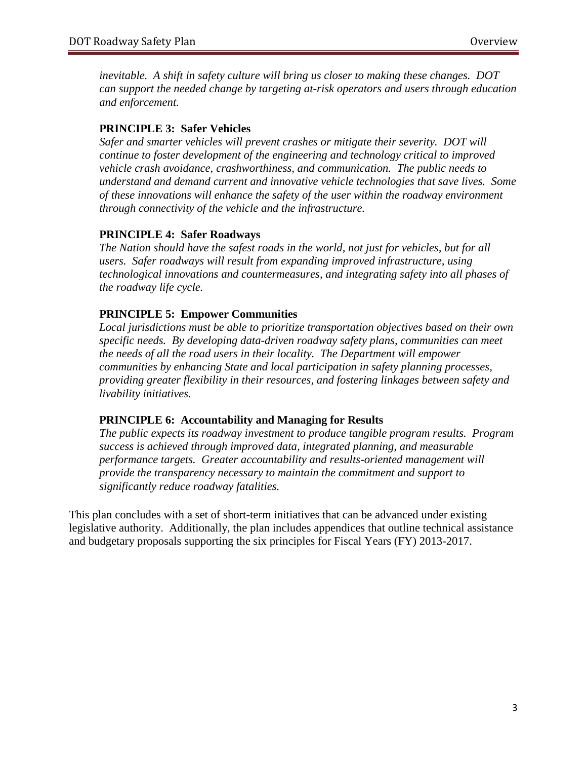*inevitable. A shift in safety culture will bring us closer to making these changes. DOT can support the needed change by targeting at-risk operators and users through education and enforcement.*

**PRINCIPLE 3: Safer Vehicles**

*Safer and smarter vehicles will prevent crashes or mitigate their severity. DOT will continue to foster development of the engineering and technology critical to improved vehicle crash avoidance, crashworthiness, and communication. The public needs to understand and demand current and innovative vehicle technologies that save lives. Some of these innovations will enhance the safety of the user within the roadway environment through connectivity of the vehicle and the infrastructure.*

**PRINCIPLE 4: Safer Roadways**

*The Nation should have the safest roads in the world, not just for vehicles, but for all users. Safer roadways will result from expanding improved infrastructure, using technological innovations and countermeasures, and integrating safety into all phases of the roadway life cycle.*

**PRINCIPLE 5: Empower Communities**

*Local jurisdictions must be able to prioritize transportation objectives based on their own specific needs. By developing data-driven roadway safety plans, communities can meet the needs of all the road users in their locality. The Department will empower communities by enhancing State and local participation in safety planning processes, providing greater flexibility in their resources, and fostering linkages between safety and livability initiatives.*

**PRINCIPLE 6: Accountability and Managing for Results**

*The public expects its roadway investment to produce tangible program results. Program success is achieved through improved data, integrated planning, and measurable performance targets. Greater accountability and results-oriented management will provide the transparency necessary to maintain the commitment and support to significantly reduce roadway fatalities.*

This plan concludes with a set of short-term initiatives that can be advanced under existing legislative authority. Additionally, the plan includes appendices that outline technical assistance and budgetary proposals supporting the six principles for Fiscal Years (FY) 2013-2017.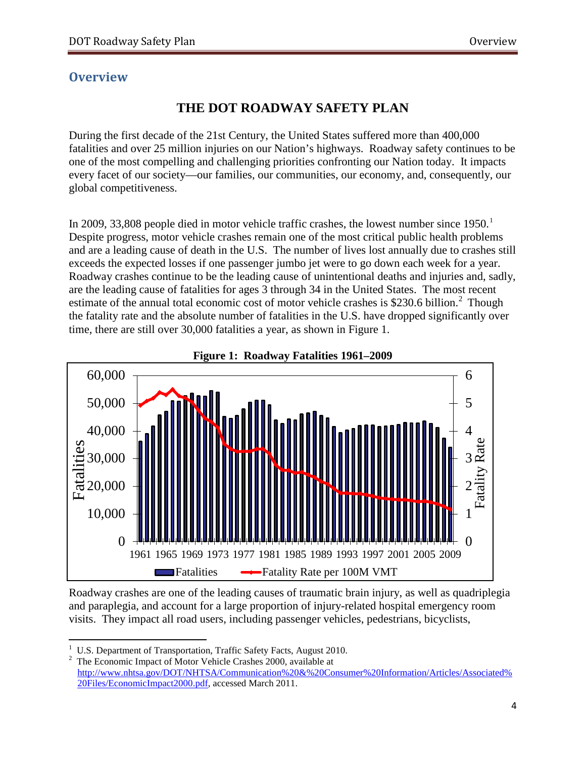## Overview

### THE DOT ROADWAY SAFETY PLAN

During the first decade of the 21st Century, the United States suffered more than 400,000 fatalities and over 25 million injuries on our Nation's highways. Roadway safety continues to be one of the most compelling and challenging priorities confronting our Nation today. It impacts every facet of our society—our families, our communities, our economy, and, consequently, our global competitiveness.

In 2009, 33,808 people died in motor vehicle traffic crashes, the lowest number since 1950.[1] Despite progress, motor vehicle crashes remain one of the most critical public health problems and are a leading cause of death in the U.S. The number of lives lost annually due to crashes still exceeds the expected losses if one passenger jumbo jet were to go down each week for a year. Roadway crashes continue to be the leading cause of unintentional deaths and injuries and, sadly, are the leading cause of fatalities for ages 3 through 34 in the United States. The most recent estimate of the annual total economic cost of motor vehicle crashes is $230.6 billion.[2] Though the fatality rate and the absolute number of fatalities in the U.S. have dropped significantly over time, there are still over 30,000 fatalities a year, as shown in Figure 1.

**Figure 1: Roadway Fatalities 1961–2009**

Roadway crashes are one of the leading causes of traumatic brain injury, as well as quadriplegia and paraplegia, and account for a large proportion of injury-related hospital emergency room visits. They impact all road users, including passenger vehicles, pedestrians, bicyclists,

---

[1] U.S. Department of Transportation, Traffic Safety Facts, August 2010.

[2] The Economic Impact of Motor Vehicle Crashes 2000, available at http://www.nhtsa.gov/DOT/NHTSA/Communication%20&%20Consumer%20Information/Articles/Associated%20Files/EconomicImpact2000.pdf, accessed March 2011.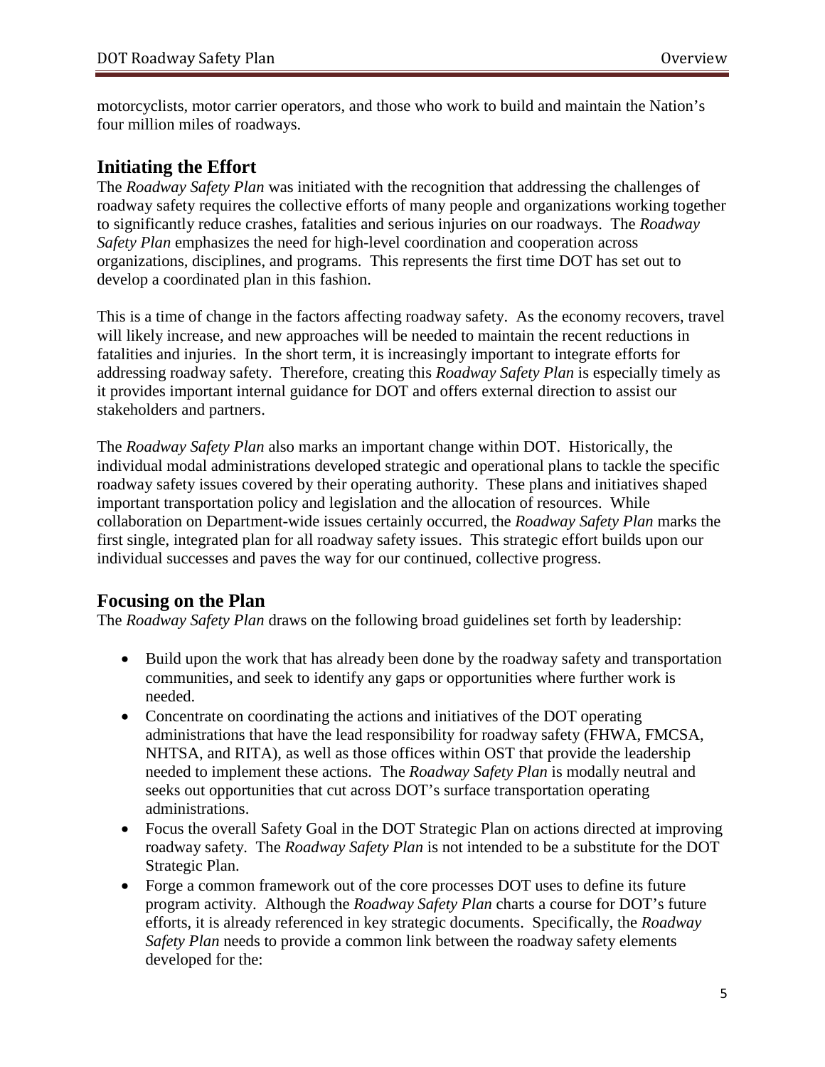motorcyclists, motor carrier operators, and those who work to build and maintain the Nation's four million miles of roadways.

## Initiating the Effort

The *Roadway Safety Plan* was initiated with the recognition that addressing the challenges of roadway safety requires the collective efforts of many people and organizations working together to significantly reduce crashes, fatalities and serious injuries on our roadways. The *Roadway Safety Plan* emphasizes the need for high-level coordination and cooperation across organizations, disciplines, and programs. This represents the first time DOT has set out to develop a coordinated plan in this fashion.

This is a time of change in the factors affecting roadway safety. As the economy recovers, travel will likely increase, and new approaches will be needed to maintain the recent reductions in fatalities and injuries. In the short term, it is increasingly important to integrate efforts for addressing roadway safety. Therefore, creating this *Roadway Safety Plan* is especially timely as it provides important internal guidance for DOT and offers external direction to assist our stakeholders and partners.

The *Roadway Safety Plan* also marks an important change within DOT. Historically, the individual modal administrations developed strategic and operational plans to tackle the specific roadway safety issues covered by their operating authority. These plans and initiatives shaped important transportation policy and legislation and the allocation of resources. While collaboration on Department-wide issues certainly occurred, the *Roadway Safety Plan* marks the first single, integrated plan for all roadway safety issues. This strategic effort builds upon our individual successes and paves the way for our continued, collective progress.

## Focusing on the Plan

The *Roadway Safety Plan* draws on the following broad guidelines set forth by leadership:

- Build upon the work that has already been done by the roadway safety and transportation communities, and seek to identify any gaps or opportunities where further work is needed.
- Concentrate on coordinating the actions and initiatives of the DOT operating administrations that have the lead responsibility for roadway safety (FHWA, FMCSA, NHTSA, and RITA), as well as those offices within OST that provide the leadership needed to implement these actions. The *Roadway Safety Plan* is modally neutral and seeks out opportunities that cut across DOT's surface transportation operating administrations.
- Focus the overall Safety Goal in the DOT Strategic Plan on actions directed at improving roadway safety. The *Roadway Safety Plan* is not intended to be a substitute for the DOT Strategic Plan.
- Forge a common framework out of the core processes DOT uses to define its future program activity. Although the *Roadway Safety Plan* charts a course for DOT's future efforts, it is already referenced in key strategic documents. Specifically, the *Roadway Safety Plan* needs to provide a common link between the roadway safety elements developed for the: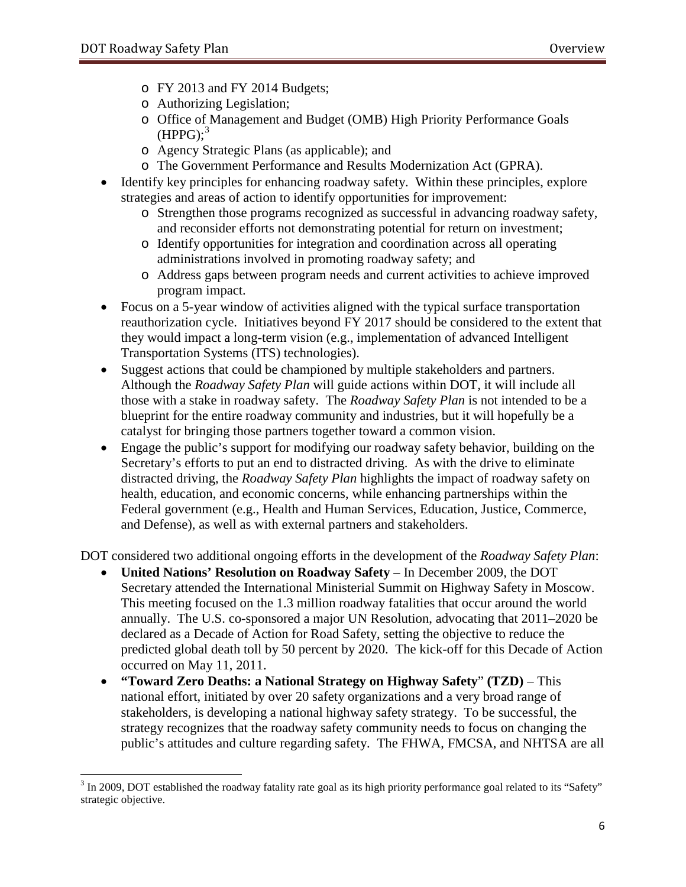- FY 2013 and FY 2014 Budgets;
  - Authorizing Legislation;
  - Office of Management and Budget (OMB) High Priority Performance Goals (HPPG);[3]
  - Agency Strategic Plans (as applicable); and
  - The Government Performance and Results Modernization Act (GPRA).
- Identify key principles for enhancing roadway safety. Within these principles, explore strategies and areas of action to identify opportunities for improvement:
  - Strengthen those programs recognized as successful in advancing roadway safety, and reconsider efforts not demonstrating potential for return on investment;
  - Identify opportunities for integration and coordination across all operating administrations involved in promoting roadway safety; and
  - Address gaps between program needs and current activities to achieve improved program impact.
- Focus on a 5-year window of activities aligned with the typical surface transportation reauthorization cycle. Initiatives beyond FY 2017 should be considered to the extent that they would impact a long-term vision (e.g., implementation of advanced Intelligent Transportation Systems (ITS) technologies).
- Suggest actions that could be championed by multiple stakeholders and partners. Although the *Roadway Safety Plan* will guide actions within DOT, it will include all those with a stake in roadway safety. The *Roadway Safety Plan* is not intended to be a blueprint for the entire roadway community and industries, but it will hopefully be a catalyst for bringing those partners together toward a common vision.
- Engage the public's support for modifying our roadway safety behavior, building on the Secretary's efforts to put an end to distracted driving. As with the drive to eliminate distracted driving, the *Roadway Safety Plan* highlights the impact of roadway safety on health, education, and economic concerns, while enhancing partnerships within the Federal government (e.g., Health and Human Services, Education, Justice, Commerce, and Defense), as well as with external partners and stakeholders.

DOT considered two additional ongoing efforts in the development of the *Roadway Safety Plan*:

- **United Nations' Resolution on Roadway Safety** – In December 2009, the DOT Secretary attended the International Ministerial Summit on Highway Safety in Moscow. This meeting focused on the 1.3 million roadway fatalities that occur around the world annually. The U.S. co-sponsored a major UN Resolution, advocating that 2011–2020 be declared as a Decade of Action for Road Safety, setting the objective to reduce the predicted global death toll by 50 percent by 2020. The kick-off for this Decade of Action occurred on May 11, 2011.
- **"Toward Zero Deaths: a National Strategy on Highway Safety" (TZD)** – This national effort, initiated by over 20 safety organizations and a very broad range of stakeholders, is developing a national highway safety strategy. To be successful, the strategy recognizes that the roadway safety community needs to focus on changing the public's attitudes and culture regarding safety. The FHWA, FMCSA, and NHTSA are all

[3] In 2009, DOT established the roadway fatality rate goal as its high priority performance goal related to its "Safety" strategic objective.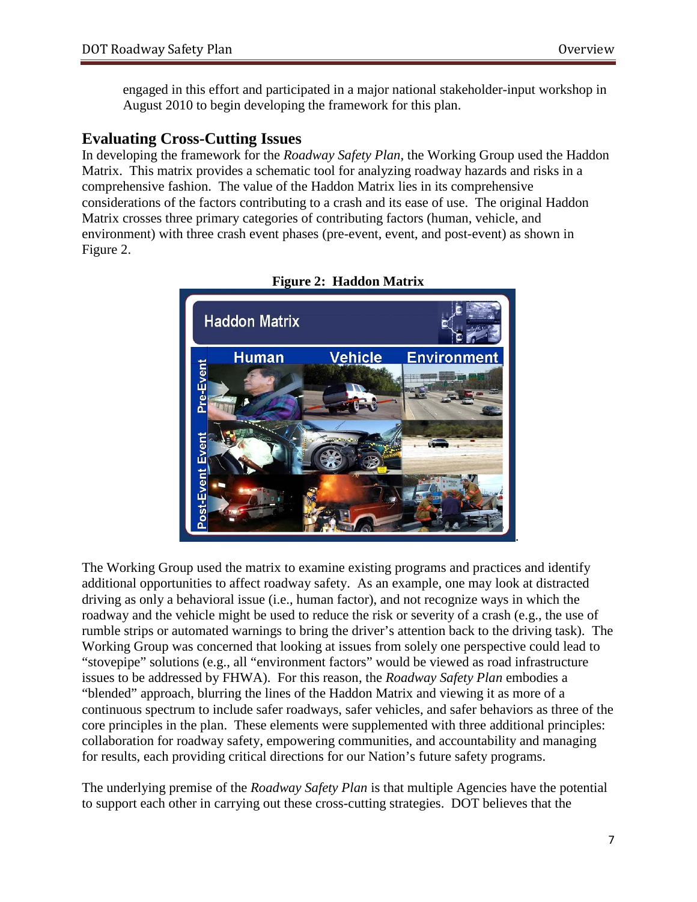engaged in this effort and participated in a major national stakeholder-input workshop in August 2010 to begin developing the framework for this plan.

## Evaluating Cross-Cutting Issues

In developing the framework for the *Roadway Safety Plan*, the Working Group used the Haddon Matrix. This matrix provides a schematic tool for analyzing roadway hazards and risks in a comprehensive fashion. The value of the Haddon Matrix lies in its comprehensive considerations of the factors contributing to a crash and its ease of use. The original Haddon Matrix crosses three primary categories of contributing factors (human, vehicle, and environment) with three crash event phases (pre-event, event, and post-event) as shown in Figure 2.

**Figure 2: Haddon Matrix**

The Working Group used the matrix to examine existing programs and practices and identify additional opportunities to affect roadway safety. As an example, one may look at distracted driving as only a behavioral issue (i.e., human factor), and not recognize ways in which the roadway and the vehicle might be used to reduce the risk or severity of a crash (e.g., the use of rumble strips or automated warnings to bring the driver's attention back to the driving task). The Working Group was concerned that looking at issues from solely one perspective could lead to "stovepipe" solutions (e.g., all "environment factors" would be viewed as road infrastructure issues to be addressed by FHWA). For this reason, the *Roadway Safety Plan* embodies a "blended" approach, blurring the lines of the Haddon Matrix and viewing it as more of a continuous spectrum to include safer roadways, safer vehicles, and safer behaviors as three of the core principles in the plan. These elements were supplemented with three additional principles: collaboration for roadway safety, empowering communities, and accountability and managing for results, each providing critical directions for our Nation's future safety programs.

The underlying premise of the *Roadway Safety Plan* is that multiple Agencies have the potential to support each other in carrying out these cross-cutting strategies. DOT believes that the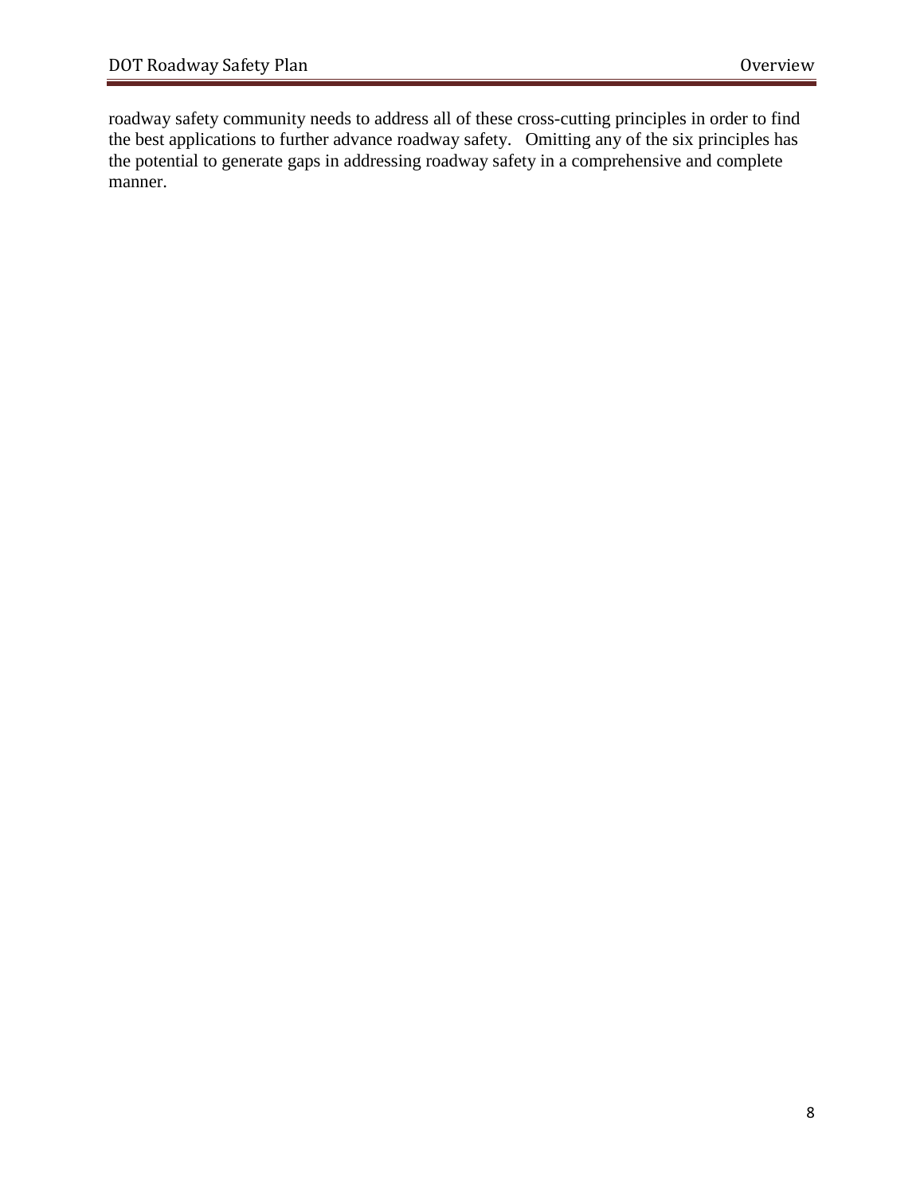roadway safety community needs to address all of these cross-cutting principles in order to find the best applications to further advance roadway safety. Omitting any of the six principles has the potential to generate gaps in addressing roadway safety in a comprehensive and complete manner.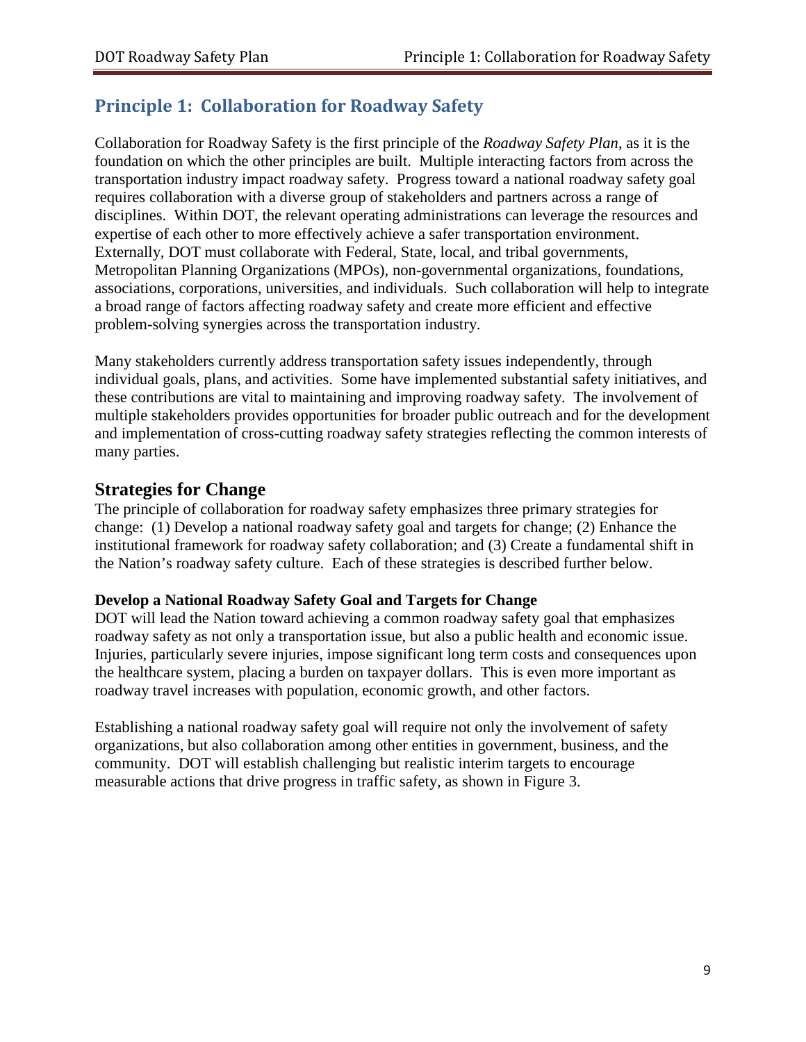## Principle 1: Collaboration for Roadway Safety

Collaboration for Roadway Safety is the first principle of the *Roadway Safety Plan*, as it is the foundation on which the other principles are built. Multiple interacting factors from across the transportation industry impact roadway safety. Progress toward a national roadway safety goal requires collaboration with a diverse group of stakeholders and partners across a range of disciplines. Within DOT, the relevant operating administrations can leverage the resources and expertise of each other to more effectively achieve a safer transportation environment. Externally, DOT must collaborate with Federal, State, local, and tribal governments, Metropolitan Planning Organizations (MPOs), non-governmental organizations, foundations, associations, corporations, universities, and individuals. Such collaboration will help to integrate a broad range of factors affecting roadway safety and create more efficient and effective problem-solving synergies across the transportation industry.

Many stakeholders currently address transportation safety issues independently, through individual goals, plans, and activities. Some have implemented substantial safety initiatives, and these contributions are vital to maintaining and improving roadway safety. The involvement of multiple stakeholders provides opportunities for broader public outreach and for the development and implementation of cross-cutting roadway safety strategies reflecting the common interests of many parties.

### Strategies for Change

The principle of collaboration for roadway safety emphasizes three primary strategies for change: (1) Develop a national roadway safety goal and targets for change; (2) Enhance the institutional framework for roadway safety collaboration; and (3) Create a fundamental shift in the Nation's roadway safety culture. Each of these strategies is described further below.

#### Develop a National Roadway Safety Goal and Targets for Change

DOT will lead the Nation toward achieving a common roadway safety goal that emphasizes roadway safety as not only a transportation issue, but also a public health and economic issue. Injuries, particularly severe injuries, impose significant long term costs and consequences upon the healthcare system, placing a burden on taxpayer dollars. This is even more important as roadway travel increases with population, economic growth, and other factors.

Establishing a national roadway safety goal will require not only the involvement of safety organizations, but also collaboration among other entities in government, business, and the community. DOT will establish challenging but realistic interim targets to encourage measurable actions that drive progress in traffic safety, as shown in Figure 3.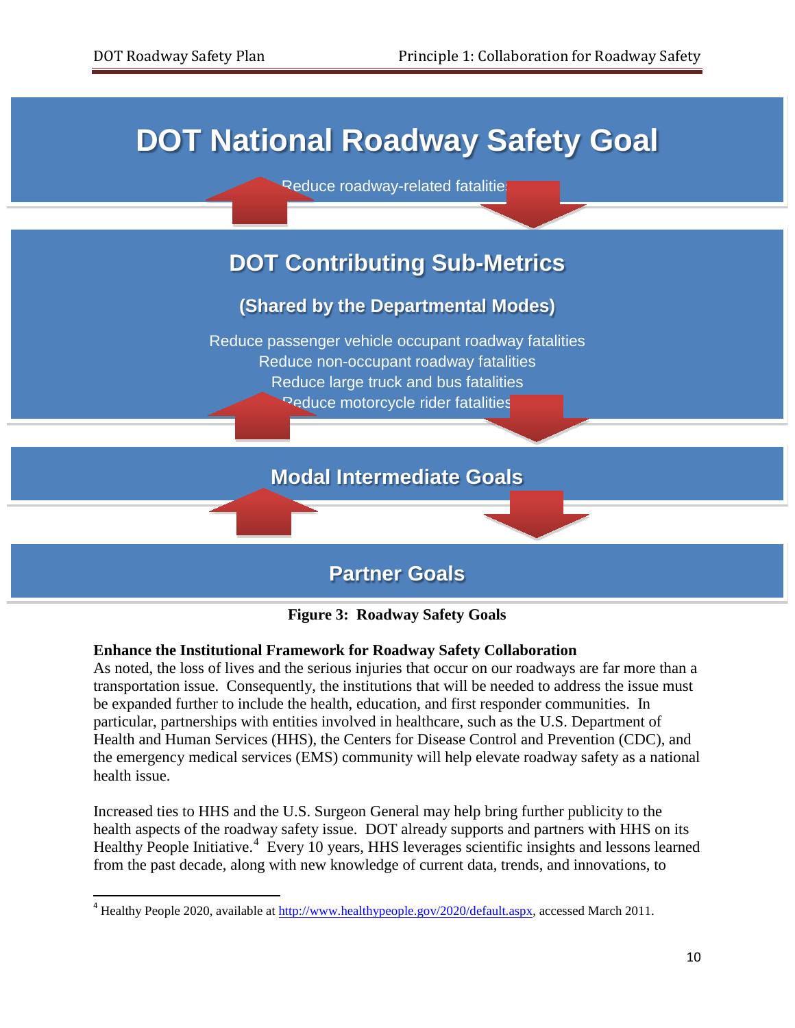**DOT National Roadway Safety Goal**

Reduce roadway-related fatalities

**DOT Contributing Sub-Metrics**

**(Shared by the Departmental Modes)**

Reduce passenger vehicle occupant roadway fatalities
Reduce non-occupant roadway fatalities
Reduce large truck and bus fatalities
Reduce motorcycle rider fatalities

**Modal Intermediate Goals**

**Partner Goals**

**Figure 3: Roadway Safety Goals**

**Enhance the Institutional Framework for Roadway Safety Collaboration**

As noted, the loss of lives and the serious injuries that occur on our roadways are far more than a transportation issue. Consequently, the institutions that will be needed to address the issue must be expanded further to include the health, education, and first responder communities. In particular, partnerships with entities involved in healthcare, such as the U.S. Department of Health and Human Services (HHS), the Centers for Disease Control and Prevention (CDC), and the emergency medical services (EMS) community will help elevate roadway safety as a national health issue.

Increased ties to HHS and the U.S. Surgeon General may help bring further publicity to the health aspects of the roadway safety issue. DOT already supports and partners with HHS on its Healthy People Initiative.[4] Every 10 years, HHS leverages scientific insights and lessons learned from the past decade, along with new knowledge of current data, trends, and innovations, to

[4] Healthy People 2020, available at http://www.healthypeople.gov/2020/default.aspx, accessed March 2011.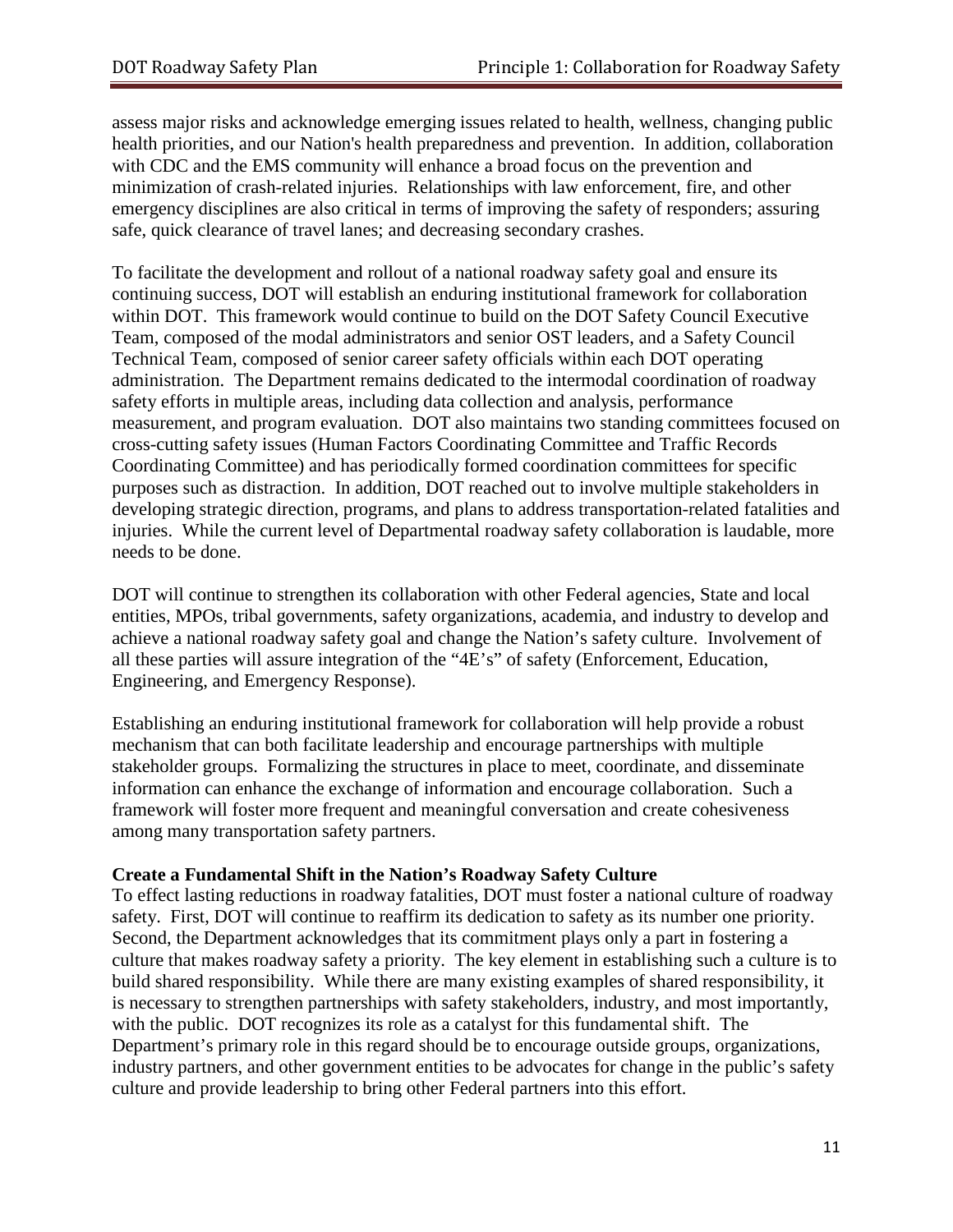assess major risks and acknowledge emerging issues related to health, wellness, changing public health priorities, and our Nation's health preparedness and prevention. In addition, collaboration with CDC and the EMS community will enhance a broad focus on the prevention and minimization of crash-related injuries. Relationships with law enforcement, fire, and other emergency disciplines are also critical in terms of improving the safety of responders; assuring safe, quick clearance of travel lanes; and decreasing secondary crashes.

To facilitate the development and rollout of a national roadway safety goal and ensure its continuing success, DOT will establish an enduring institutional framework for collaboration within DOT. This framework would continue to build on the DOT Safety Council Executive Team, composed of the modal administrators and senior OST leaders, and a Safety Council Technical Team, composed of senior career safety officials within each DOT operating administration. The Department remains dedicated to the intermodal coordination of roadway safety efforts in multiple areas, including data collection and analysis, performance measurement, and program evaluation. DOT also maintains two standing committees focused on cross-cutting safety issues (Human Factors Coordinating Committee and Traffic Records Coordinating Committee) and has periodically formed coordination committees for specific purposes such as distraction. In addition, DOT reached out to involve multiple stakeholders in developing strategic direction, programs, and plans to address transportation-related fatalities and injuries. While the current level of Departmental roadway safety collaboration is laudable, more needs to be done.

DOT will continue to strengthen its collaboration with other Federal agencies, State and local entities, MPOs, tribal governments, safety organizations, academia, and industry to develop and achieve a national roadway safety goal and change the Nation's safety culture. Involvement of all these parties will assure integration of the "4E's" of safety (Enforcement, Education, Engineering, and Emergency Response).

Establishing an enduring institutional framework for collaboration will help provide a robust mechanism that can both facilitate leadership and encourage partnerships with multiple stakeholder groups. Formalizing the structures in place to meet, coordinate, and disseminate information can enhance the exchange of information and encourage collaboration. Such a framework will foster more frequent and meaningful conversation and create cohesiveness among many transportation safety partners.

**Create a Fundamental Shift in the Nation's Roadway Safety Culture**

To effect lasting reductions in roadway fatalities, DOT must foster a national culture of roadway safety. First, DOT will continue to reaffirm its dedication to safety as its number one priority. Second, the Department acknowledges that its commitment plays only a part in fostering a culture that makes roadway safety a priority. The key element in establishing such a culture is to build shared responsibility. While there are many existing examples of shared responsibility, it is necessary to strengthen partnerships with safety stakeholders, industry, and most importantly, with the public. DOT recognizes its role as a catalyst for this fundamental shift. The Department's primary role in this regard should be to encourage outside groups, organizations, industry partners, and other government entities to be advocates for change in the public's safety culture and provide leadership to bring other Federal partners into this effort.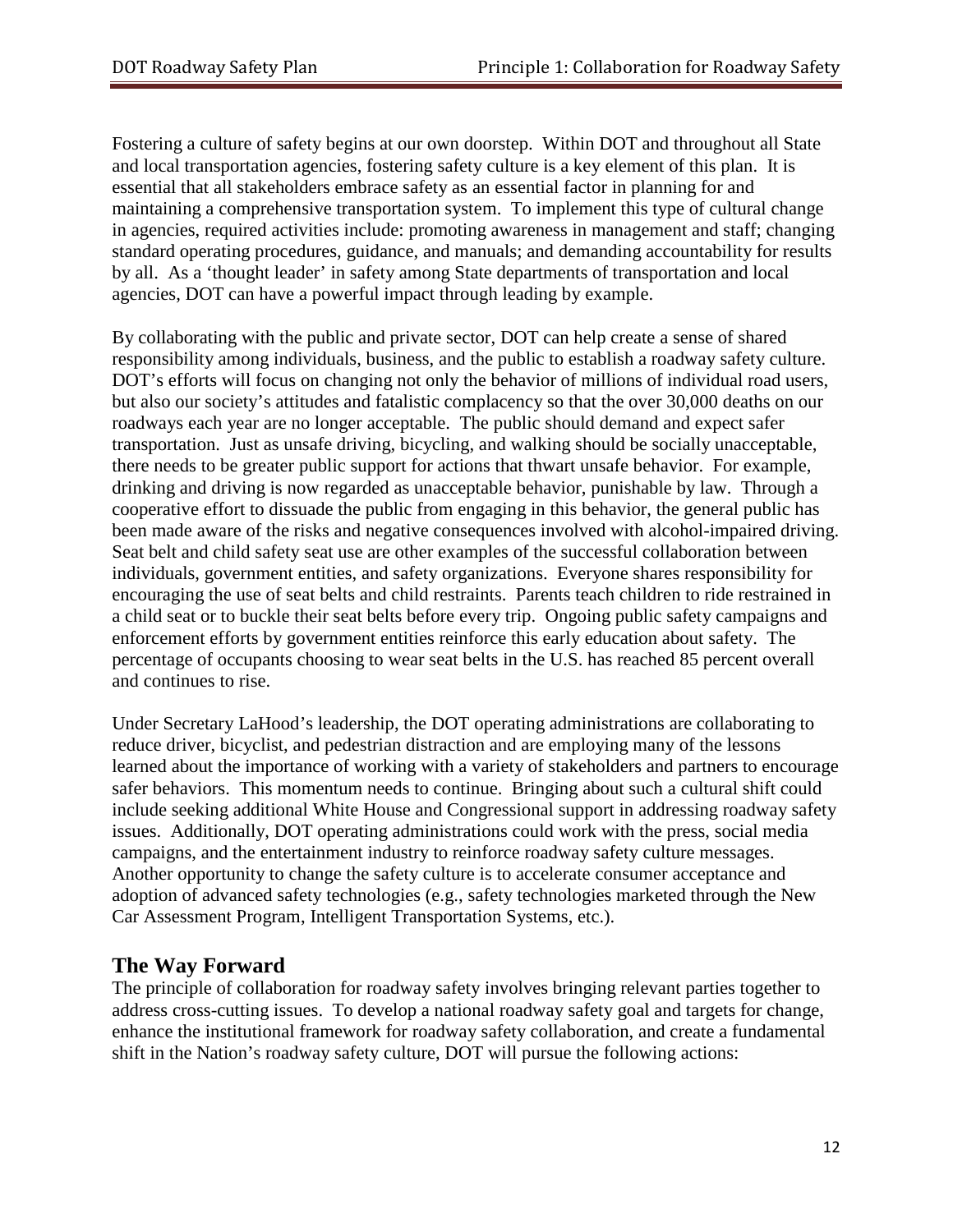Fostering a culture of safety begins at our own doorstep. Within DOT and throughout all State and local transportation agencies, fostering safety culture is a key element of this plan. It is essential that all stakeholders embrace safety as an essential factor in planning for and maintaining a comprehensive transportation system. To implement this type of cultural change in agencies, required activities include: promoting awareness in management and staff; changing standard operating procedures, guidance, and manuals; and demanding accountability for results by all. As a 'thought leader' in safety among State departments of transportation and local agencies, DOT can have a powerful impact through leading by example.

By collaborating with the public and private sector, DOT can help create a sense of shared responsibility among individuals, business, and the public to establish a roadway safety culture. DOT's efforts will focus on changing not only the behavior of millions of individual road users, but also our society's attitudes and fatalistic complacency so that the over 30,000 deaths on our roadways each year are no longer acceptable. The public should demand and expect safer transportation. Just as unsafe driving, bicycling, and walking should be socially unacceptable, there needs to be greater public support for actions that thwart unsafe behavior. For example, drinking and driving is now regarded as unacceptable behavior, punishable by law. Through a cooperative effort to dissuade the public from engaging in this behavior, the general public has been made aware of the risks and negative consequences involved with alcohol-impaired driving. Seat belt and child safety seat use are other examples of the successful collaboration between individuals, government entities, and safety organizations. Everyone shares responsibility for encouraging the use of seat belts and child restraints. Parents teach children to ride restrained in a child seat or to buckle their seat belts before every trip. Ongoing public safety campaigns and enforcement efforts by government entities reinforce this early education about safety. The percentage of occupants choosing to wear seat belts in the U.S. has reached 85 percent overall and continues to rise.

Under Secretary LaHood's leadership, the DOT operating administrations are collaborating to reduce driver, bicyclist, and pedestrian distraction and are employing many of the lessons learned about the importance of working with a variety of stakeholders and partners to encourage safer behaviors. This momentum needs to continue. Bringing about such a cultural shift could include seeking additional White House and Congressional support in addressing roadway safety issues. Additionally, DOT operating administrations could work with the press, social media campaigns, and the entertainment industry to reinforce roadway safety culture messages. Another opportunity to change the safety culture is to accelerate consumer acceptance and adoption of advanced safety technologies (e.g., safety technologies marketed through the New Car Assessment Program, Intelligent Transportation Systems, etc.).

## The Way Forward

The principle of collaboration for roadway safety involves bringing relevant parties together to address cross-cutting issues. To develop a national roadway safety goal and targets for change, enhance the institutional framework for roadway safety collaboration, and create a fundamental shift in the Nation's roadway safety culture, DOT will pursue the following actions: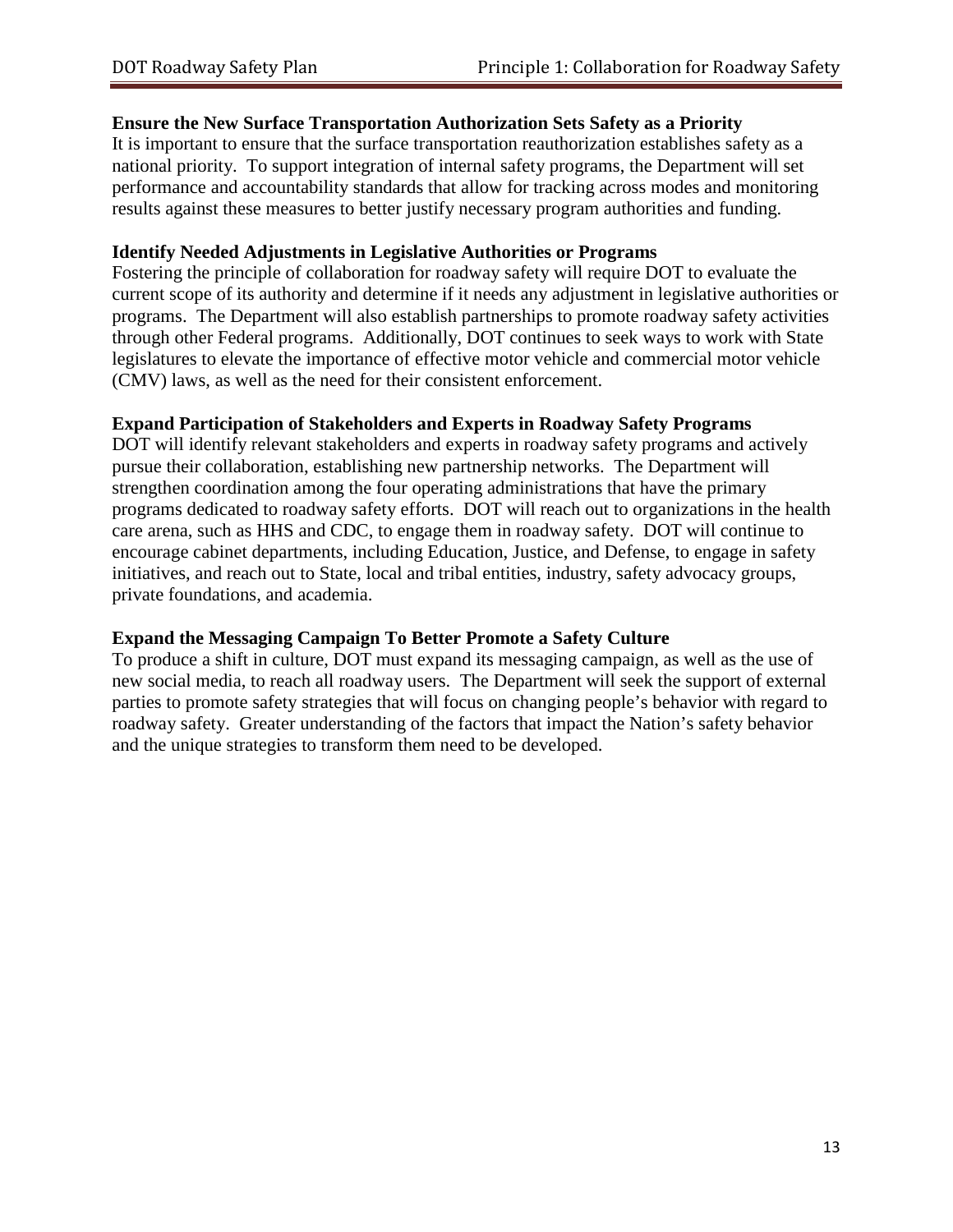### Ensure the New Surface Transportation Authorization Sets Safety as a Priority

It is important to ensure that the surface transportation reauthorization establishes safety as a national priority. To support integration of internal safety programs, the Department will set performance and accountability standards that allow for tracking across modes and monitoring results against these measures to better justify necessary program authorities and funding.

### Identify Needed Adjustments in Legislative Authorities or Programs

Fostering the principle of collaboration for roadway safety will require DOT to evaluate the current scope of its authority and determine if it needs any adjustment in legislative authorities or programs. The Department will also establish partnerships to promote roadway safety activities through other Federal programs. Additionally, DOT continues to seek ways to work with State legislatures to elevate the importance of effective motor vehicle and commercial motor vehicle (CMV) laws, as well as the need for their consistent enforcement.

### Expand Participation of Stakeholders and Experts in Roadway Safety Programs

DOT will identify relevant stakeholders and experts in roadway safety programs and actively pursue their collaboration, establishing new partnership networks. The Department will strengthen coordination among the four operating administrations that have the primary programs dedicated to roadway safety efforts. DOT will reach out to organizations in the health care arena, such as HHS and CDC, to engage them in roadway safety. DOT will continue to encourage cabinet departments, including Education, Justice, and Defense, to engage in safety initiatives, and reach out to State, local and tribal entities, industry, safety advocacy groups, private foundations, and academia.

### Expand the Messaging Campaign To Better Promote a Safety Culture

To produce a shift in culture, DOT must expand its messaging campaign, as well as the use of new social media, to reach all roadway users. The Department will seek the support of external parties to promote safety strategies that will focus on changing people's behavior with regard to roadway safety. Greater understanding of the factors that impact the Nation's safety behavior and the unique strategies to transform them need to be developed.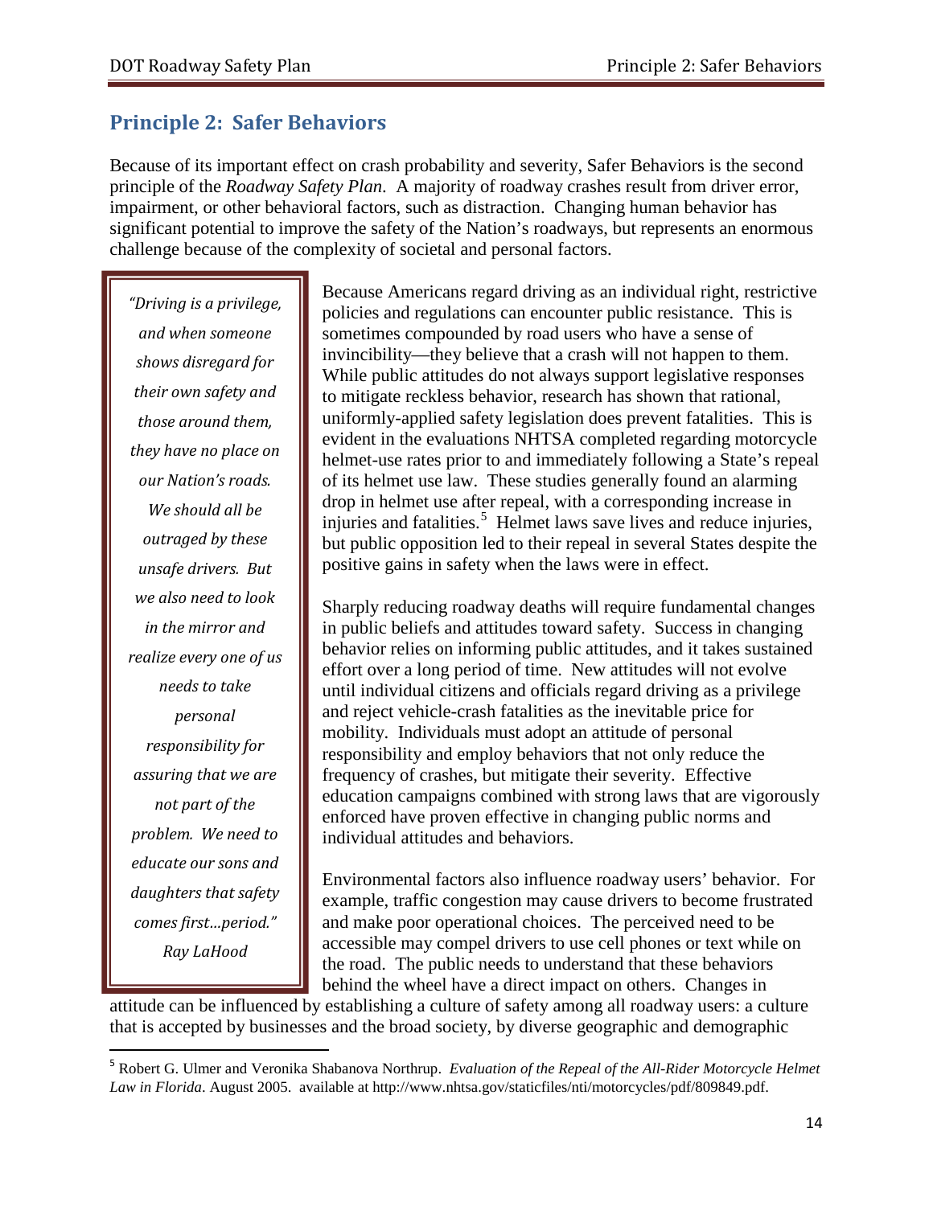## Principle 2: Safer Behaviors

Because of its important effect on crash probability and severity, Safer Behaviors is the second principle of the *Roadway Safety Plan*. A majority of roadway crashes result from driver error, impairment, or other behavioral factors, such as distraction. Changing human behavior has significant potential to improve the safety of the Nation's roadways, but represents an enormous challenge because of the complexity of societal and personal factors.

> *"Driving is a privilege, and when someone shows disregard for their own safety and those around them, they have no place on our Nation's roads. We should all be outraged by these unsafe drivers. But we also need to look in the mirror and realize every one of us needs to take personal responsibility for assuring that we are not part of the problem. We need to educate our sons and daughters that safety comes first…period."*
> *Ray LaHood*

Because Americans regard driving as an individual right, restrictive policies and regulations can encounter public resistance. This is sometimes compounded by road users who have a sense of invincibility—they believe that a crash will not happen to them. While public attitudes do not always support legislative responses to mitigate reckless behavior, research has shown that rational, uniformly-applied safety legislation does prevent fatalities. This is evident in the evaluations NHTSA completed regarding motorcycle helmet-use rates prior to and immediately following a State's repeal of its helmet use law. These studies generally found an alarming drop in helmet use after repeal, with a corresponding increase in injuries and fatalities.[5] Helmet laws save lives and reduce injuries, but public opposition led to their repeal in several States despite the positive gains in safety when the laws were in effect.

Sharply reducing roadway deaths will require fundamental changes in public beliefs and attitudes toward safety. Success in changing behavior relies on informing public attitudes, and it takes sustained effort over a long period of time. New attitudes will not evolve until individual citizens and officials regard driving as a privilege and reject vehicle-crash fatalities as the inevitable price for mobility. Individuals must adopt an attitude of personal responsibility and employ behaviors that not only reduce the frequency of crashes, but mitigate their severity. Effective education campaigns combined with strong laws that are vigorously enforced have proven effective in changing public norms and individual attitudes and behaviors.

Environmental factors also influence roadway users' behavior. For example, traffic congestion may cause drivers to become frustrated and make poor operational choices. The perceived need to be accessible may compel drivers to use cell phones or text while on the road. The public needs to understand that these behaviors behind the wheel have a direct impact on others. Changes in attitude can be influenced by establishing a culture of safety among all roadway users: a culture that is accepted by businesses and the broad society, by diverse geographic and demographic

[5] Robert G. Ulmer and Veronika Shabanova Northrup. *Evaluation of the Repeal of the All-Rider Motorcycle Helmet Law in Florida*. August 2005. available at http://www.nhtsa.gov/staticfiles/nti/motorcycles/pdf/809849.pdf.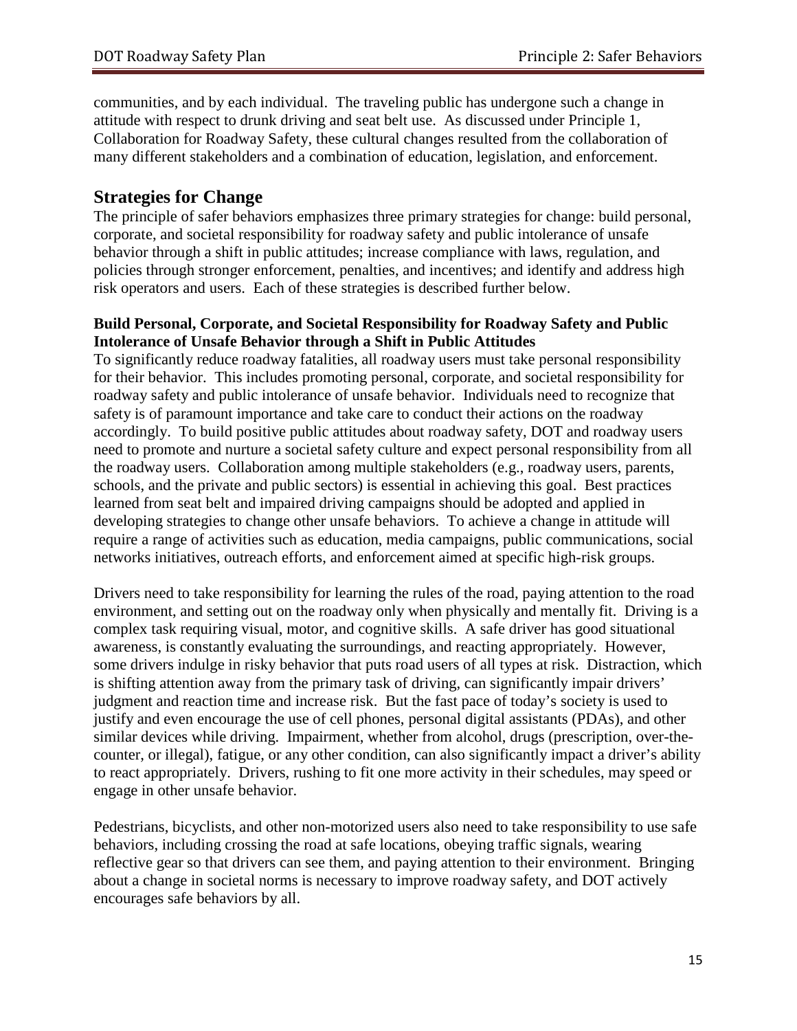communities, and by each individual. The traveling public has undergone such a change in attitude with respect to drunk driving and seat belt use. As discussed under Principle 1, Collaboration for Roadway Safety, these cultural changes resulted from the collaboration of many different stakeholders and a combination of education, legislation, and enforcement.

## Strategies for Change

The principle of safer behaviors emphasizes three primary strategies for change: build personal, corporate, and societal responsibility for roadway safety and public intolerance of unsafe behavior through a shift in public attitudes; increase compliance with laws, regulation, and policies through stronger enforcement, penalties, and incentives; and identify and address high risk operators and users. Each of these strategies is described further below.

### Build Personal, Corporate, and Societal Responsibility for Roadway Safety and Public Intolerance of Unsafe Behavior through a Shift in Public Attitudes

To significantly reduce roadway fatalities, all roadway users must take personal responsibility for their behavior. This includes promoting personal, corporate, and societal responsibility for roadway safety and public intolerance of unsafe behavior. Individuals need to recognize that safety is of paramount importance and take care to conduct their actions on the roadway accordingly. To build positive public attitudes about roadway safety, DOT and roadway users need to promote and nurture a societal safety culture and expect personal responsibility from all the roadway users. Collaboration among multiple stakeholders (e.g., roadway users, parents, schools, and the private and public sectors) is essential in achieving this goal. Best practices learned from seat belt and impaired driving campaigns should be adopted and applied in developing strategies to change other unsafe behaviors. To achieve a change in attitude will require a range of activities such as education, media campaigns, public communications, social networks initiatives, outreach efforts, and enforcement aimed at specific high-risk groups.

Drivers need to take responsibility for learning the rules of the road, paying attention to the road environment, and setting out on the roadway only when physically and mentally fit. Driving is a complex task requiring visual, motor, and cognitive skills. A safe driver has good situational awareness, is constantly evaluating the surroundings, and reacting appropriately. However, some drivers indulge in risky behavior that puts road users of all types at risk. Distraction, which is shifting attention away from the primary task of driving, can significantly impair drivers' judgment and reaction time and increase risk. But the fast pace of today's society is used to justify and even encourage the use of cell phones, personal digital assistants (PDAs), and other similar devices while driving. Impairment, whether from alcohol, drugs (prescription, over-the-counter, or illegal), fatigue, or any other condition, can also significantly impact a driver's ability to react appropriately. Drivers, rushing to fit one more activity in their schedules, may speed or engage in other unsafe behavior.

Pedestrians, bicyclists, and other non-motorized users also need to take responsibility to use safe behaviors, including crossing the road at safe locations, obeying traffic signals, wearing reflective gear so that drivers can see them, and paying attention to their environment. Bringing about a change in societal norms is necessary to improve roadway safety, and DOT actively encourages safe behaviors by all.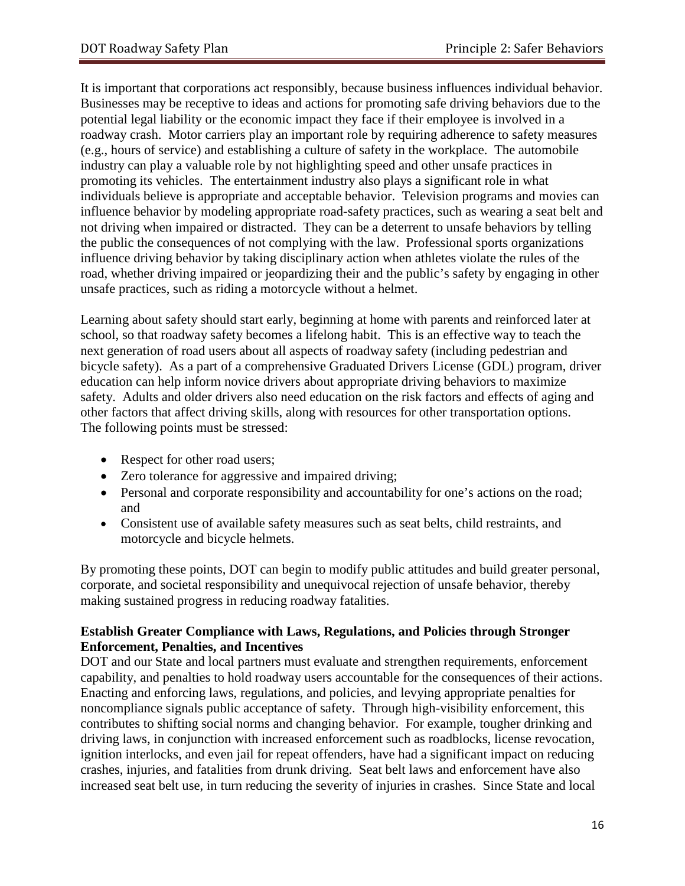It is important that corporations act responsibly, because business influences individual behavior. Businesses may be receptive to ideas and actions for promoting safe driving behaviors due to the potential legal liability or the economic impact they face if their employee is involved in a roadway crash. Motor carriers play an important role by requiring adherence to safety measures (e.g., hours of service) and establishing a culture of safety in the workplace. The automobile industry can play a valuable role by not highlighting speed and other unsafe practices in promoting its vehicles. The entertainment industry also plays a significant role in what individuals believe is appropriate and acceptable behavior. Television programs and movies can influence behavior by modeling appropriate road-safety practices, such as wearing a seat belt and not driving when impaired or distracted. They can be a deterrent to unsafe behaviors by telling the public the consequences of not complying with the law. Professional sports organizations influence driving behavior by taking disciplinary action when athletes violate the rules of the road, whether driving impaired or jeopardizing their and the public's safety by engaging in other unsafe practices, such as riding a motorcycle without a helmet.

Learning about safety should start early, beginning at home with parents and reinforced later at school, so that roadway safety becomes a lifelong habit. This is an effective way to teach the next generation of road users about all aspects of roadway safety (including pedestrian and bicycle safety). As a part of a comprehensive Graduated Drivers License (GDL) program, driver education can help inform novice drivers about appropriate driving behaviors to maximize safety. Adults and older drivers also need education on the risk factors and effects of aging and other factors that affect driving skills, along with resources for other transportation options. The following points must be stressed:

- Respect for other road users;
- Zero tolerance for aggressive and impaired driving;
- Personal and corporate responsibility and accountability for one's actions on the road; and
- Consistent use of available safety measures such as seat belts, child restraints, and motorcycle and bicycle helmets.

By promoting these points, DOT can begin to modify public attitudes and build greater personal, corporate, and societal responsibility and unequivocal rejection of unsafe behavior, thereby making sustained progress in reducing roadway fatalities.

**Establish Greater Compliance with Laws, Regulations, and Policies through Stronger Enforcement, Penalties, and Incentives**

DOT and our State and local partners must evaluate and strengthen requirements, enforcement capability, and penalties to hold roadway users accountable for the consequences of their actions. Enacting and enforcing laws, regulations, and policies, and levying appropriate penalties for noncompliance signals public acceptance of safety. Through high-visibility enforcement, this contributes to shifting social norms and changing behavior. For example, tougher drinking and driving laws, in conjunction with increased enforcement such as roadblocks, license revocation, ignition interlocks, and even jail for repeat offenders, have had a significant impact on reducing crashes, injuries, and fatalities from drunk driving. Seat belt laws and enforcement have also increased seat belt use, in turn reducing the severity of injuries in crashes. Since State and local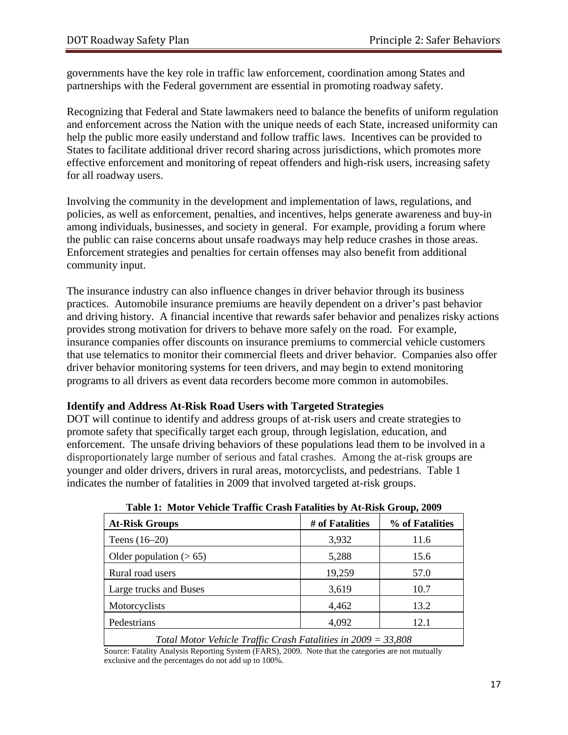governments have the key role in traffic law enforcement, coordination among States and partnerships with the Federal government are essential in promoting roadway safety.

Recognizing that Federal and State lawmakers need to balance the benefits of uniform regulation and enforcement across the Nation with the unique needs of each State, increased uniformity can help the public more easily understand and follow traffic laws. Incentives can be provided to States to facilitate additional driver record sharing across jurisdictions, which promotes more effective enforcement and monitoring of repeat offenders and high-risk users, increasing safety for all roadway users.

Involving the community in the development and implementation of laws, regulations, and policies, as well as enforcement, penalties, and incentives, helps generate awareness and buy-in among individuals, businesses, and society in general. For example, providing a forum where the public can raise concerns about unsafe roadways may help reduce crashes in those areas. Enforcement strategies and penalties for certain offenses may also benefit from additional community input.

The insurance industry can also influence changes in driver behavior through its business practices. Automobile insurance premiums are heavily dependent on a driver's past behavior and driving history. A financial incentive that rewards safer behavior and penalizes risky actions provides strong motivation for drivers to behave more safely on the road. For example, insurance companies offer discounts on insurance premiums to commercial vehicle customers that use telematics to monitor their commercial fleets and driver behavior. Companies also offer driver behavior monitoring systems for teen drivers, and may begin to extend monitoring programs to all drivers as event data recorders become more common in automobiles.

### Identify and Address At-Risk Road Users with Targeted Strategies

DOT will continue to identify and address groups of at-risk users and create strategies to promote safety that specifically target each group, through legislation, education, and enforcement. The unsafe driving behaviors of these populations lead them to be involved in a disproportionately large number of serious and fatal crashes. Among the at-risk groups are younger and older drivers, drivers in rural areas, motorcyclists, and pedestrians. Table 1 indicates the number of fatalities in 2009 that involved targeted at-risk groups.

**Table 1: Motor Vehicle Traffic Crash Fatalities by At-Risk Group, 2009**

| At-Risk Groups | # of Fatalities | % of Fatalities |
|---|---|---|
| Teens (16–20) | 3,932 | 11.6 |
| Older population (> 65) | 5,288 | 15.6 |
| Rural road users | 19,259 | 57.0 |
| Large trucks and Buses | 3,619 | 10.7 |
| Motorcyclists | 4,462 | 13.2 |
| Pedestrians | 4,092 | 12.1 |
| *Total Motor Vehicle Traffic Crash Fatalities in 2009 = 33,808* | | |

Source: Fatality Analysis Reporting System (FARS), 2009. Note that the categories are not mutually exclusive and the percentages do not add up to 100%.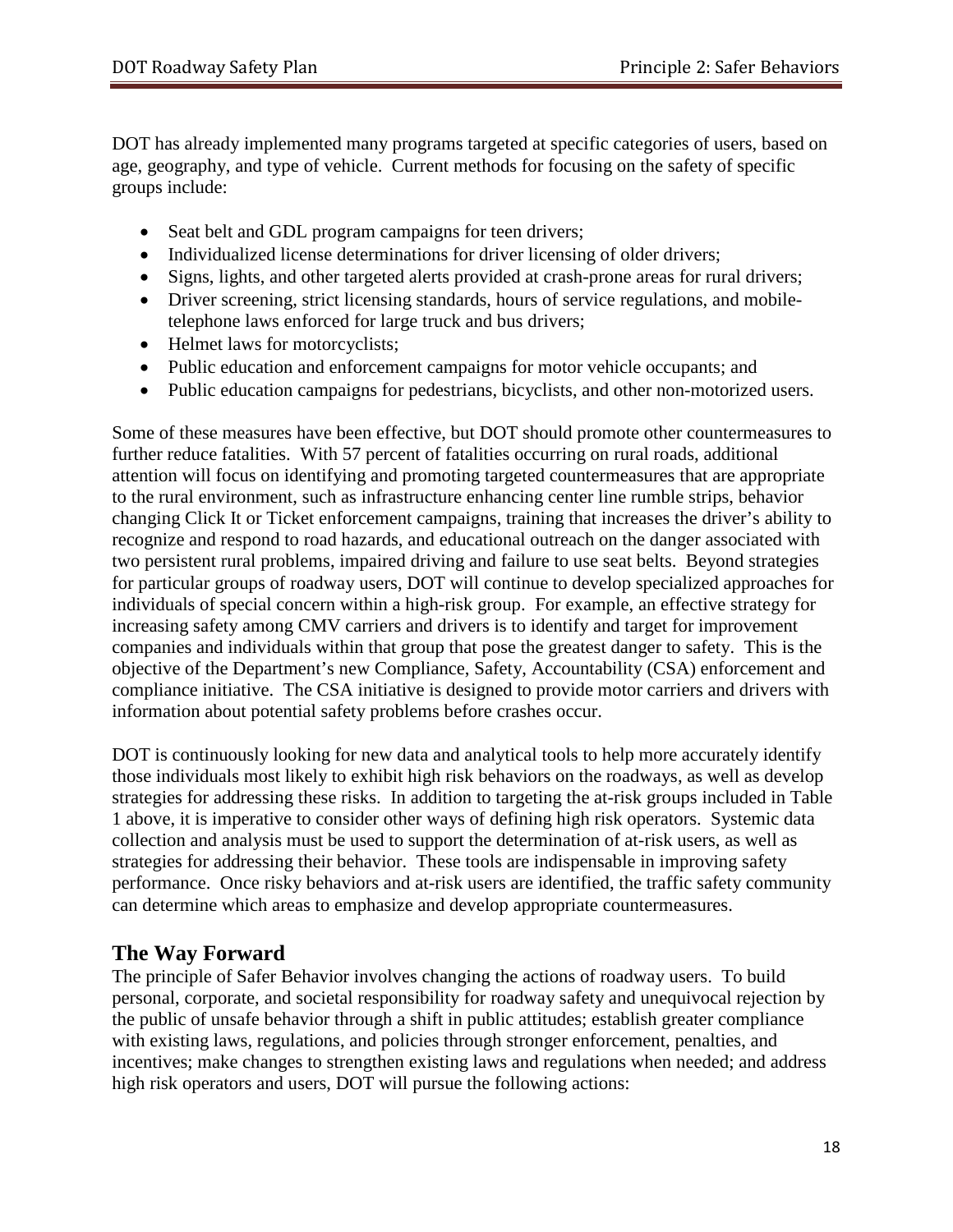DOT has already implemented many programs targeted at specific categories of users, based on age, geography, and type of vehicle. Current methods for focusing on the safety of specific groups include:

- Seat belt and GDL program campaigns for teen drivers;
- Individualized license determinations for driver licensing of older drivers;
- Signs, lights, and other targeted alerts provided at crash-prone areas for rural drivers;
- Driver screening, strict licensing standards, hours of service regulations, and mobile-telephone laws enforced for large truck and bus drivers;
- Helmet laws for motorcyclists;
- Public education and enforcement campaigns for motor vehicle occupants; and
- Public education campaigns for pedestrians, bicyclists, and other non-motorized users.

Some of these measures have been effective, but DOT should promote other countermeasures to further reduce fatalities. With 57 percent of fatalities occurring on rural roads, additional attention will focus on identifying and promoting targeted countermeasures that are appropriate to the rural environment, such as infrastructure enhancing center line rumble strips, behavior changing Click It or Ticket enforcement campaigns, training that increases the driver's ability to recognize and respond to road hazards, and educational outreach on the danger associated with two persistent rural problems, impaired driving and failure to use seat belts. Beyond strategies for particular groups of roadway users, DOT will continue to develop specialized approaches for individuals of special concern within a high-risk group. For example, an effective strategy for increasing safety among CMV carriers and drivers is to identify and target for improvement companies and individuals within that group that pose the greatest danger to safety. This is the objective of the Department's new Compliance, Safety, Accountability (CSA) enforcement and compliance initiative. The CSA initiative is designed to provide motor carriers and drivers with information about potential safety problems before crashes occur.

DOT is continuously looking for new data and analytical tools to help more accurately identify those individuals most likely to exhibit high risk behaviors on the roadways, as well as develop strategies for addressing these risks. In addition to targeting the at-risk groups included in Table 1 above, it is imperative to consider other ways of defining high risk operators. Systemic data collection and analysis must be used to support the determination of at-risk users, as well as strategies for addressing their behavior. These tools are indispensable in improving safety performance. Once risky behaviors and at-risk users are identified, the traffic safety community can determine which areas to emphasize and develop appropriate countermeasures.

## The Way Forward

The principle of Safer Behavior involves changing the actions of roadway users. To build personal, corporate, and societal responsibility for roadway safety and unequivocal rejection by the public of unsafe behavior through a shift in public attitudes; establish greater compliance with existing laws, regulations, and policies through stronger enforcement, penalties, and incentives; make changes to strengthen existing laws and regulations when needed; and address high risk operators and users, DOT will pursue the following actions: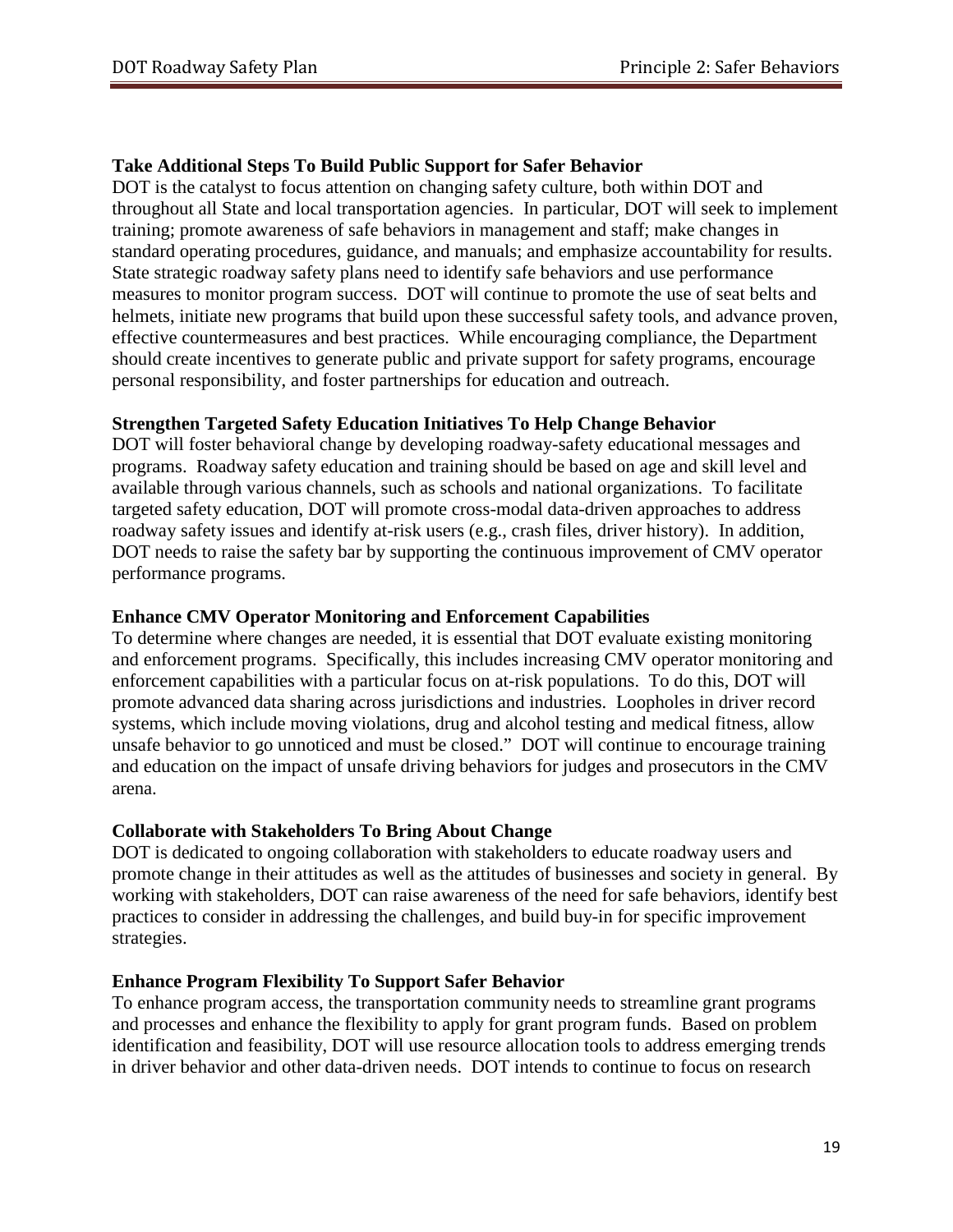### Take Additional Steps To Build Public Support for Safer Behavior

DOT is the catalyst to focus attention on changing safety culture, both within DOT and throughout all State and local transportation agencies. In particular, DOT will seek to implement training; promote awareness of safe behaviors in management and staff; make changes in standard operating procedures, guidance, and manuals; and emphasize accountability for results. State strategic roadway safety plans need to identify safe behaviors and use performance measures to monitor program success. DOT will continue to promote the use of seat belts and helmets, initiate new programs that build upon these successful safety tools, and advance proven, effective countermeasures and best practices. While encouraging compliance, the Department should create incentives to generate public and private support for safety programs, encourage personal responsibility, and foster partnerships for education and outreach.

### Strengthen Targeted Safety Education Initiatives To Help Change Behavior

DOT will foster behavioral change by developing roadway-safety educational messages and programs. Roadway safety education and training should be based on age and skill level and available through various channels, such as schools and national organizations. To facilitate targeted safety education, DOT will promote cross-modal data-driven approaches to address roadway safety issues and identify at-risk users (e.g., crash files, driver history). In addition, DOT needs to raise the safety bar by supporting the continuous improvement of CMV operator performance programs.

### Enhance CMV Operator Monitoring and Enforcement Capabilities

To determine where changes are needed, it is essential that DOT evaluate existing monitoring and enforcement programs. Specifically, this includes increasing CMV operator monitoring and enforcement capabilities with a particular focus on at-risk populations. To do this, DOT will promote advanced data sharing across jurisdictions and industries. Loopholes in driver record systems, which include moving violations, drug and alcohol testing and medical fitness, allow unsafe behavior to go unnoticed and must be closed." DOT will continue to encourage training and education on the impact of unsafe driving behaviors for judges and prosecutors in the CMV arena.

### Collaborate with Stakeholders To Bring About Change

DOT is dedicated to ongoing collaboration with stakeholders to educate roadway users and promote change in their attitudes as well as the attitudes of businesses and society in general. By working with stakeholders, DOT can raise awareness of the need for safe behaviors, identify best practices to consider in addressing the challenges, and build buy-in for specific improvement strategies.

### Enhance Program Flexibility To Support Safer Behavior

To enhance program access, the transportation community needs to streamline grant programs and processes and enhance the flexibility to apply for grant program funds. Based on problem identification and feasibility, DOT will use resource allocation tools to address emerging trends in driver behavior and other data-driven needs. DOT intends to continue to focus on research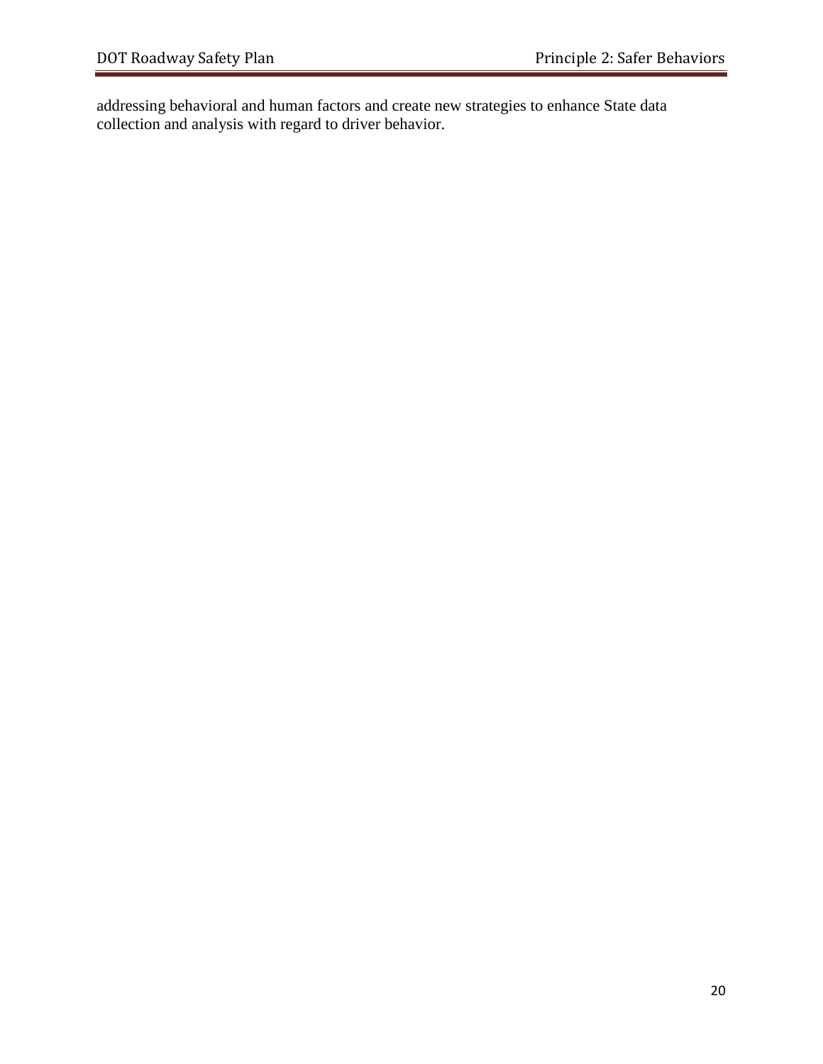addressing behavioral and human factors and create new strategies to enhance State data collection and analysis with regard to driver behavior.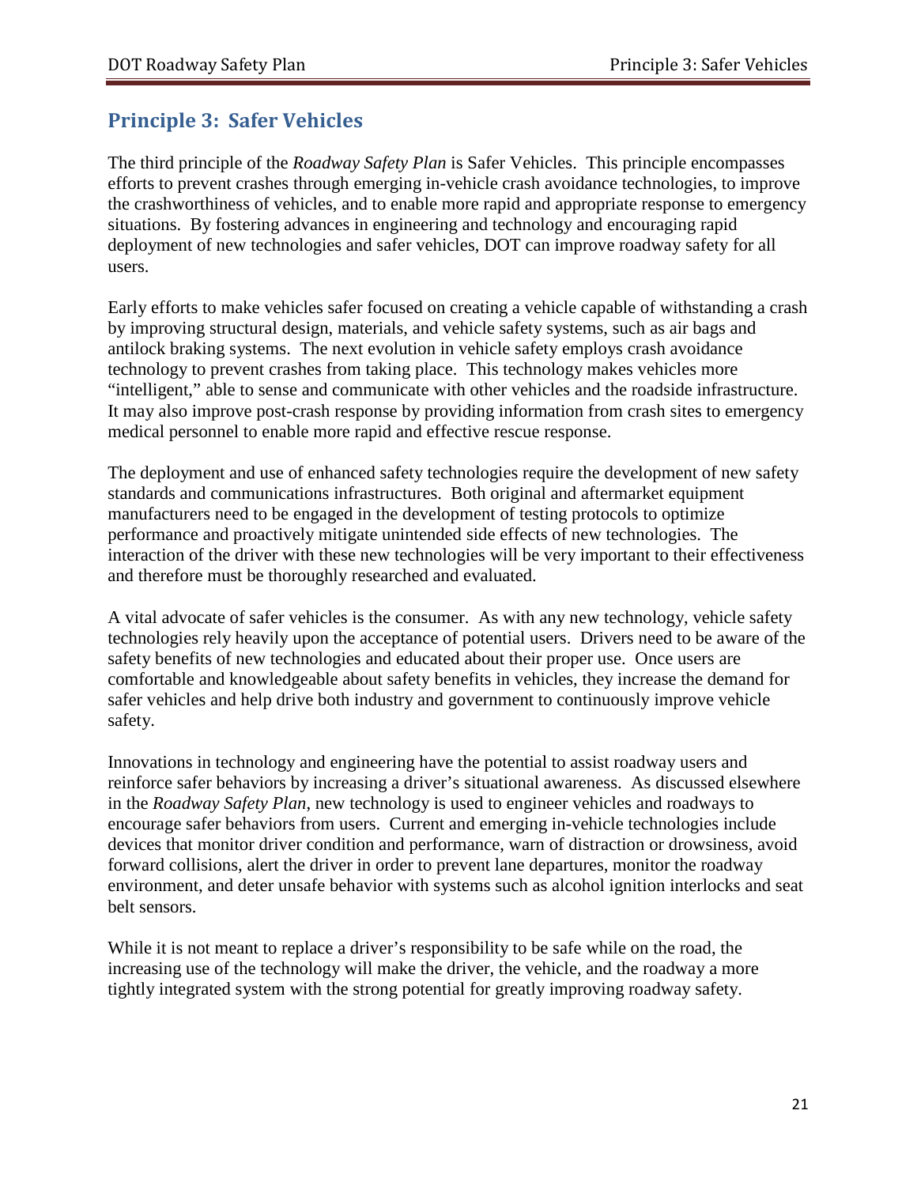## Principle 3: Safer Vehicles

The third principle of the *Roadway Safety Plan* is Safer Vehicles. This principle encompasses efforts to prevent crashes through emerging in-vehicle crash avoidance technologies, to improve the crashworthiness of vehicles, and to enable more rapid and appropriate response to emergency situations. By fostering advances in engineering and technology and encouraging rapid deployment of new technologies and safer vehicles, DOT can improve roadway safety for all users.

Early efforts to make vehicles safer focused on creating a vehicle capable of withstanding a crash by improving structural design, materials, and vehicle safety systems, such as air bags and antilock braking systems. The next evolution in vehicle safety employs crash avoidance technology to prevent crashes from taking place. This technology makes vehicles more "intelligent," able to sense and communicate with other vehicles and the roadside infrastructure. It may also improve post-crash response by providing information from crash sites to emergency medical personnel to enable more rapid and effective rescue response.

The deployment and use of enhanced safety technologies require the development of new safety standards and communications infrastructures. Both original and aftermarket equipment manufacturers need to be engaged in the development of testing protocols to optimize performance and proactively mitigate unintended side effects of new technologies. The interaction of the driver with these new technologies will be very important to their effectiveness and therefore must be thoroughly researched and evaluated.

A vital advocate of safer vehicles is the consumer. As with any new technology, vehicle safety technologies rely heavily upon the acceptance of potential users. Drivers need to be aware of the safety benefits of new technologies and educated about their proper use. Once users are comfortable and knowledgeable about safety benefits in vehicles, they increase the demand for safer vehicles and help drive both industry and government to continuously improve vehicle safety.

Innovations in technology and engineering have the potential to assist roadway users and reinforce safer behaviors by increasing a driver's situational awareness. As discussed elsewhere in the *Roadway Safety Plan*, new technology is used to engineer vehicles and roadways to encourage safer behaviors from users. Current and emerging in-vehicle technologies include devices that monitor driver condition and performance, warn of distraction or drowsiness, avoid forward collisions, alert the driver in order to prevent lane departures, monitor the roadway environment, and deter unsafe behavior with systems such as alcohol ignition interlocks and seat belt sensors.

While it is not meant to replace a driver's responsibility to be safe while on the road, the increasing use of the technology will make the driver, the vehicle, and the roadway a more tightly integrated system with the strong potential for greatly improving roadway safety.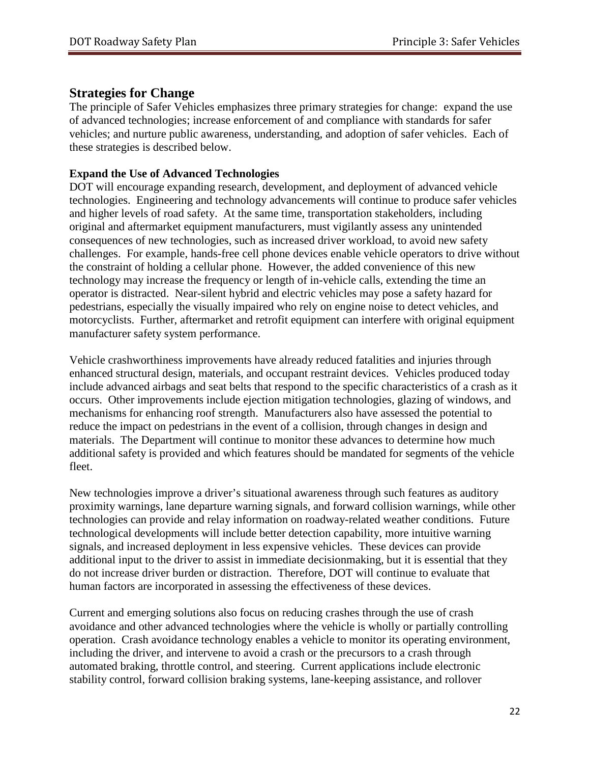## Strategies for Change

The principle of Safer Vehicles emphasizes three primary strategies for change: expand the use of advanced technologies; increase enforcement of and compliance with standards for safer vehicles; and nurture public awareness, understanding, and adoption of safer vehicles. Each of these strategies is described below.

**Expand the Use of Advanced Technologies**

DOT will encourage expanding research, development, and deployment of advanced vehicle technologies. Engineering and technology advancements will continue to produce safer vehicles and higher levels of road safety. At the same time, transportation stakeholders, including original and aftermarket equipment manufacturers, must vigilantly assess any unintended consequences of new technologies, such as increased driver workload, to avoid new safety challenges. For example, hands-free cell phone devices enable vehicle operators to drive without the constraint of holding a cellular phone. However, the added convenience of this new technology may increase the frequency or length of in-vehicle calls, extending the time an operator is distracted. Near-silent hybrid and electric vehicles may pose a safety hazard for pedestrians, especially the visually impaired who rely on engine noise to detect vehicles, and motorcyclists. Further, aftermarket and retrofit equipment can interfere with original equipment manufacturer safety system performance.

Vehicle crashworthiness improvements have already reduced fatalities and injuries through enhanced structural design, materials, and occupant restraint devices. Vehicles produced today include advanced airbags and seat belts that respond to the specific characteristics of a crash as it occurs. Other improvements include ejection mitigation technologies, glazing of windows, and mechanisms for enhancing roof strength. Manufacturers also have assessed the potential to reduce the impact on pedestrians in the event of a collision, through changes in design and materials. The Department will continue to monitor these advances to determine how much additional safety is provided and which features should be mandated for segments of the vehicle fleet.

New technologies improve a driver's situational awareness through such features as auditory proximity warnings, lane departure warning signals, and forward collision warnings, while other technologies can provide and relay information on roadway-related weather conditions. Future technological developments will include better detection capability, more intuitive warning signals, and increased deployment in less expensive vehicles. These devices can provide additional input to the driver to assist in immediate decisionmaking, but it is essential that they do not increase driver burden or distraction. Therefore, DOT will continue to evaluate that human factors are incorporated in assessing the effectiveness of these devices.

Current and emerging solutions also focus on reducing crashes through the use of crash avoidance and other advanced technologies where the vehicle is wholly or partially controlling operation. Crash avoidance technology enables a vehicle to monitor its operating environment, including the driver, and intervene to avoid a crash or the precursors to a crash through automated braking, throttle control, and steering. Current applications include electronic stability control, forward collision braking systems, lane-keeping assistance, and rollover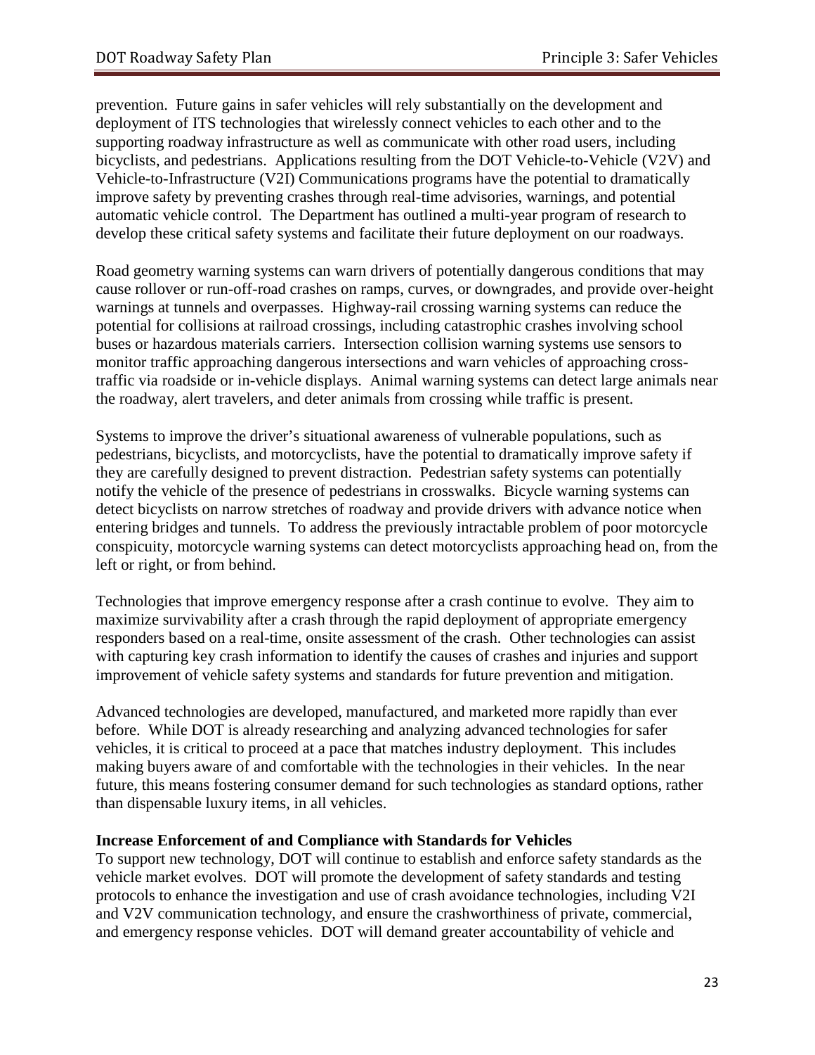prevention. Future gains in safer vehicles will rely substantially on the development and deployment of ITS technologies that wirelessly connect vehicles to each other and to the supporting roadway infrastructure as well as communicate with other road users, including bicyclists, and pedestrians. Applications resulting from the DOT Vehicle-to-Vehicle (V2V) and Vehicle-to-Infrastructure (V2I) Communications programs have the potential to dramatically improve safety by preventing crashes through real-time advisories, warnings, and potential automatic vehicle control. The Department has outlined a multi-year program of research to develop these critical safety systems and facilitate their future deployment on our roadways.

Road geometry warning systems can warn drivers of potentially dangerous conditions that may cause rollover or run-off-road crashes on ramps, curves, or downgrades, and provide over-height warnings at tunnels and overpasses. Highway-rail crossing warning systems can reduce the potential for collisions at railroad crossings, including catastrophic crashes involving school buses or hazardous materials carriers. Intersection collision warning systems use sensors to monitor traffic approaching dangerous intersections and warn vehicles of approaching cross-traffic via roadside or in-vehicle displays. Animal warning systems can detect large animals near the roadway, alert travelers, and deter animals from crossing while traffic is present.

Systems to improve the driver's situational awareness of vulnerable populations, such as pedestrians, bicyclists, and motorcyclists, have the potential to dramatically improve safety if they are carefully designed to prevent distraction. Pedestrian safety systems can potentially notify the vehicle of the presence of pedestrians in crosswalks. Bicycle warning systems can detect bicyclists on narrow stretches of roadway and provide drivers with advance notice when entering bridges and tunnels. To address the previously intractable problem of poor motorcycle conspicuity, motorcycle warning systems can detect motorcyclists approaching head on, from the left or right, or from behind.

Technologies that improve emergency response after a crash continue to evolve. They aim to maximize survivability after a crash through the rapid deployment of appropriate emergency responders based on a real-time, onsite assessment of the crash. Other technologies can assist with capturing key crash information to identify the causes of crashes and injuries and support improvement of vehicle safety systems and standards for future prevention and mitigation.

Advanced technologies are developed, manufactured, and marketed more rapidly than ever before. While DOT is already researching and analyzing advanced technologies for safer vehicles, it is critical to proceed at a pace that matches industry deployment. This includes making buyers aware of and comfortable with the technologies in their vehicles. In the near future, this means fostering consumer demand for such technologies as standard options, rather than dispensable luxury items, in all vehicles.

**Increase Enforcement of and Compliance with Standards for Vehicles**

To support new technology, DOT will continue to establish and enforce safety standards as the vehicle market evolves. DOT will promote the development of safety standards and testing protocols to enhance the investigation and use of crash avoidance technologies, including V2I and V2V communication technology, and ensure the crashworthiness of private, commercial, and emergency response vehicles. DOT will demand greater accountability of vehicle and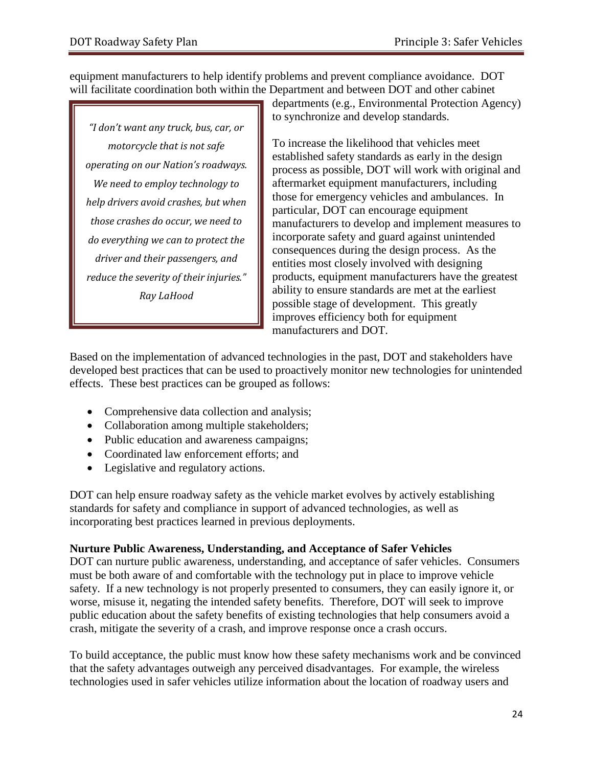equipment manufacturers to help identify problems and prevent compliance avoidance. DOT will facilitate coordination both within the Department and between DOT and other cabinet departments (e.g., Environmental Protection Agency) to synchronize and develop standards.

> *"I don't want any truck, bus, car, or motorcycle that is not safe operating on our Nation's roadways. We need to employ technology to help drivers avoid crashes, but when those crashes do occur, we need to do everything we can to protect the driver and their passengers, and reduce the severity of their injuries."*
>
> *Ray LaHood*

To increase the likelihood that vehicles meet established safety standards as early in the design process as possible, DOT will work with original and aftermarket equipment manufacturers, including those for emergency vehicles and ambulances. In particular, DOT can encourage equipment manufacturers to develop and implement measures to incorporate safety and guard against unintended consequences during the design process. As the entities most closely involved with designing products, equipment manufacturers have the greatest ability to ensure standards are met at the earliest possible stage of development. This greatly improves efficiency both for equipment manufacturers and DOT.

Based on the implementation of advanced technologies in the past, DOT and stakeholders have developed best practices that can be used to proactively monitor new technologies for unintended effects. These best practices can be grouped as follows:

- Comprehensive data collection and analysis;
- Collaboration among multiple stakeholders;
- Public education and awareness campaigns;
- Coordinated law enforcement efforts; and
- Legislative and regulatory actions.

DOT can help ensure roadway safety as the vehicle market evolves by actively establishing standards for safety and compliance in support of advanced technologies, as well as incorporating best practices learned in previous deployments.

**Nurture Public Awareness, Understanding, and Acceptance of Safer Vehicles**

DOT can nurture public awareness, understanding, and acceptance of safer vehicles. Consumers must be both aware of and comfortable with the technology put in place to improve vehicle safety. If a new technology is not properly presented to consumers, they can easily ignore it, or worse, misuse it, negating the intended safety benefits. Therefore, DOT will seek to improve public education about the safety benefits of existing technologies that help consumers avoid a crash, mitigate the severity of a crash, and improve response once a crash occurs.

To build acceptance, the public must know how these safety mechanisms work and be convinced that the safety advantages outweigh any perceived disadvantages. For example, the wireless technologies used in safer vehicles utilize information about the location of roadway users and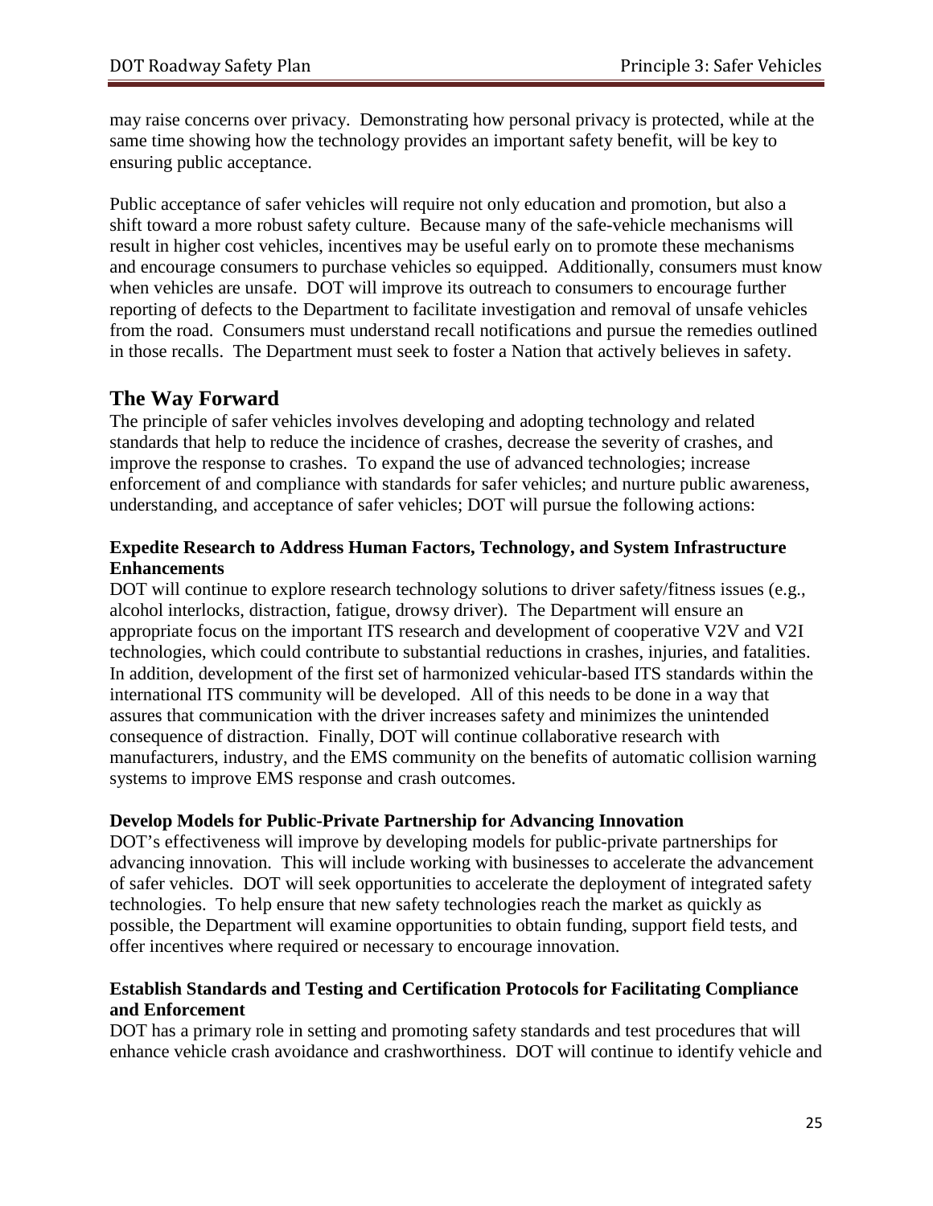may raise concerns over privacy. Demonstrating how personal privacy is protected, while at the same time showing how the technology provides an important safety benefit, will be key to ensuring public acceptance.

Public acceptance of safer vehicles will require not only education and promotion, but also a shift toward a more robust safety culture. Because many of the safe-vehicle mechanisms will result in higher cost vehicles, incentives may be useful early on to promote these mechanisms and encourage consumers to purchase vehicles so equipped. Additionally, consumers must know when vehicles are unsafe. DOT will improve its outreach to consumers to encourage further reporting of defects to the Department to facilitate investigation and removal of unsafe vehicles from the road. Consumers must understand recall notifications and pursue the remedies outlined in those recalls. The Department must seek to foster a Nation that actively believes in safety.

## The Way Forward

The principle of safer vehicles involves developing and adopting technology and related standards that help to reduce the incidence of crashes, decrease the severity of crashes, and improve the response to crashes. To expand the use of advanced technologies; increase enforcement of and compliance with standards for safer vehicles; and nurture public awareness, understanding, and acceptance of safer vehicles; DOT will pursue the following actions:

### Expedite Research to Address Human Factors, Technology, and System Infrastructure Enhancements

DOT will continue to explore research technology solutions to driver safety/fitness issues (e.g., alcohol interlocks, distraction, fatigue, drowsy driver). The Department will ensure an appropriate focus on the important ITS research and development of cooperative V2V and V2I technologies, which could contribute to substantial reductions in crashes, injuries, and fatalities. In addition, development of the first set of harmonized vehicular-based ITS standards within the international ITS community will be developed. All of this needs to be done in a way that assures that communication with the driver increases safety and minimizes the unintended consequence of distraction. Finally, DOT will continue collaborative research with manufacturers, industry, and the EMS community on the benefits of automatic collision warning systems to improve EMS response and crash outcomes.

### Develop Models for Public-Private Partnership for Advancing Innovation

DOT's effectiveness will improve by developing models for public-private partnerships for advancing innovation. This will include working with businesses to accelerate the advancement of safer vehicles. DOT will seek opportunities to accelerate the deployment of integrated safety technologies. To help ensure that new safety technologies reach the market as quickly as possible, the Department will examine opportunities to obtain funding, support field tests, and offer incentives where required or necessary to encourage innovation.

### Establish Standards and Testing and Certification Protocols for Facilitating Compliance and Enforcement

DOT has a primary role in setting and promoting safety standards and test procedures that will enhance vehicle crash avoidance and crashworthiness. DOT will continue to identify vehicle and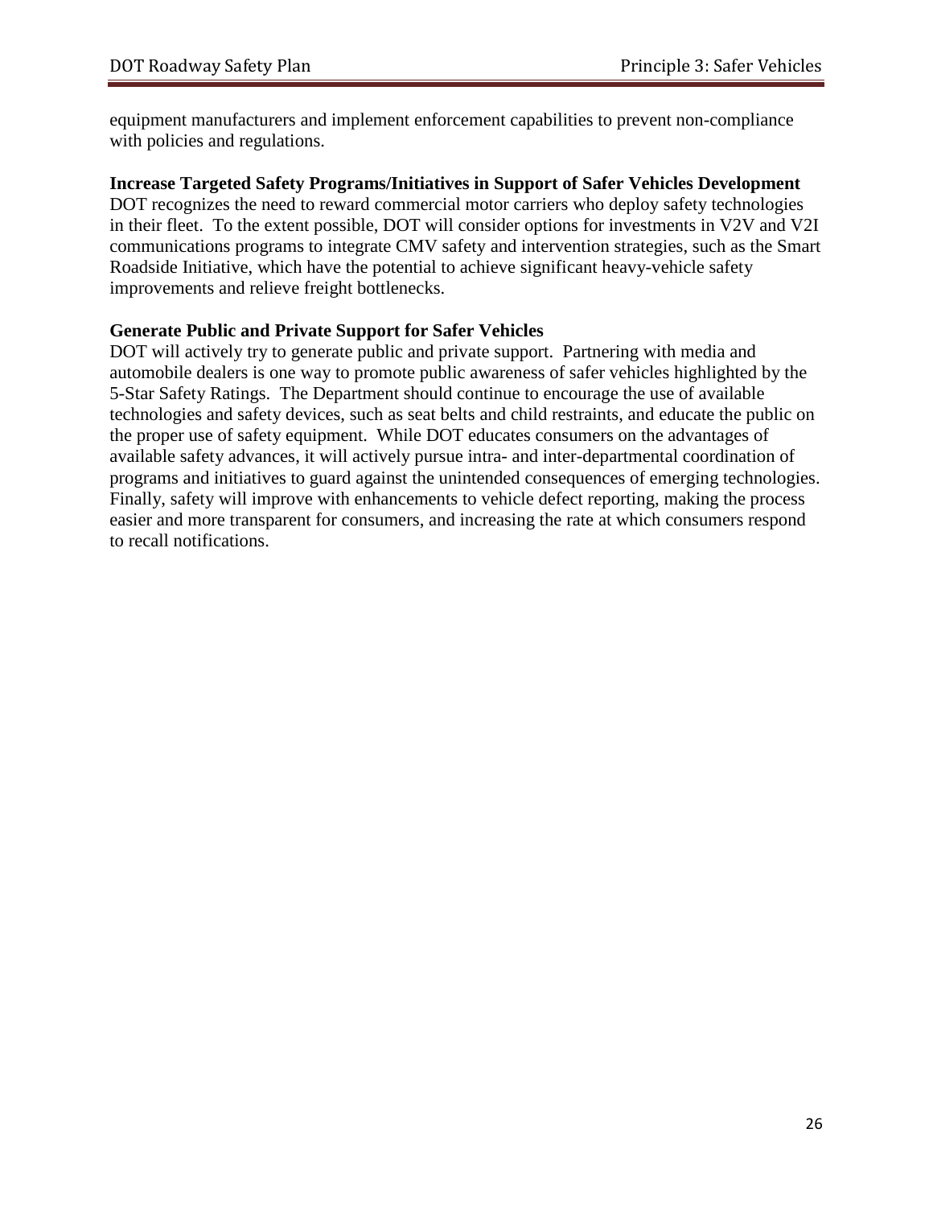equipment manufacturers and implement enforcement capabilities to prevent non-compliance with policies and regulations.

**Increase Targeted Safety Programs/Initiatives in Support of Safer Vehicles Development**

DOT recognizes the need to reward commercial motor carriers who deploy safety technologies in their fleet. To the extent possible, DOT will consider options for investments in V2V and V2I communications programs to integrate CMV safety and intervention strategies, such as the Smart Roadside Initiative, which have the potential to achieve significant heavy-vehicle safety improvements and relieve freight bottlenecks.

**Generate Public and Private Support for Safer Vehicles**

DOT will actively try to generate public and private support. Partnering with media and automobile dealers is one way to promote public awareness of safer vehicles highlighted by the 5-Star Safety Ratings. The Department should continue to encourage the use of available technologies and safety devices, such as seat belts and child restraints, and educate the public on the proper use of safety equipment. While DOT educates consumers on the advantages of available safety advances, it will actively pursue intra- and inter-departmental coordination of programs and initiatives to guard against the unintended consequences of emerging technologies. Finally, safety will improve with enhancements to vehicle defect reporting, making the process easier and more transparent for consumers, and increasing the rate at which consumers respond to recall notifications.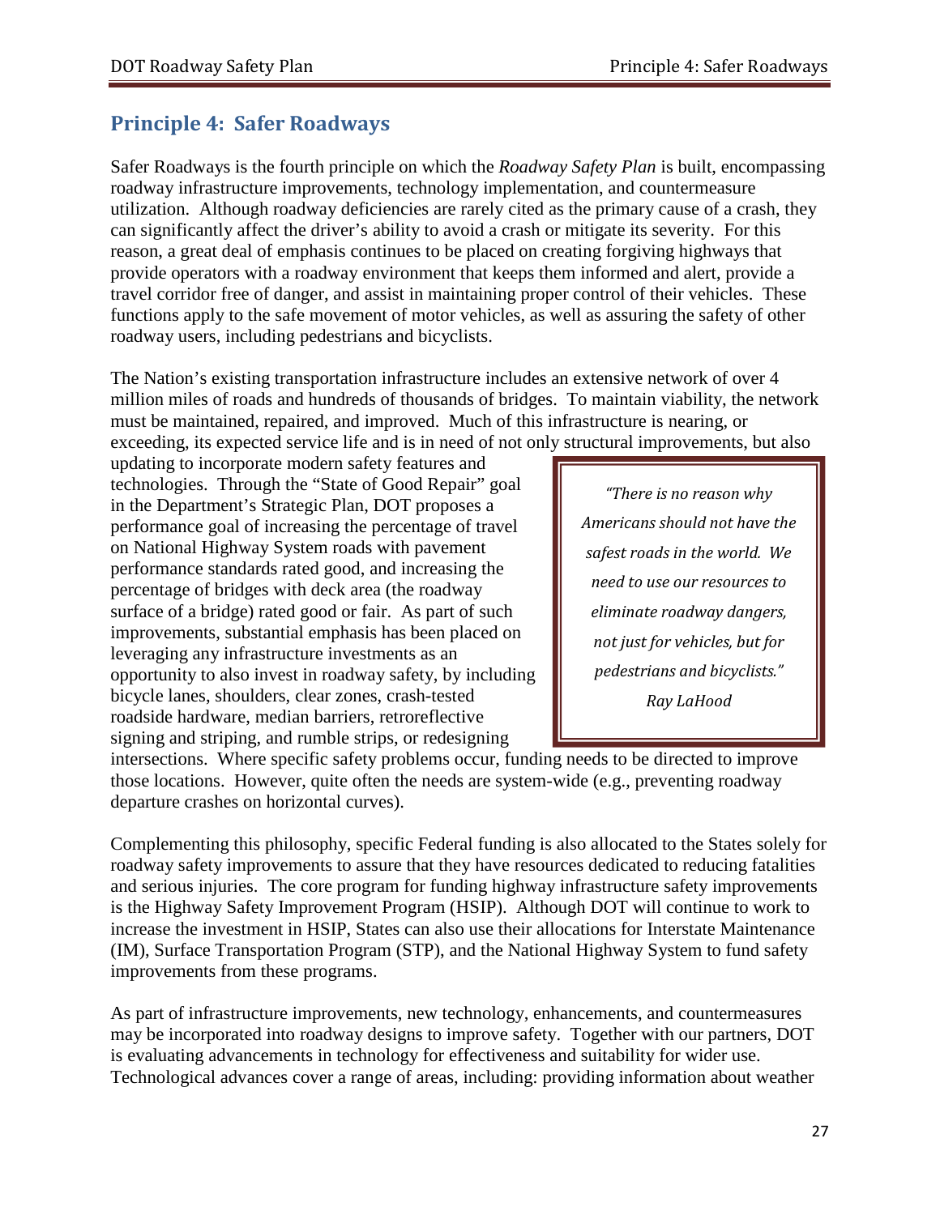## Principle 4: Safer Roadways

Safer Roadways is the fourth principle on which the *Roadway Safety Plan* is built, encompassing roadway infrastructure improvements, technology implementation, and countermeasure utilization. Although roadway deficiencies are rarely cited as the primary cause of a crash, they can significantly affect the driver's ability to avoid a crash or mitigate its severity. For this reason, a great deal of emphasis continues to be placed on creating forgiving highways that provide operators with a roadway environment that keeps them informed and alert, provide a travel corridor free of danger, and assist in maintaining proper control of their vehicles. These functions apply to the safe movement of motor vehicles, as well as assuring the safety of other roadway users, including pedestrians and bicyclists.

The Nation's existing transportation infrastructure includes an extensive network of over 4 million miles of roads and hundreds of thousands of bridges. To maintain viability, the network must be maintained, repaired, and improved. Much of this infrastructure is nearing, or exceeding, its expected service life and is in need of not only structural improvements, but also updating to incorporate modern safety features and technologies. Through the "State of Good Repair" goal in the Department's Strategic Plan, DOT proposes a performance goal of increasing the percentage of travel on National Highway System roads with pavement performance standards rated good, and increasing the percentage of bridges with deck area (the roadway surface of a bridge) rated good or fair. As part of such improvements, substantial emphasis has been placed on leveraging any infrastructure investments as an opportunity to also invest in roadway safety, by including bicycle lanes, shoulders, clear zones, crash-tested roadside hardware, median barriers, retroreflective signing and striping, and rumble strips, or redesigning intersections. Where specific safety problems occur, funding needs to be directed to improve those locations. However, quite often the needs are system-wide (e.g., preventing roadway departure crashes on horizontal curves).

> *"There is no reason why Americans should not have the safest roads in the world. We need to use our resources to eliminate roadway dangers, not just for vehicles, but for pedestrians and bicyclists."*
>
> *Ray LaHood*

Complementing this philosophy, specific Federal funding is also allocated to the States solely for roadway safety improvements to assure that they have resources dedicated to reducing fatalities and serious injuries. The core program for funding highway infrastructure safety improvements is the Highway Safety Improvement Program (HSIP). Although DOT will continue to work to increase the investment in HSIP, States can also use their allocations for Interstate Maintenance (IM), Surface Transportation Program (STP), and the National Highway System to fund safety improvements from these programs.

As part of infrastructure improvements, new technology, enhancements, and countermeasures may be incorporated into roadway designs to improve safety. Together with our partners, DOT is evaluating advancements in technology for effectiveness and suitability for wider use. Technological advances cover a range of areas, including: providing information about weather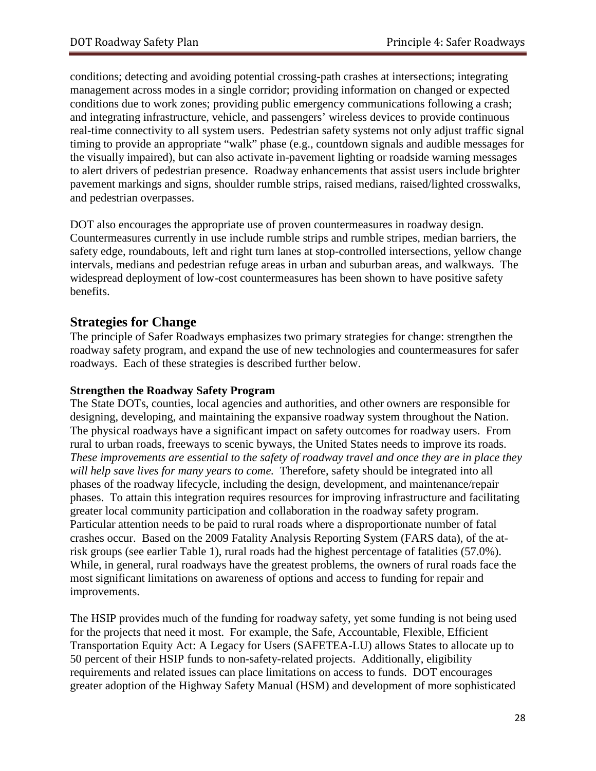conditions; detecting and avoiding potential crossing-path crashes at intersections; integrating management across modes in a single corridor; providing information on changed or expected conditions due to work zones; providing public emergency communications following a crash; and integrating infrastructure, vehicle, and passengers' wireless devices to provide continuous real-time connectivity to all system users. Pedestrian safety systems not only adjust traffic signal timing to provide an appropriate "walk" phase (e.g., countdown signals and audible messages for the visually impaired), but can also activate in-pavement lighting or roadside warning messages to alert drivers of pedestrian presence. Roadway enhancements that assist users include brighter pavement markings and signs, shoulder rumble strips, raised medians, raised/lighted crosswalks, and pedestrian overpasses.

DOT also encourages the appropriate use of proven countermeasures in roadway design. Countermeasures currently in use include rumble strips and rumble stripes, median barriers, the safety edge, roundabouts, left and right turn lanes at stop-controlled intersections, yellow change intervals, medians and pedestrian refuge areas in urban and suburban areas, and walkways. The widespread deployment of low-cost countermeasures has been shown to have positive safety benefits.

## Strategies for Change

The principle of Safer Roadways emphasizes two primary strategies for change: strengthen the roadway safety program, and expand the use of new technologies and countermeasures for safer roadways. Each of these strategies is described further below.

### Strengthen the Roadway Safety Program

The State DOTs, counties, local agencies and authorities, and other owners are responsible for designing, developing, and maintaining the expansive roadway system throughout the Nation. The physical roadways have a significant impact on safety outcomes for roadway users. From rural to urban roads, freeways to scenic byways, the United States needs to improve its roads. *These improvements are essential to the safety of roadway travel and once they are in place they will help save lives for many years to come.* Therefore, safety should be integrated into all phases of the roadway lifecycle, including the design, development, and maintenance/repair phases. To attain this integration requires resources for improving infrastructure and facilitating greater local community participation and collaboration in the roadway safety program. Particular attention needs to be paid to rural roads where a disproportionate number of fatal crashes occur. Based on the 2009 Fatality Analysis Reporting System (FARS data), of the at-risk groups (see earlier Table 1), rural roads had the highest percentage of fatalities (57.0%). While, in general, rural roadways have the greatest problems, the owners of rural roads face the most significant limitations on awareness of options and access to funding for repair and improvements.

The HSIP provides much of the funding for roadway safety, yet some funding is not being used for the projects that need it most. For example, the Safe, Accountable, Flexible, Efficient Transportation Equity Act: A Legacy for Users (SAFETEA-LU) allows States to allocate up to 50 percent of their HSIP funds to non-safety-related projects. Additionally, eligibility requirements and related issues can place limitations on access to funds. DOT encourages greater adoption of the Highway Safety Manual (HSM) and development of more sophisticated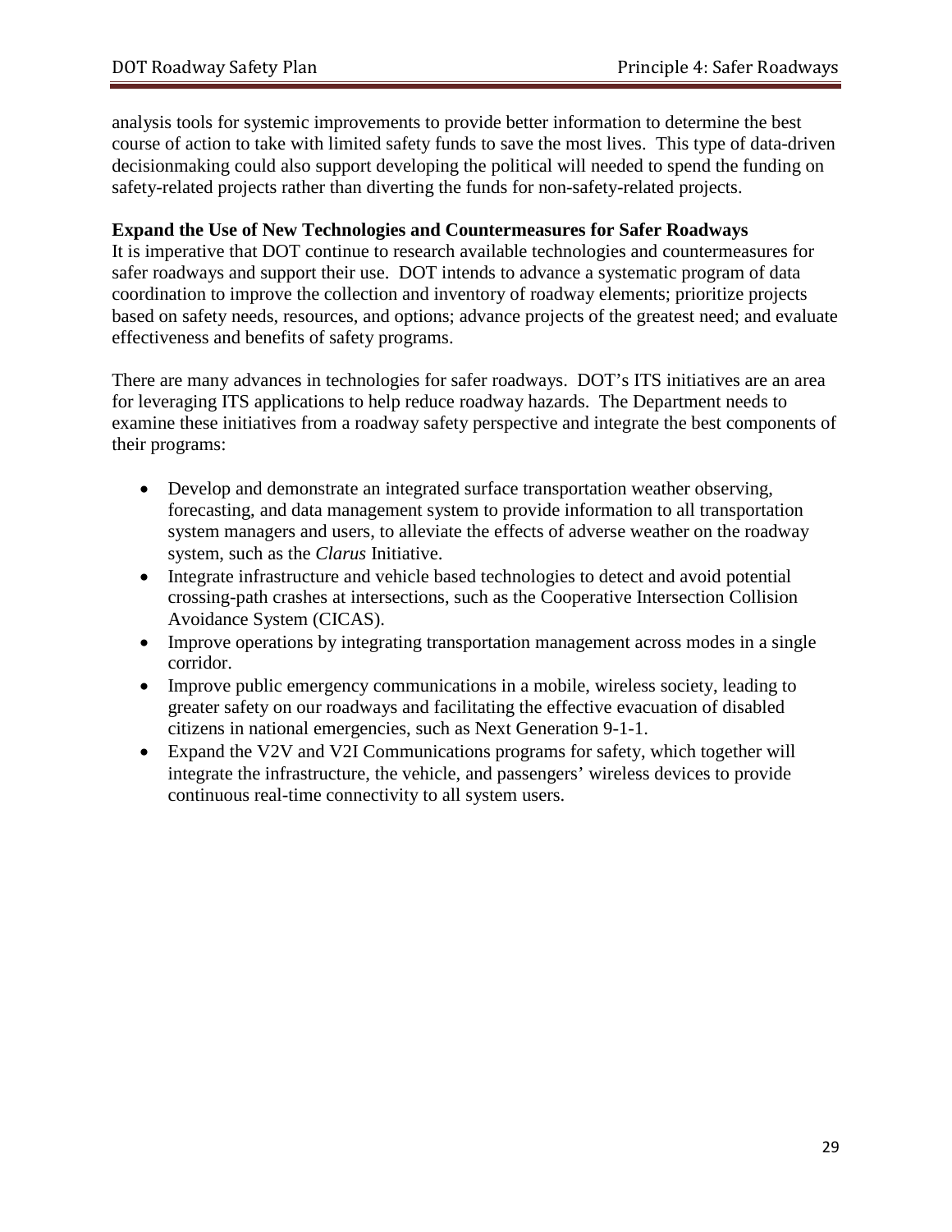analysis tools for systemic improvements to provide better information to determine the best course of action to take with limited safety funds to save the most lives. This type of data-driven decisionmaking could also support developing the political will needed to spend the funding on safety-related projects rather than diverting the funds for non-safety-related projects.

**Expand the Use of New Technologies and Countermeasures for Safer Roadways**

It is imperative that DOT continue to research available technologies and countermeasures for safer roadways and support their use. DOT intends to advance a systematic program of data coordination to improve the collection and inventory of roadway elements; prioritize projects based on safety needs, resources, and options; advance projects of the greatest need; and evaluate effectiveness and benefits of safety programs.

There are many advances in technologies for safer roadways. DOT's ITS initiatives are an area for leveraging ITS applications to help reduce roadway hazards. The Department needs to examine these initiatives from a roadway safety perspective and integrate the best components of their programs:

- Develop and demonstrate an integrated surface transportation weather observing, forecasting, and data management system to provide information to all transportation system managers and users, to alleviate the effects of adverse weather on the roadway system, such as the *Clarus* Initiative.
- Integrate infrastructure and vehicle based technologies to detect and avoid potential crossing-path crashes at intersections, such as the Cooperative Intersection Collision Avoidance System (CICAS).
- Improve operations by integrating transportation management across modes in a single corridor.
- Improve public emergency communications in a mobile, wireless society, leading to greater safety on our roadways and facilitating the effective evacuation of disabled citizens in national emergencies, such as Next Generation 9-1-1.
- Expand the V2V and V2I Communications programs for safety, which together will integrate the infrastructure, the vehicle, and passengers' wireless devices to provide continuous real-time connectivity to all system users.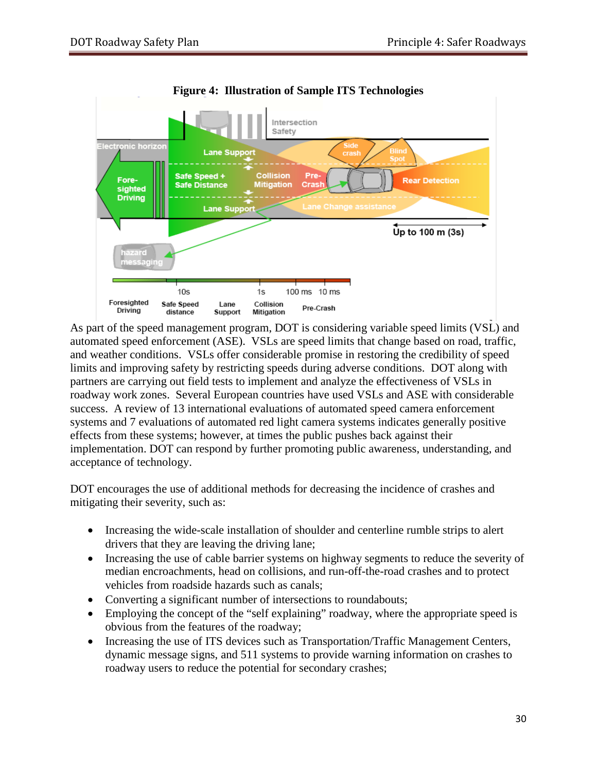**Figure 4: Illustration of Sample ITS Technologies**

As part of the speed management program, DOT is considering variable speed limits (VSL) and automated speed enforcement (ASE). VSLs are speed limits that change based on road, traffic, and weather conditions. VSLs offer considerable promise in restoring the credibility of speed limits and improving safety by restricting speeds during adverse conditions. DOT along with partners are carrying out field tests to implement and analyze the effectiveness of VSLs in roadway work zones. Several European countries have used VSLs and ASE with considerable success. A review of 13 international evaluations of automated speed camera enforcement systems and 7 evaluations of automated red light camera systems indicates generally positive effects from these systems; however, at times the public pushes back against their implementation. DOT can respond by further promoting public awareness, understanding, and acceptance of technology.

DOT encourages the use of additional methods for decreasing the incidence of crashes and mitigating their severity, such as:

- Increasing the wide-scale installation of shoulder and centerline rumble strips to alert drivers that they are leaving the driving lane;
- Increasing the use of cable barrier systems on highway segments to reduce the severity of median encroachments, head on collisions, and run-off-the-road crashes and to protect vehicles from roadside hazards such as canals;
- Converting a significant number of intersections to roundabouts;
- Employing the concept of the "self explaining" roadway, where the appropriate speed is obvious from the features of the roadway;
- Increasing the use of ITS devices such as Transportation/Traffic Management Centers, dynamic message signs, and 511 systems to provide warning information on crashes to roadway users to reduce the potential for secondary crashes;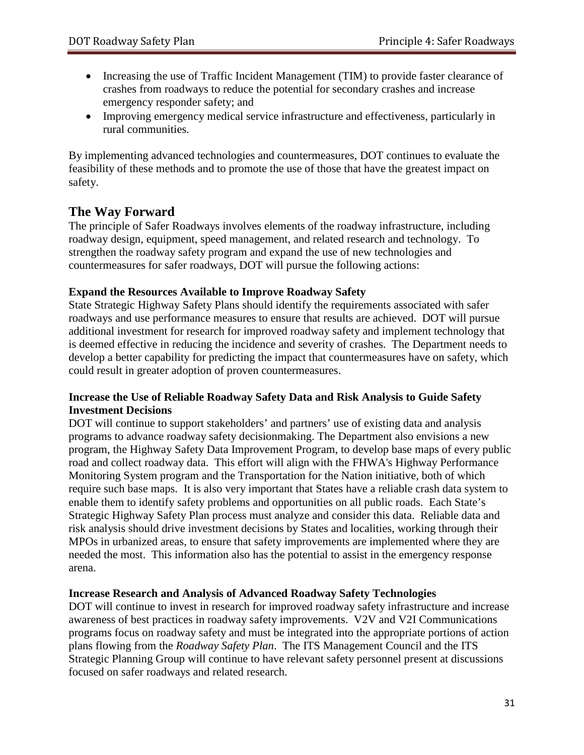- Increasing the use of Traffic Incident Management (TIM) to provide faster clearance of crashes from roadways to reduce the potential for secondary crashes and increase emergency responder safety; and
- Improving emergency medical service infrastructure and effectiveness, particularly in rural communities.

By implementing advanced technologies and countermeasures, DOT continues to evaluate the feasibility of these methods and to promote the use of those that have the greatest impact on safety.

## The Way Forward

The principle of Safer Roadways involves elements of the roadway infrastructure, including roadway design, equipment, speed management, and related research and technology. To strengthen the roadway safety program and expand the use of new technologies and countermeasures for safer roadways, DOT will pursue the following actions:

**Expand the Resources Available to Improve Roadway Safety**

State Strategic Highway Safety Plans should identify the requirements associated with safer roadways and use performance measures to ensure that results are achieved. DOT will pursue additional investment for research for improved roadway safety and implement technology that is deemed effective in reducing the incidence and severity of crashes. The Department needs to develop a better capability for predicting the impact that countermeasures have on safety, which could result in greater adoption of proven countermeasures.

**Increase the Use of Reliable Roadway Safety Data and Risk Analysis to Guide Safety Investment Decisions**

DOT will continue to support stakeholders' and partners' use of existing data and analysis programs to advance roadway safety decisionmaking. The Department also envisions a new program, the Highway Safety Data Improvement Program, to develop base maps of every public road and collect roadway data. This effort will align with the FHWA's Highway Performance Monitoring System program and the Transportation for the Nation initiative, both of which require such base maps. It is also very important that States have a reliable crash data system to enable them to identify safety problems and opportunities on all public roads. Each State's Strategic Highway Safety Plan process must analyze and consider this data. Reliable data and risk analysis should drive investment decisions by States and localities, working through their MPOs in urbanized areas, to ensure that safety improvements are implemented where they are needed the most. This information also has the potential to assist in the emergency response arena.

**Increase Research and Analysis of Advanced Roadway Safety Technologies**

DOT will continue to invest in research for improved roadway safety infrastructure and increase awareness of best practices in roadway safety improvements. V2V and V2I Communications programs focus on roadway safety and must be integrated into the appropriate portions of action plans flowing from the *Roadway Safety Plan*. The ITS Management Council and the ITS Strategic Planning Group will continue to have relevant safety personnel present at discussions focused on safer roadways and related research.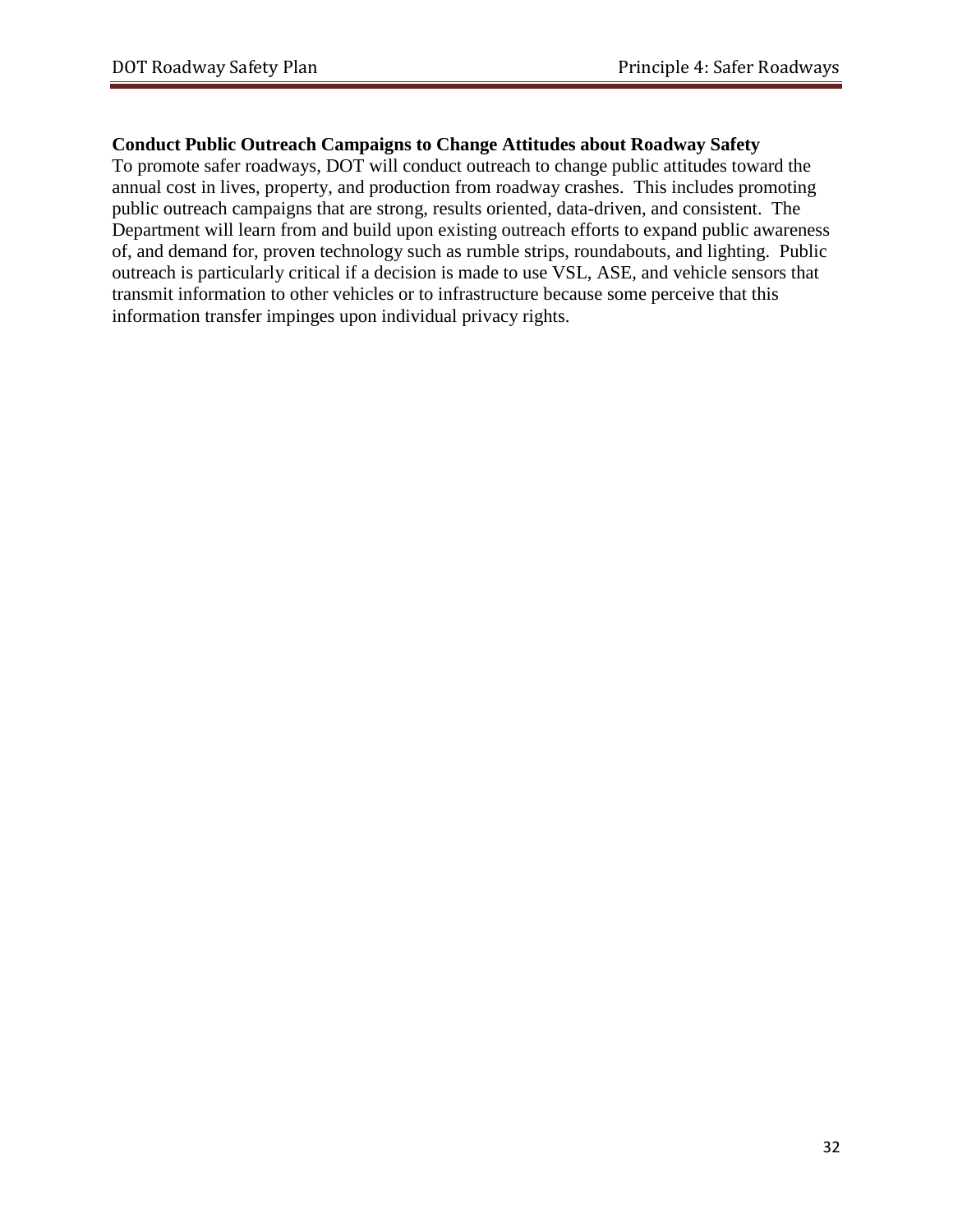### Conduct Public Outreach Campaigns to Change Attitudes about Roadway Safety

To promote safer roadways, DOT will conduct outreach to change public attitudes toward the annual cost in lives, property, and production from roadway crashes. This includes promoting public outreach campaigns that are strong, results oriented, data-driven, and consistent. The Department will learn from and build upon existing outreach efforts to expand public awareness of, and demand for, proven technology such as rumble strips, roundabouts, and lighting. Public outreach is particularly critical if a decision is made to use VSL, ASE, and vehicle sensors that transmit information to other vehicles or to infrastructure because some perceive that this information transfer impinges upon individual privacy rights.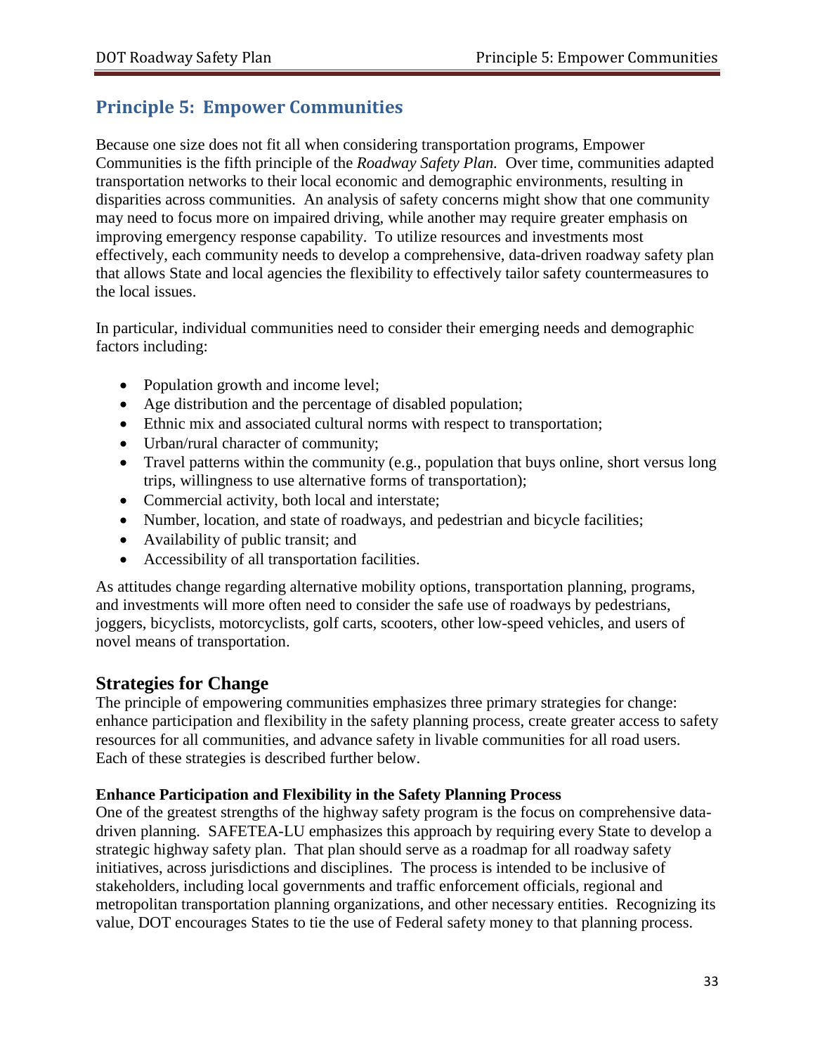## Principle 5: Empower Communities

Because one size does not fit all when considering transportation programs, Empower Communities is the fifth principle of the *Roadway Safety Plan.* Over time, communities adapted transportation networks to their local economic and demographic environments, resulting in disparities across communities. An analysis of safety concerns might show that one community may need to focus more on impaired driving, while another may require greater emphasis on improving emergency response capability. To utilize resources and investments most effectively, each community needs to develop a comprehensive, data-driven roadway safety plan that allows State and local agencies the flexibility to effectively tailor safety countermeasures to the local issues.

In particular, individual communities need to consider their emerging needs and demographic factors including:

- Population growth and income level;
- Age distribution and the percentage of disabled population;
- Ethnic mix and associated cultural norms with respect to transportation;
- Urban/rural character of community;
- Travel patterns within the community (e.g., population that buys online, short versus long trips, willingness to use alternative forms of transportation);
- Commercial activity, both local and interstate;
- Number, location, and state of roadways, and pedestrian and bicycle facilities;
- Availability of public transit; and
- Accessibility of all transportation facilities.

As attitudes change regarding alternative mobility options, transportation planning, programs, and investments will more often need to consider the safe use of roadways by pedestrians, joggers, bicyclists, motorcyclists, golf carts, scooters, other low-speed vehicles, and users of novel means of transportation.

### Strategies for Change

The principle of empowering communities emphasizes three primary strategies for change: enhance participation and flexibility in the safety planning process, create greater access to safety resources for all communities, and advance safety in livable communities for all road users. Each of these strategies is described further below.

#### Enhance Participation and Flexibility in the Safety Planning Process

One of the greatest strengths of the highway safety program is the focus on comprehensive data-driven planning. SAFETEA-LU emphasizes this approach by requiring every State to develop a strategic highway safety plan. That plan should serve as a roadmap for all roadway safety initiatives, across jurisdictions and disciplines. The process is intended to be inclusive of stakeholders, including local governments and traffic enforcement officials, regional and metropolitan transportation planning organizations, and other necessary entities. Recognizing its value, DOT encourages States to tie the use of Federal safety money to that planning process.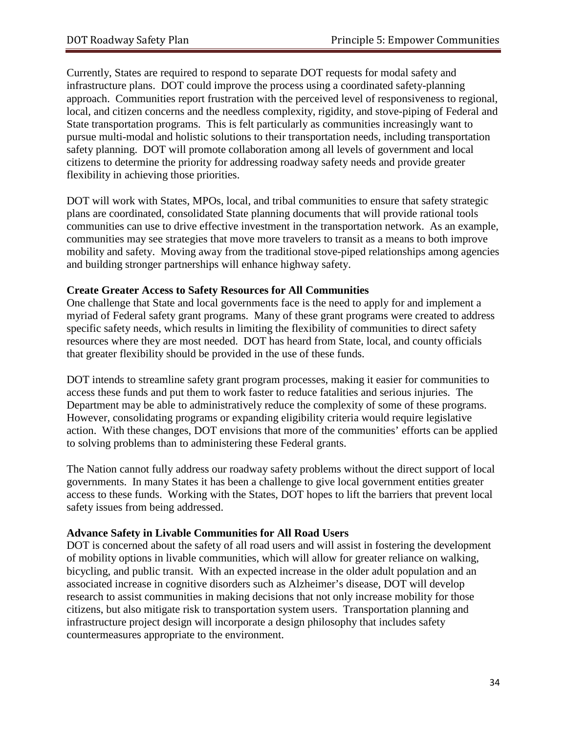Currently, States are required to respond to separate DOT requests for modal safety and infrastructure plans. DOT could improve the process using a coordinated safety-planning approach. Communities report frustration with the perceived level of responsiveness to regional, local, and citizen concerns and the needless complexity, rigidity, and stove-piping of Federal and State transportation programs. This is felt particularly as communities increasingly want to pursue multi-modal and holistic solutions to their transportation needs, including transportation safety planning. DOT will promote collaboration among all levels of government and local citizens to determine the priority for addressing roadway safety needs and provide greater flexibility in achieving those priorities.

DOT will work with States, MPOs, local, and tribal communities to ensure that safety strategic plans are coordinated, consolidated State planning documents that will provide rational tools communities can use to drive effective investment in the transportation network. As an example, communities may see strategies that move more travelers to transit as a means to both improve mobility and safety. Moving away from the traditional stove-piped relationships among agencies and building stronger partnerships will enhance highway safety.

**Create Greater Access to Safety Resources for All Communities**

One challenge that State and local governments face is the need to apply for and implement a myriad of Federal safety grant programs. Many of these grant programs were created to address specific safety needs, which results in limiting the flexibility of communities to direct safety resources where they are most needed. DOT has heard from State, local, and county officials that greater flexibility should be provided in the use of these funds.

DOT intends to streamline safety grant program processes, making it easier for communities to access these funds and put them to work faster to reduce fatalities and serious injuries. The Department may be able to administratively reduce the complexity of some of these programs. However, consolidating programs or expanding eligibility criteria would require legislative action. With these changes, DOT envisions that more of the communities' efforts can be applied to solving problems than to administering these Federal grants.

The Nation cannot fully address our roadway safety problems without the direct support of local governments. In many States it has been a challenge to give local government entities greater access to these funds. Working with the States, DOT hopes to lift the barriers that prevent local safety issues from being addressed.

**Advance Safety in Livable Communities for All Road Users**

DOT is concerned about the safety of all road users and will assist in fostering the development of mobility options in livable communities, which will allow for greater reliance on walking, bicycling, and public transit. With an expected increase in the older adult population and an associated increase in cognitive disorders such as Alzheimer's disease, DOT will develop research to assist communities in making decisions that not only increase mobility for those citizens, but also mitigate risk to transportation system users. Transportation planning and infrastructure project design will incorporate a design philosophy that includes safety countermeasures appropriate to the environment.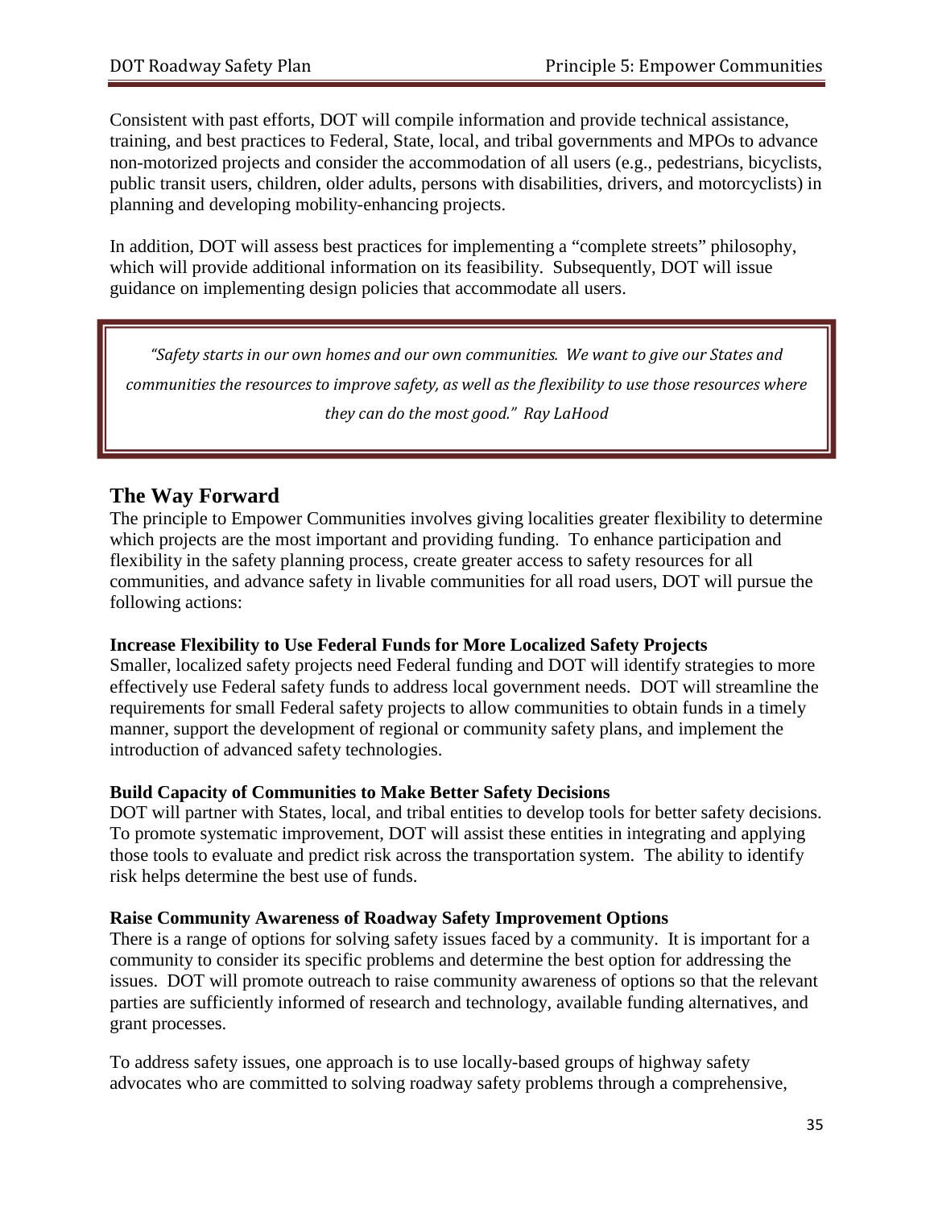Consistent with past efforts, DOT will compile information and provide technical assistance, training, and best practices to Federal, State, local, and tribal governments and MPOs to advance non-motorized projects and consider the accommodation of all users (e.g., pedestrians, bicyclists, public transit users, children, older adults, persons with disabilities, drivers, and motorcyclists) in planning and developing mobility-enhancing projects.

In addition, DOT will assess best practices for implementing a "complete streets" philosophy, which will provide additional information on its feasibility. Subsequently, DOT will issue guidance on implementing design policies that accommodate all users.

> *"Safety starts in our own homes and our own communities. We want to give our States and communities the resources to improve safety, as well as the flexibility to use those resources where they can do the most good." Ray LaHood*

## The Way Forward

The principle to Empower Communities involves giving localities greater flexibility to determine which projects are the most important and providing funding. To enhance participation and flexibility in the safety planning process, create greater access to safety resources for all communities, and advance safety in livable communities for all road users, DOT will pursue the following actions:

**Increase Flexibility to Use Federal Funds for More Localized Safety Projects**

Smaller, localized safety projects need Federal funding and DOT will identify strategies to more effectively use Federal safety funds to address local government needs. DOT will streamline the requirements for small Federal safety projects to allow communities to obtain funds in a timely manner, support the development of regional or community safety plans, and implement the introduction of advanced safety technologies.

**Build Capacity of Communities to Make Better Safety Decisions**

DOT will partner with States, local, and tribal entities to develop tools for better safety decisions. To promote systematic improvement, DOT will assist these entities in integrating and applying those tools to evaluate and predict risk across the transportation system. The ability to identify risk helps determine the best use of funds.

**Raise Community Awareness of Roadway Safety Improvement Options**

There is a range of options for solving safety issues faced by a community. It is important for a community to consider its specific problems and determine the best option for addressing the issues. DOT will promote outreach to raise community awareness of options so that the relevant parties are sufficiently informed of research and technology, available funding alternatives, and grant processes.

To address safety issues, one approach is to use locally-based groups of highway safety advocates who are committed to solving roadway safety problems through a comprehensive,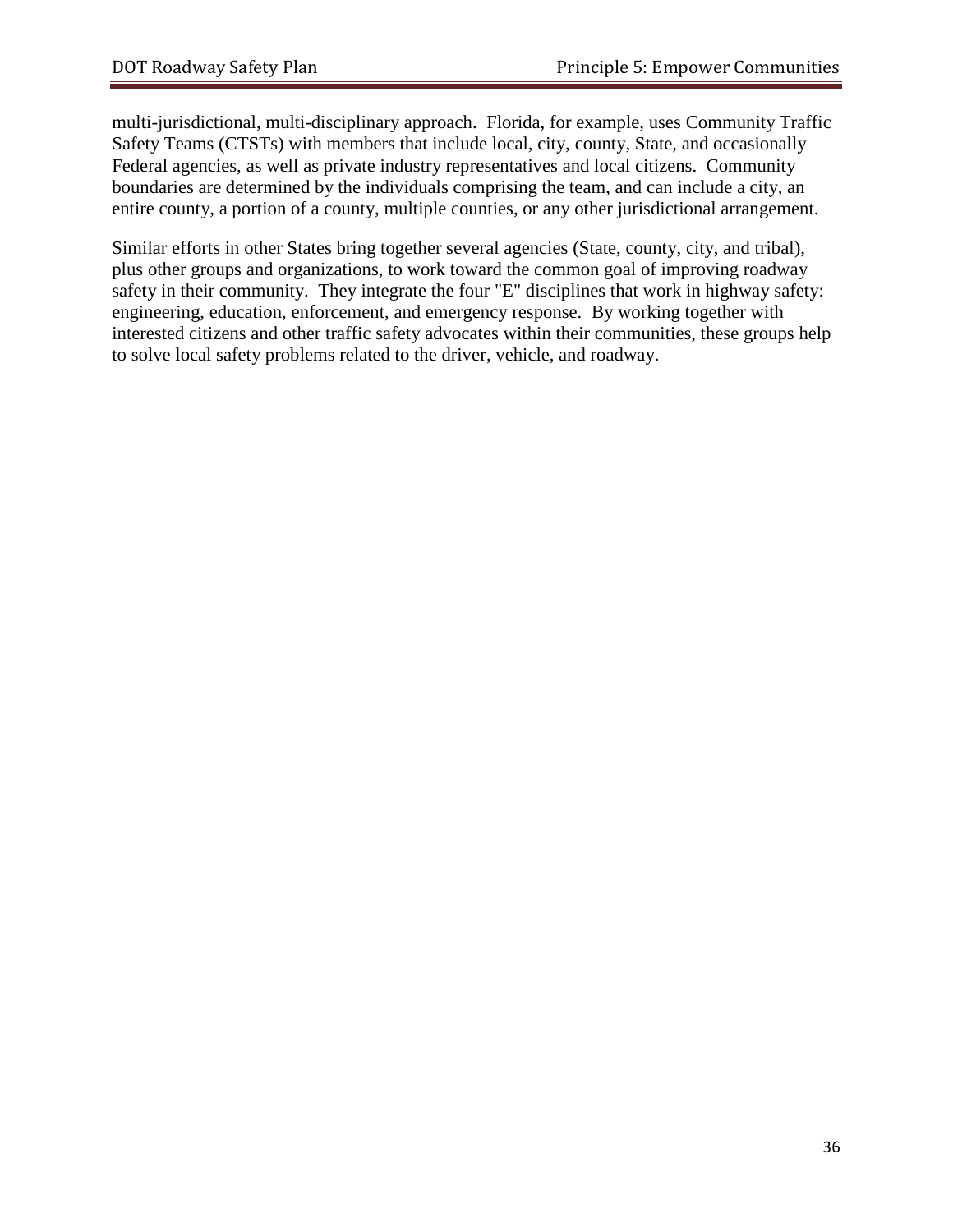multi-jurisdictional, multi-disciplinary approach. Florida, for example, uses Community Traffic Safety Teams (CTSTs) with members that include local, city, county, State, and occasionally Federal agencies, as well as private industry representatives and local citizens. Community boundaries are determined by the individuals comprising the team, and can include a city, an entire county, a portion of a county, multiple counties, or any other jurisdictional arrangement.

Similar efforts in other States bring together several agencies (State, county, city, and tribal), plus other groups and organizations, to work toward the common goal of improving roadway safety in their community. They integrate the four "E" disciplines that work in highway safety: engineering, education, enforcement, and emergency response. By working together with interested citizens and other traffic safety advocates within their communities, these groups help to solve local safety problems related to the driver, vehicle, and roadway.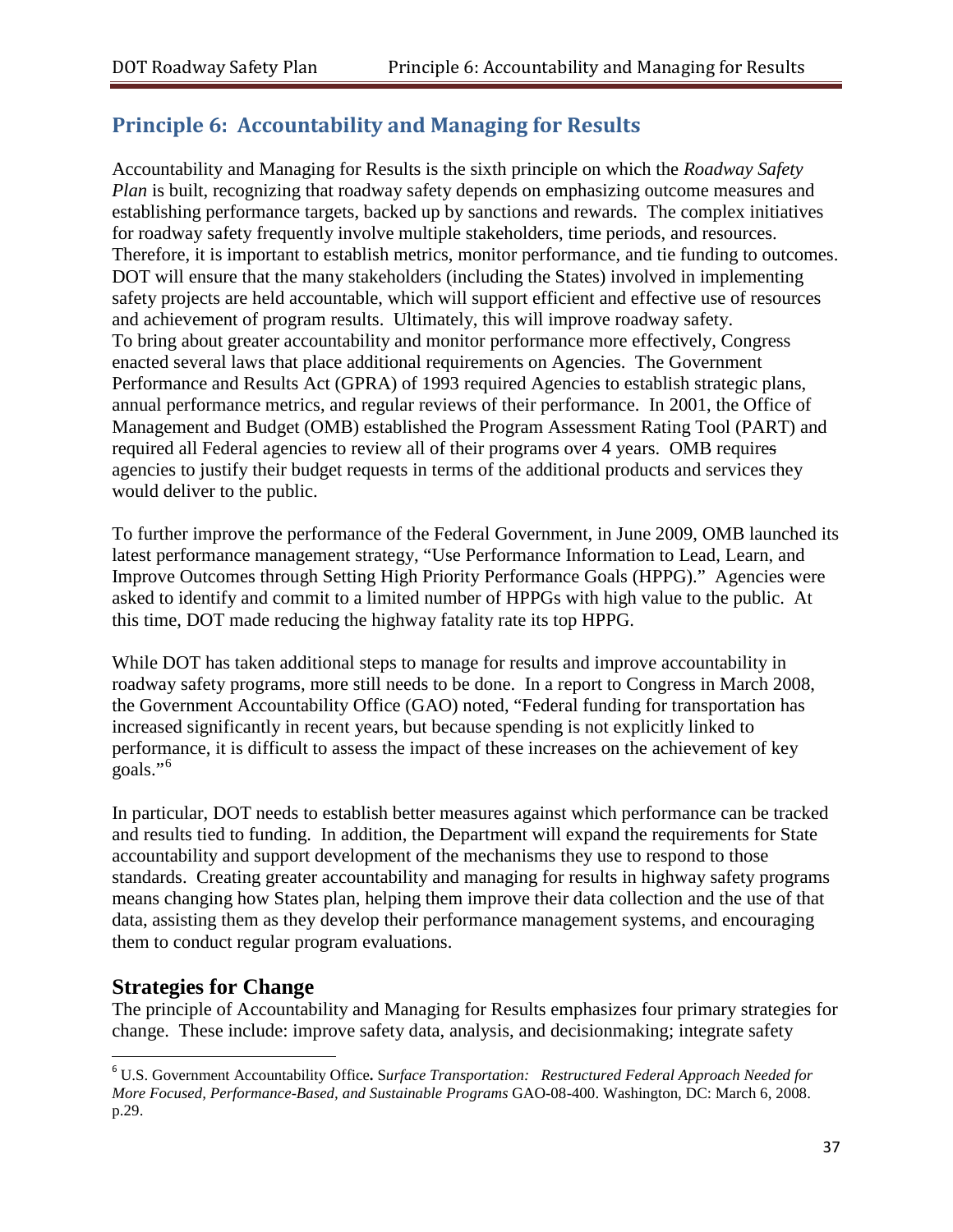## Principle 6: Accountability and Managing for Results

Accountability and Managing for Results is the sixth principle on which the *Roadway Safety Plan* is built, recognizing that roadway safety depends on emphasizing outcome measures and establishing performance targets, backed up by sanctions and rewards. The complex initiatives for roadway safety frequently involve multiple stakeholders, time periods, and resources. Therefore, it is important to establish metrics, monitor performance, and tie funding to outcomes. DOT will ensure that the many stakeholders (including the States) involved in implementing safety projects are held accountable, which will support efficient and effective use of resources and achievement of program results. Ultimately, this will improve roadway safety.
To bring about greater accountability and monitor performance more effectively, Congress enacted several laws that place additional requirements on Agencies. The Government Performance and Results Act (GPRA) of 1993 required Agencies to establish strategic plans, annual performance metrics, and regular reviews of their performance. In 2001, the Office of Management and Budget (OMB) established the Program Assessment Rating Tool (PART) and required all Federal agencies to review all of their programs over 4 years. OMB requires agencies to justify their budget requests in terms of the additional products and services they would deliver to the public.

To further improve the performance of the Federal Government, in June 2009, OMB launched its latest performance management strategy, "Use Performance Information to Lead, Learn, and Improve Outcomes through Setting High Priority Performance Goals (HPPG)." Agencies were asked to identify and commit to a limited number of HPPGs with high value to the public. At this time, DOT made reducing the highway fatality rate its top HPPG.

While DOT has taken additional steps to manage for results and improve accountability in roadway safety programs, more still needs to be done. In a report to Congress in March 2008, the Government Accountability Office (GAO) noted, "Federal funding for transportation has increased significantly in recent years, but because spending is not explicitly linked to performance, it is difficult to assess the impact of these increases on the achievement of key goals."[6]

In particular, DOT needs to establish better measures against which performance can be tracked and results tied to funding. In addition, the Department will expand the requirements for State accountability and support development of the mechanisms they use to respond to those standards. Creating greater accountability and managing for results in highway safety programs means changing how States plan, helping them improve their data collection and the use of that data, assisting them as they develop their performance management systems, and encouraging them to conduct regular program evaluations.

### Strategies for Change

The principle of Accountability and Managing for Results emphasizes four primary strategies for change. These include: improve safety data, analysis, and decisionmaking; integrate safety

[6] U.S. Government Accountability Office. S*urface Transportation: Restructured Federal Approach Needed for More Focused, Performance-Based, and Sustainable Programs* GAO-08-400. Washington, DC: March 6, 2008. p.29.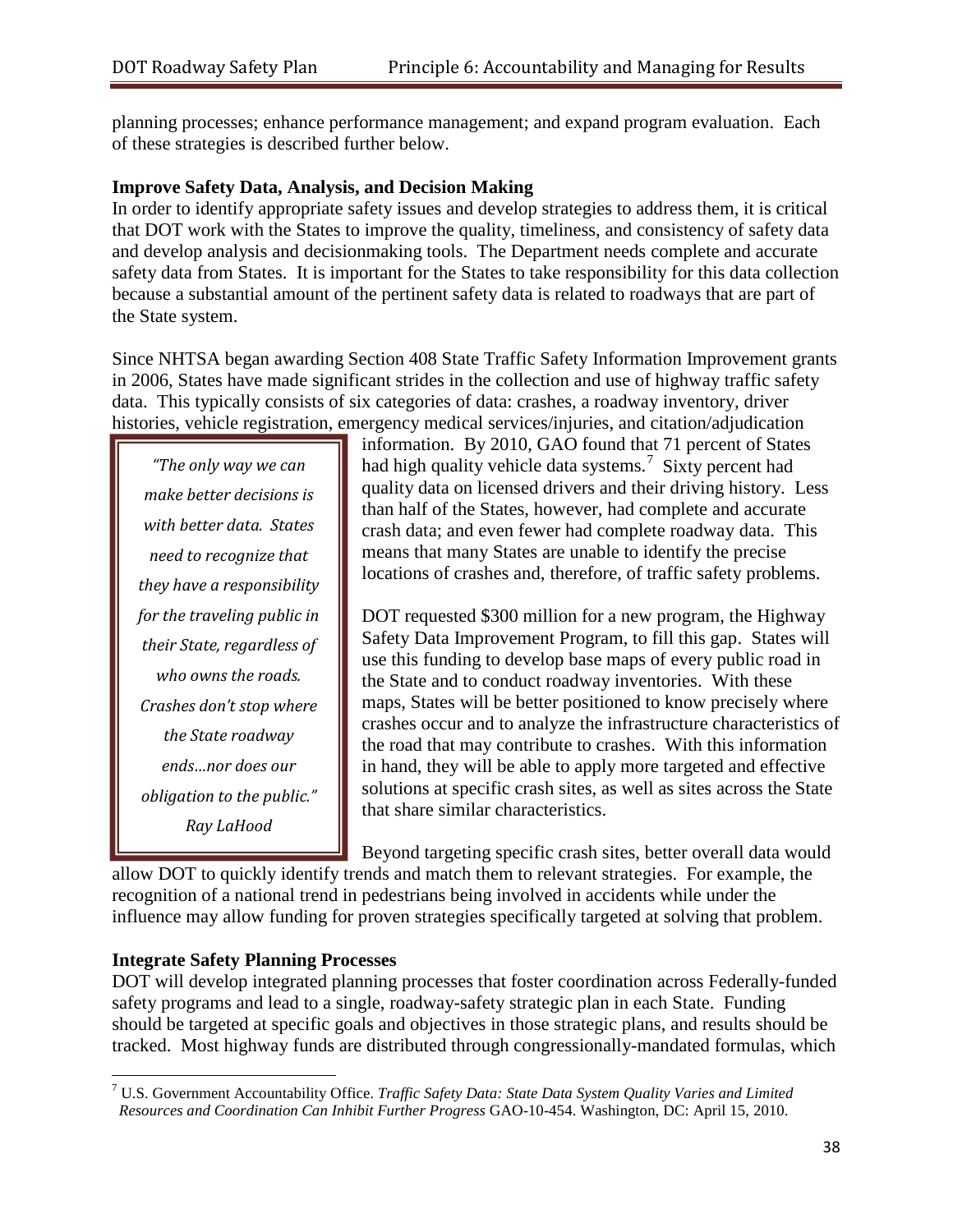planning processes; enhance performance management; and expand program evaluation. Each of these strategies is described further below.

**Improve Safety Data, Analysis, and Decision Making**

In order to identify appropriate safety issues and develop strategies to address them, it is critical that DOT work with the States to improve the quality, timeliness, and consistency of safety data and develop analysis and decisionmaking tools. The Department needs complete and accurate safety data from States. It is important for the States to take responsibility for this data collection because a substantial amount of the pertinent safety data is related to roadways that are part of the State system.

Since NHTSA began awarding Section 408 State Traffic Safety Information Improvement grants in 2006, States have made significant strides in the collection and use of highway traffic safety data. This typically consists of six categories of data: crashes, a roadway inventory, driver histories, vehicle registration, emergency medical services/injuries, and citation/adjudication information. By 2010, GAO found that 71 percent of States had high quality vehicle data systems.[7] Sixty percent had quality data on licensed drivers and their driving history. Less than half of the States, however, had complete and accurate crash data; and even fewer had complete roadway data. This means that many States are unable to identify the precise locations of crashes and, therefore, of traffic safety problems.

> *"The only way we can make better decisions is with better data. States need to recognize that they have a responsibility for the traveling public in their State, regardless of who owns the roads. Crashes don't stop where the State roadway ends…nor does our obligation to the public."*
> *Ray LaHood*

DOT requested $300 million for a new program, the Highway Safety Data Improvement Program, to fill this gap. States will use this funding to develop base maps of every public road in the State and to conduct roadway inventories. With these maps, States will be better positioned to know precisely where crashes occur and to analyze the infrastructure characteristics of the road that may contribute to crashes. With this information in hand, they will be able to apply more targeted and effective solutions at specific crash sites, as well as sites across the State that share similar characteristics.

Beyond targeting specific crash sites, better overall data would allow DOT to quickly identify trends and match them to relevant strategies. For example, the recognition of a national trend in pedestrians being involved in accidents while under the influence may allow funding for proven strategies specifically targeted at solving that problem.

**Integrate Safety Planning Processes**

DOT will develop integrated planning processes that foster coordination across Federally-funded safety programs and lead to a single, roadway-safety strategic plan in each State. Funding should be targeted at specific goals and objectives in those strategic plans, and results should be tracked. Most highway funds are distributed through congressionally-mandated formulas, which

---

[7] U.S. Government Accountability Office. *Traffic Safety Data: State Data System Quality Varies and Limited Resources and Coordination Can Inhibit Further Progress* GAO-10-454. Washington, DC: April 15, 2010.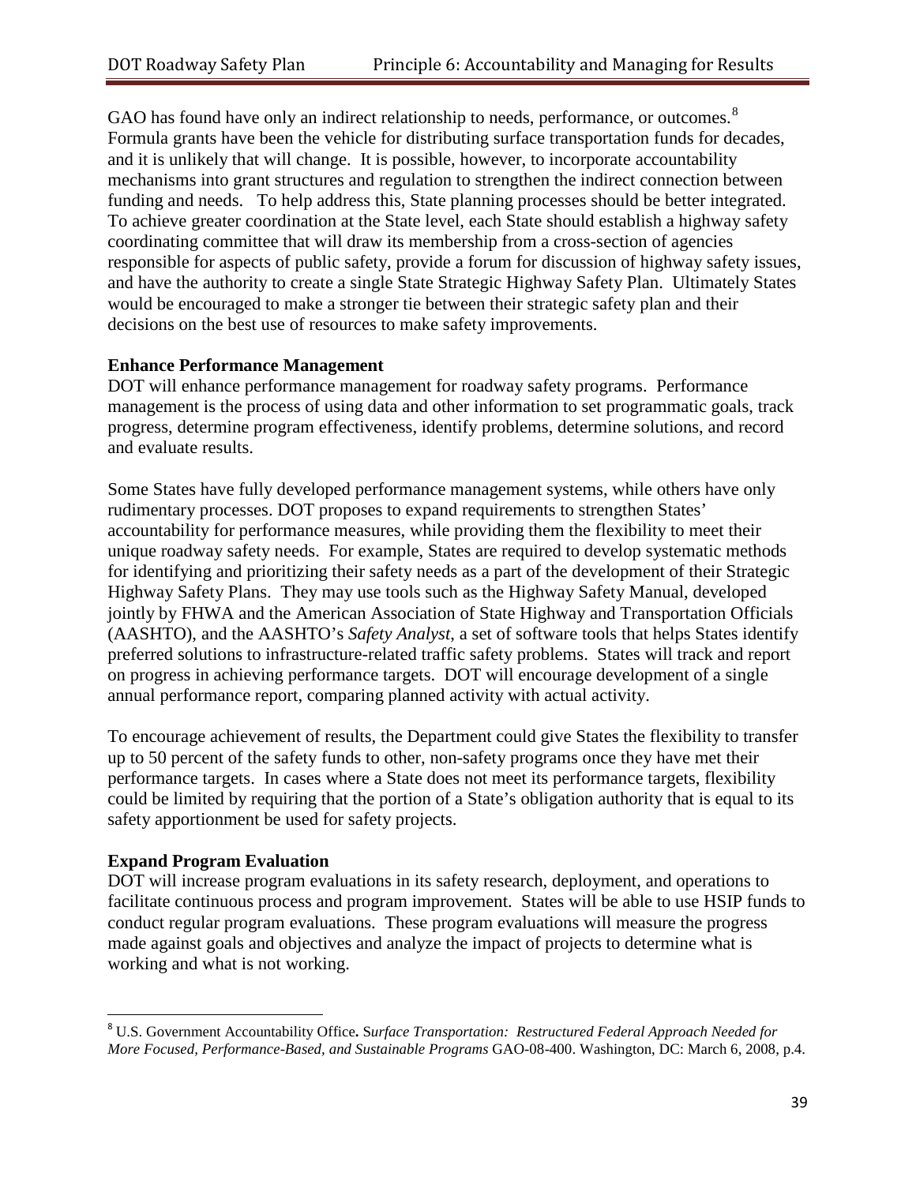GAO has found have only an indirect relationship to needs, performance, or outcomes.[8] Formula grants have been the vehicle for distributing surface transportation funds for decades, and it is unlikely that will change. It is possible, however, to incorporate accountability mechanisms into grant structures and regulation to strengthen the indirect connection between funding and needs. To help address this, State planning processes should be better integrated. To achieve greater coordination at the State level, each State should establish a highway safety coordinating committee that will draw its membership from a cross-section of agencies responsible for aspects of public safety, provide a forum for discussion of highway safety issues, and have the authority to create a single State Strategic Highway Safety Plan. Ultimately States would be encouraged to make a stronger tie between their strategic safety plan and their decisions on the best use of resources to make safety improvements.

**Enhance Performance Management**

DOT will enhance performance management for roadway safety programs. Performance management is the process of using data and other information to set programmatic goals, track progress, determine program effectiveness, identify problems, determine solutions, and record and evaluate results.

Some States have fully developed performance management systems, while others have only rudimentary processes. DOT proposes to expand requirements to strengthen States' accountability for performance measures, while providing them the flexibility to meet their unique roadway safety needs. For example, States are required to develop systematic methods for identifying and prioritizing their safety needs as a part of the development of their Strategic Highway Safety Plans. They may use tools such as the Highway Safety Manual, developed jointly by FHWA and the American Association of State Highway and Transportation Officials (AASHTO), and the AASHTO's *Safety Analyst*, a set of software tools that helps States identify preferred solutions to infrastructure-related traffic safety problems. States will track and report on progress in achieving performance targets. DOT will encourage development of a single annual performance report, comparing planned activity with actual activity.

To encourage achievement of results, the Department could give States the flexibility to transfer up to 50 percent of the safety funds to other, non-safety programs once they have met their performance targets. In cases where a State does not meet its performance targets, flexibility could be limited by requiring that the portion of a State's obligation authority that is equal to its safety apportionment be used for safety projects.

**Expand Program Evaluation**

DOT will increase program evaluations in its safety research, deployment, and operations to facilitate continuous process and program improvement. States will be able to use HSIP funds to conduct regular program evaluations. These program evaluations will measure the progress made against goals and objectives and analyze the impact of projects to determine what is working and what is not working.

---

[8] U.S. Government Accountability Office. *Surface Transportation: Restructured Federal Approach Needed for More Focused, Performance-Based, and Sustainable Programs* GAO-08-400. Washington, DC: March 6, 2008, p.4.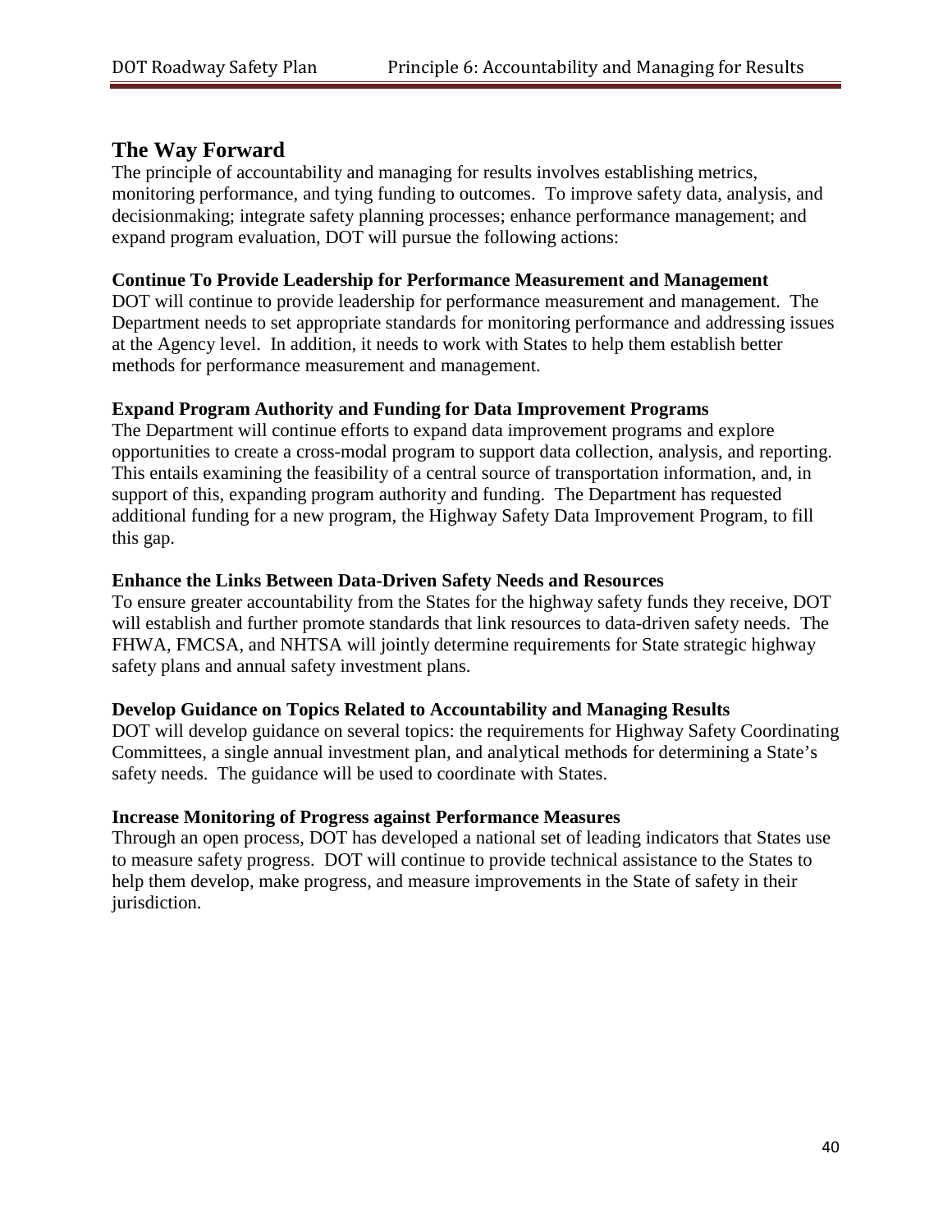## The Way Forward

The principle of accountability and managing for results involves establishing metrics, monitoring performance, and tying funding to outcomes. To improve safety data, analysis, and decisionmaking; integrate safety planning processes; enhance performance management; and expand program evaluation, DOT will pursue the following actions:

### Continue To Provide Leadership for Performance Measurement and Management

DOT will continue to provide leadership for performance measurement and management. The Department needs to set appropriate standards for monitoring performance and addressing issues at the Agency level. In addition, it needs to work with States to help them establish better methods for performance measurement and management.

### Expand Program Authority and Funding for Data Improvement Programs

The Department will continue efforts to expand data improvement programs and explore opportunities to create a cross-modal program to support data collection, analysis, and reporting. This entails examining the feasibility of a central source of transportation information, and, in support of this, expanding program authority and funding. The Department has requested additional funding for a new program, the Highway Safety Data Improvement Program, to fill this gap.

### Enhance the Links Between Data-Driven Safety Needs and Resources

To ensure greater accountability from the States for the highway safety funds they receive, DOT will establish and further promote standards that link resources to data-driven safety needs. The FHWA, FMCSA, and NHTSA will jointly determine requirements for State strategic highway safety plans and annual safety investment plans.

### Develop Guidance on Topics Related to Accountability and Managing Results

DOT will develop guidance on several topics: the requirements for Highway Safety Coordinating Committees, a single annual investment plan, and analytical methods for determining a State's safety needs. The guidance will be used to coordinate with States.

### Increase Monitoring of Progress against Performance Measures

Through an open process, DOT has developed a national set of leading indicators that States use to measure safety progress. DOT will continue to provide technical assistance to the States to help them develop, make progress, and measure improvements in the State of safety in their jurisdiction.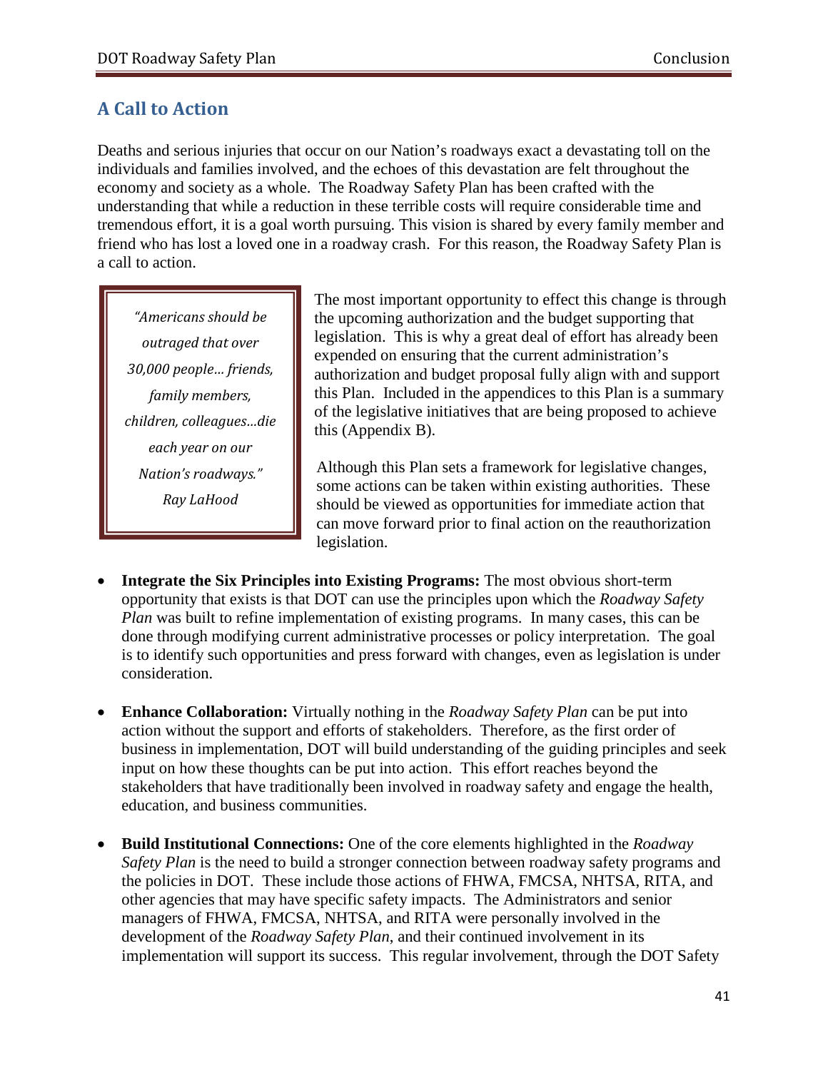## A Call to Action

Deaths and serious injuries that occur on our Nation's roadways exact a devastating toll on the individuals and families involved, and the echoes of this devastation are felt throughout the economy and society as a whole. The Roadway Safety Plan has been crafted with the understanding that while a reduction in these terrible costs will require considerable time and tremendous effort, it is a goal worth pursuing. This vision is shared by every family member and friend who has lost a loved one in a roadway crash. For this reason, the Roadway Safety Plan is a call to action.

> *"Americans should be outraged that over 30,000 people... friends, family members, children, colleagues...die each year on our Nation's roadways."*
> *Ray LaHood*

The most important opportunity to effect this change is through the upcoming authorization and the budget supporting that legislation. This is why a great deal of effort has already been expended on ensuring that the current administration's authorization and budget proposal fully align with and support this Plan. Included in the appendices to this Plan is a summary of the legislative initiatives that are being proposed to achieve this (Appendix B).

Although this Plan sets a framework for legislative changes, some actions can be taken within existing authorities. These should be viewed as opportunities for immediate action that can move forward prior to final action on the reauthorization legislation.

- **Integrate the Six Principles into Existing Programs:** The most obvious short-term opportunity that exists is that DOT can use the principles upon which the *Roadway Safety Plan* was built to refine implementation of existing programs. In many cases, this can be done through modifying current administrative processes or policy interpretation. The goal is to identify such opportunities and press forward with changes, even as legislation is under consideration.

- **Enhance Collaboration:** Virtually nothing in the *Roadway Safety Plan* can be put into action without the support and efforts of stakeholders. Therefore, as the first order of business in implementation, DOT will build understanding of the guiding principles and seek input on how these thoughts can be put into action. This effort reaches beyond the stakeholders that have traditionally been involved in roadway safety and engage the health, education, and business communities.

- **Build Institutional Connections:** One of the core elements highlighted in the *Roadway Safety Plan* is the need to build a stronger connection between roadway safety programs and the policies in DOT. These include those actions of FHWA, FMCSA, NHTSA, RITA, and other agencies that may have specific safety impacts. The Administrators and senior managers of FHWA, FMCSA, NHTSA, and RITA were personally involved in the development of the *Roadway Safety Plan*, and their continued involvement in its implementation will support its success. This regular involvement, through the DOT Safety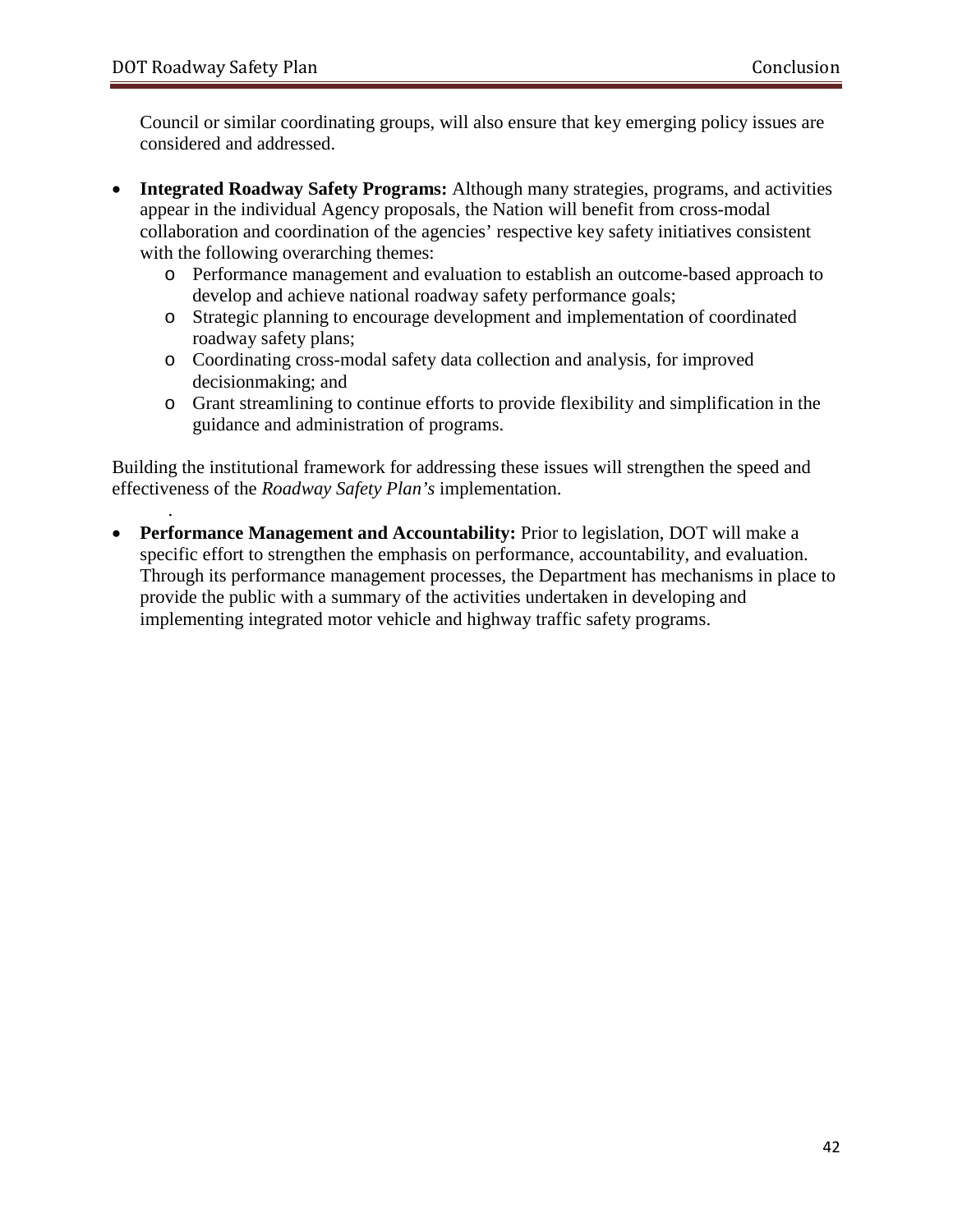Council or similar coordinating groups, will also ensure that key emerging policy issues are considered and addressed.

- **Integrated Roadway Safety Programs:** Although many strategies, programs, and activities appear in the individual Agency proposals, the Nation will benefit from cross-modal collaboration and coordination of the agencies' respective key safety initiatives consistent with the following overarching themes:
  - Performance management and evaluation to establish an outcome-based approach to develop and achieve national roadway safety performance goals;
  - Strategic planning to encourage development and implementation of coordinated roadway safety plans;
  - Coordinating cross-modal safety data collection and analysis, for improved decisionmaking; and
  - Grant streamlining to continue efforts to provide flexibility and simplification in the guidance and administration of programs.

Building the institutional framework for addressing these issues will strengthen the speed and effectiveness of the *Roadway Safety Plan's* implementation.

- **Performance Management and Accountability:** Prior to legislation, DOT will make a specific effort to strengthen the emphasis on performance, accountability, and evaluation. Through its performance management processes, the Department has mechanisms in place to provide the public with a summary of the activities undertaken in developing and implementing integrated motor vehicle and highway traffic safety programs.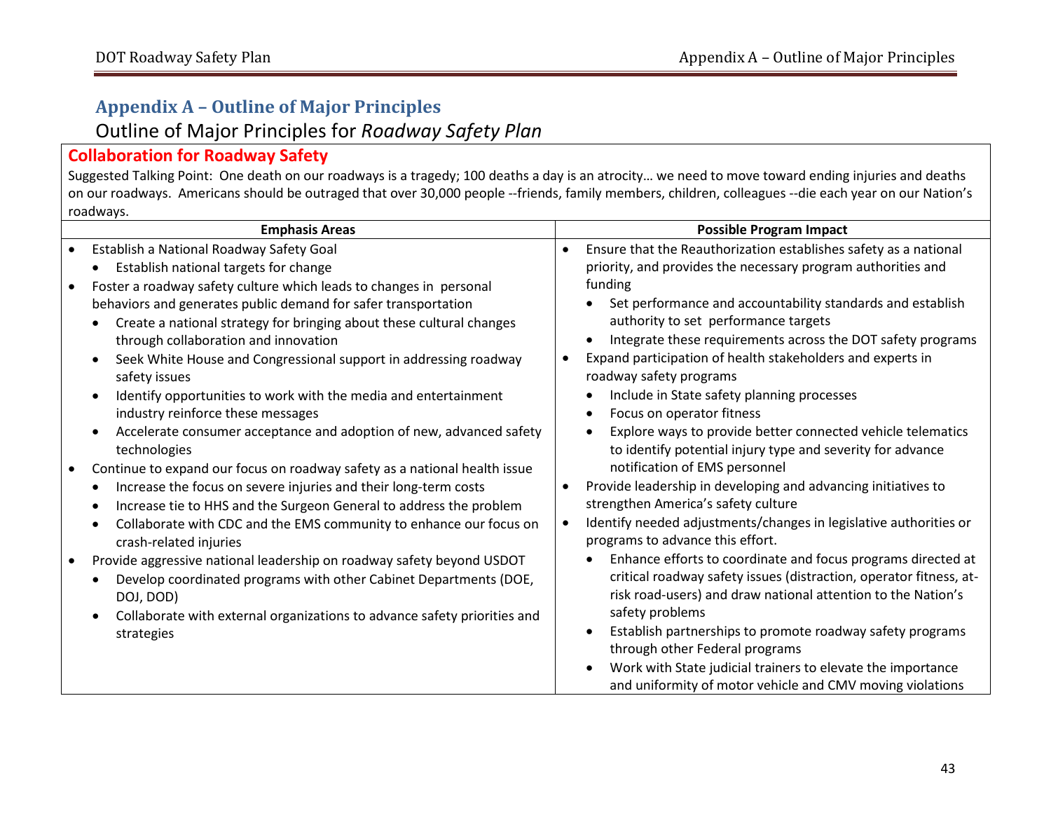## Appendix A – Outline of Major Principles

### Outline of Major Principles for *Roadway Safety Plan*

### Collaboration for Roadway Safety

Suggested Talking Point: One death on our roadways is a tragedy; 100 deaths a day is an atrocity… we need to move toward ending injuries and deaths on our roadways. Americans should be outraged that over 30,000 people --friends, family members, children, colleagues --die each year on our Nation's roadways.

| Emphasis Areas | Possible Program Impact |
|---|---|
| • Establish a National Roadway Safety Goal<br>  ◦ Establish national targets for change<br>• Foster a roadway safety culture which leads to changes in personal behaviors and generates public demand for safer transportation<br>  ◦ Create a national strategy for bringing about these cultural changes through collaboration and innovation<br>  ◦ Seek White House and Congressional support in addressing roadway safety issues<br>  ◦ Identify opportunities to work with the media and entertainment industry reinforce these messages<br>  ◦ Accelerate consumer acceptance and adoption of new, advanced safety technologies<br>• Continue to expand our focus on roadway safety as a national health issue<br>  ◦ Increase the focus on severe injuries and their long-term costs<br>  ◦ Increase tie to HHS and the Surgeon General to address the problem<br>  ◦ Collaborate with CDC and the EMS community to enhance our focus on crash-related injuries<br>• Provide aggressive national leadership on roadway safety beyond USDOT<br>  ◦ Develop coordinated programs with other Cabinet Departments (DOE, DOJ, DOD)<br>  ◦ Collaborate with external organizations to advance safety priorities and strategies | • Ensure that the Reauthorization establishes safety as a national priority, and provides the necessary program authorities and funding<br>  ◦ Set performance and accountability standards and establish authority to set performance targets<br>  ◦ Integrate these requirements across the DOT safety programs<br>• Expand participation of health stakeholders and experts in roadway safety programs<br>  ◦ Include in State safety planning processes<br>  ◦ Focus on operator fitness<br>  ◦ Explore ways to provide better connected vehicle telematics to identify potential injury type and severity for advance notification of EMS personnel<br>• Provide leadership in developing and advancing initiatives to strengthen America's safety culture<br>• Identify needed adjustments/changes in legislative authorities or programs to advance this effort.<br>  ◦ Enhance efforts to coordinate and focus programs directed at critical roadway safety issues (distraction, operator fitness, at-risk road-users) and draw national attention to the Nation's safety problems<br>  ◦ Establish partnerships to promote roadway safety programs through other Federal programs<br>  ◦ Work with State judicial trainers to elevate the importance and uniformity of motor vehicle and CMV moving violations |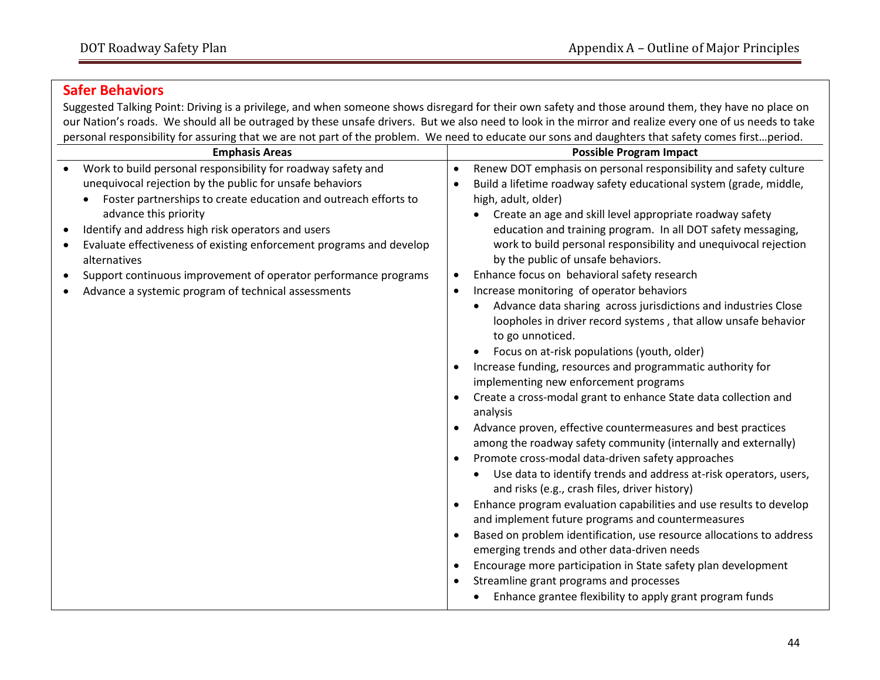## Safer Behaviors

Suggested Talking Point: Driving is a privilege, and when someone shows disregard for their own safety and those around them, they have no place on our Nation's roads. We should all be outraged by these unsafe drivers. But we also need to look in the mirror and realize every one of us needs to take personal responsibility for assuring that we are not part of the problem. We need to educate our sons and daughters that safety comes first…period.

| Emphasis Areas | Possible Program Impact |
|---|---|
| • Work to build personal responsibility for roadway safety and unequivocal rejection by the public for unsafe behaviors<br>&nbsp;&nbsp;&nbsp;&nbsp;• Foster partnerships to create education and outreach efforts to advance this priority<br>• Identify and address high risk operators and users<br>• Evaluate effectiveness of existing enforcement programs and develop alternatives<br>• Support continuous improvement of operator performance programs<br>• Advance a systemic program of technical assessments | • Renew DOT emphasis on personal responsibility and safety culture<br>• Build a lifetime roadway safety educational system (grade, middle, high, adult, older)<br>&nbsp;&nbsp;&nbsp;&nbsp;• Create an age and skill level appropriate roadway safety education and training program. In all DOT safety messaging, work to build personal responsibility and unequivocal rejection by the public of unsafe behaviors.<br>• Enhance focus on behavioral safety research<br>• Increase monitoring of operator behaviors<br>&nbsp;&nbsp;&nbsp;&nbsp;• Advance data sharing across jurisdictions and industries Close loopholes in driver record systems , that allow unsafe behavior to go unnoticed.<br>&nbsp;&nbsp;&nbsp;&nbsp;• Focus on at-risk populations (youth, older)<br>• Increase funding, resources and programmatic authority for implementing new enforcement programs<br>• Create a cross-modal grant to enhance State data collection and analysis<br>• Advance proven, effective countermeasures and best practices among the roadway safety community (internally and externally)<br>• Promote cross-modal data-driven safety approaches<br>&nbsp;&nbsp;&nbsp;&nbsp;• Use data to identify trends and address at-risk operators, users, and risks (e.g., crash files, driver history)<br>• Enhance program evaluation capabilities and use results to develop and implement future programs and countermeasures<br>• Based on problem identification, use resource allocations to address emerging trends and other data-driven needs<br>• Encourage more participation in State safety plan development<br>• Streamline grant programs and processes<br>&nbsp;&nbsp;&nbsp;&nbsp;• Enhance grantee flexibility to apply grant program funds |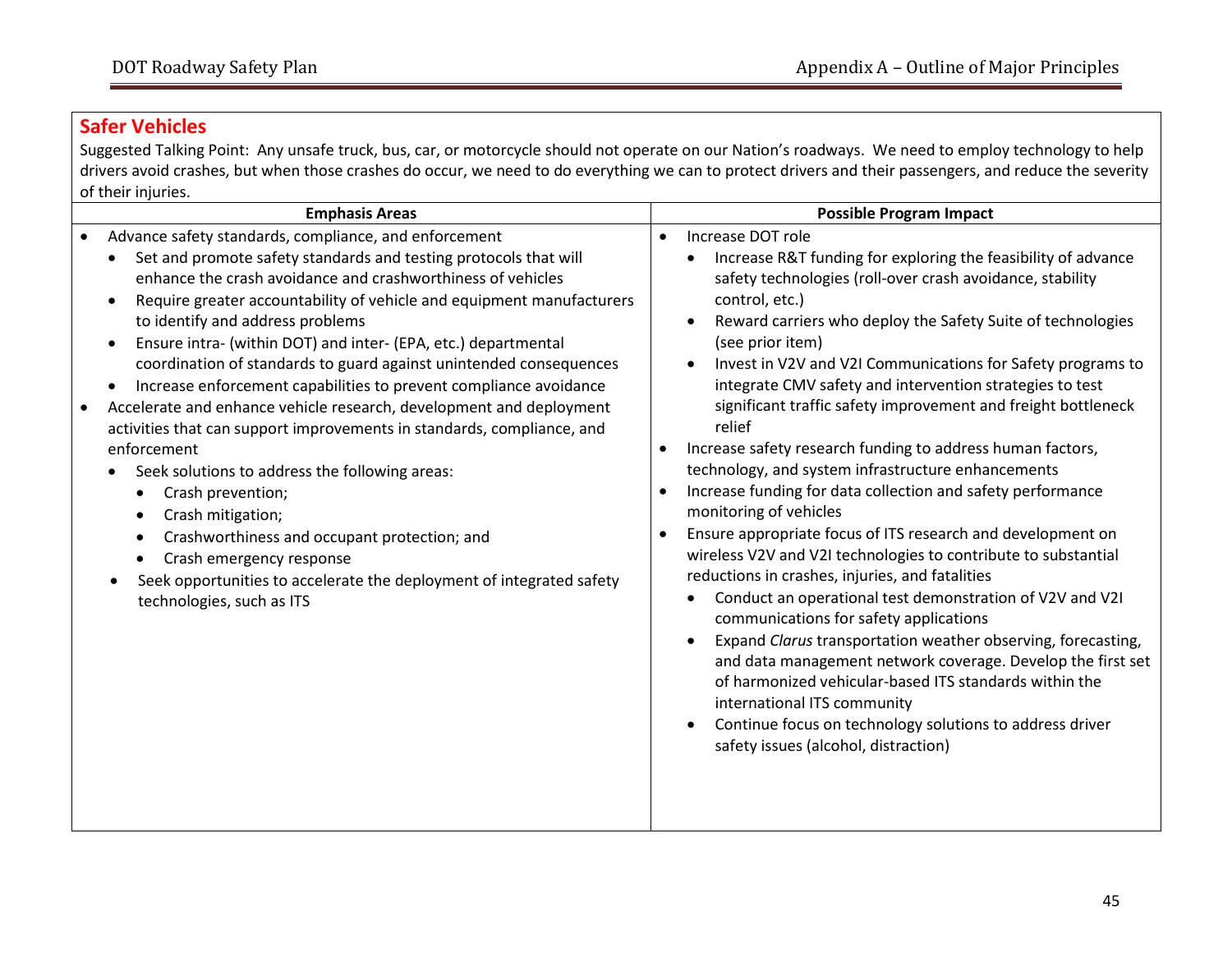## Safer Vehicles

Suggested Talking Point: Any unsafe truck, bus, car, or motorcycle should not operate on our Nation's roadways. We need to employ technology to help drivers avoid crashes, but when those crashes do occur, we need to do everything we can to protect drivers and their passengers, and reduce the severity of their injuries.

| Emphasis Areas | Possible Program Impact |
|---|---|
| • Advance safety standards, compliance, and enforcement<br>  • Set and promote safety standards and testing protocols that will enhance the crash avoidance and crashworthiness of vehicles<br>  • Require greater accountability of vehicle and equipment manufacturers to identify and address problems<br>  • Ensure intra- (within DOT) and inter- (EPA, etc.) departmental coordination of standards to guard against unintended consequences<br>  • Increase enforcement capabilities to prevent compliance avoidance<br>• Accelerate and enhance vehicle research, development and deployment activities that can support improvements in standards, compliance, and enforcement<br>  • Seek solutions to address the following areas:<br>    • Crash prevention;<br>    • Crash mitigation;<br>    • Crashworthiness and occupant protection; and<br>    • Crash emergency response<br>  • Seek opportunities to accelerate the deployment of integrated safety technologies, such as ITS | • Increase DOT role<br>  • Increase R&T funding for exploring the feasibility of advance safety technologies (roll-over crash avoidance, stability control, etc.)<br>  • Reward carriers who deploy the Safety Suite of technologies (see prior item)<br>  • Invest in V2V and V2I Communications for Safety programs to integrate CMV safety and intervention strategies to test significant traffic safety improvement and freight bottleneck relief<br>• Increase safety research funding to address human factors, technology, and system infrastructure enhancements<br>• Increase funding for data collection and safety performance monitoring of vehicles<br>• Ensure appropriate focus of ITS research and development on wireless V2V and V2I technologies to contribute to substantial reductions in crashes, injuries, and fatalities<br>  • Conduct an operational test demonstration of V2V and V2I communications for safety applications<br>  • Expand *Clarus* transportation weather observing, forecasting, and data management network coverage. Develop the first set of harmonized vehicular-based ITS standards within the international ITS community<br>  • Continue focus on technology solutions to address driver safety issues (alcohol, distraction) |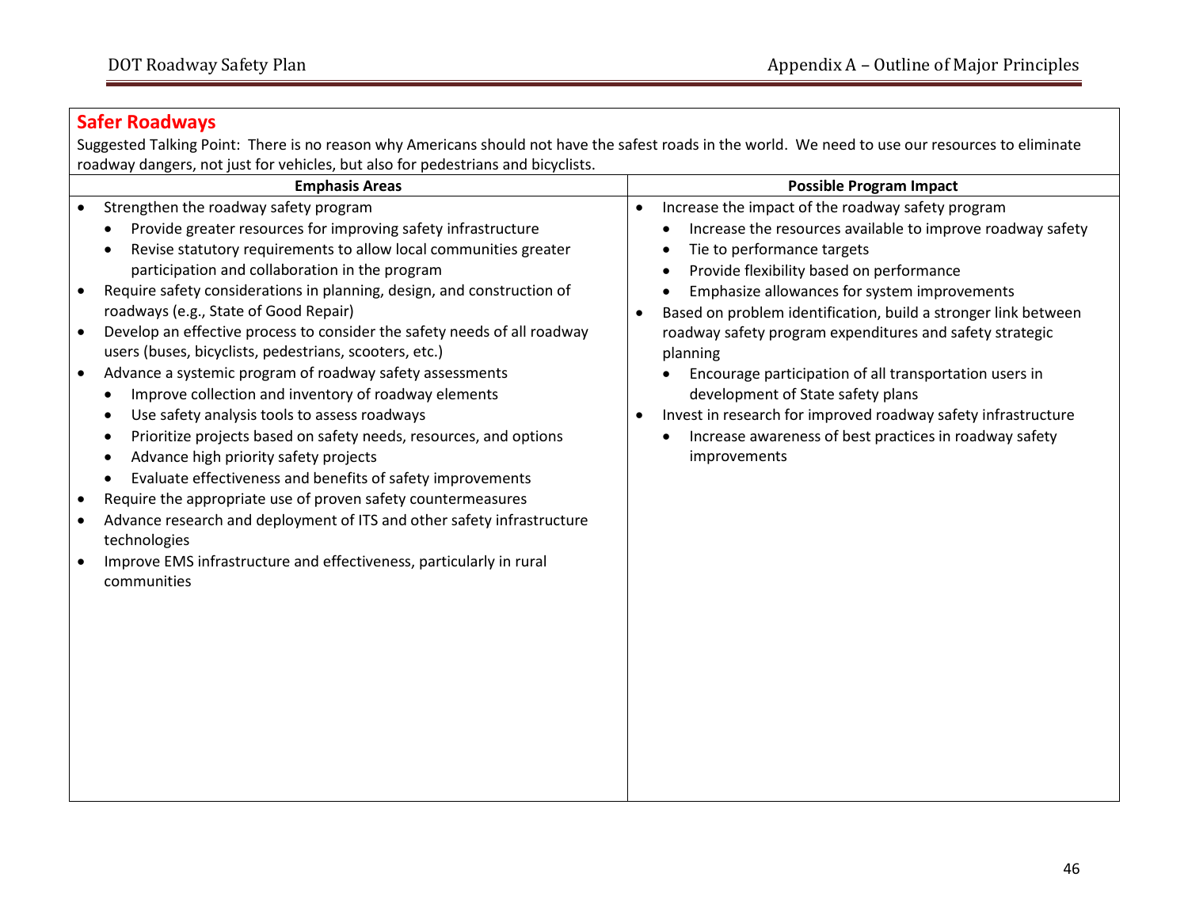## Safer Roadways

Suggested Talking Point: There is no reason why Americans should not have the safest roads in the world. We need to use our resources to eliminate roadway dangers, not just for vehicles, but also for pedestrians and bicyclists.

| Emphasis Areas | Possible Program Impact |
|---|---|
| • Strengthen the roadway safety program<br>  ◦ Provide greater resources for improving safety infrastructure<br>  ◦ Revise statutory requirements to allow local communities greater participation and collaboration in the program<br>• Require safety considerations in planning, design, and construction of roadways (e.g., State of Good Repair)<br>• Develop an effective process to consider the safety needs of all roadway users (buses, bicyclists, pedestrians, scooters, etc.)<br>• Advance a systemic program of roadway safety assessments<br>  ◦ Improve collection and inventory of roadway elements<br>  ◦ Use safety analysis tools to assess roadways<br>  ◦ Prioritize projects based on safety needs, resources, and options<br>  ◦ Advance high priority safety projects<br>  ◦ Evaluate effectiveness and benefits of safety improvements<br>• Require the appropriate use of proven safety countermeasures<br>• Advance research and deployment of ITS and other safety infrastructure technologies<br>• Improve EMS infrastructure and effectiveness, particularly in rural communities | • Increase the impact of the roadway safety program<br>  ◦ Increase the resources available to improve roadway safety<br>  ◦ Tie to performance targets<br>  ◦ Provide flexibility based on performance<br>  ◦ Emphasize allowances for system improvements<br>• Based on problem identification, build a stronger link between roadway safety program expenditures and safety strategic planning<br>  ◦ Encourage participation of all transportation users in development of State safety plans<br>• Invest in research for improved roadway safety infrastructure<br>  ◦ Increase awareness of best practices in roadway safety improvements |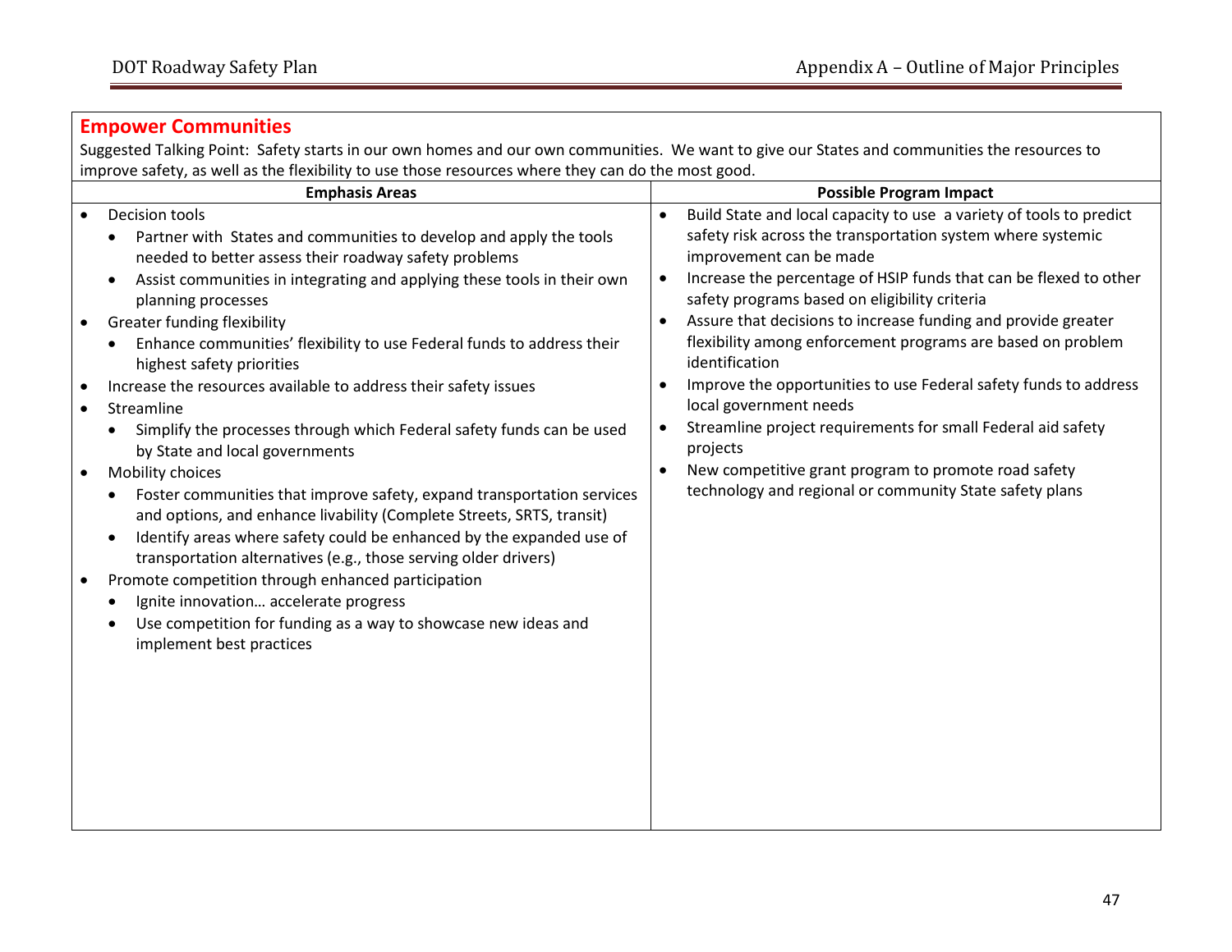## Empower Communities

Suggested Talking Point: Safety starts in our own homes and our own communities. We want to give our States and communities the resources to improve safety, as well as the flexibility to use those resources where they can do the most good.

| Emphasis Areas | Possible Program Impact |
|---|---|
| • Decision tools<br>  ◦ Partner with States and communities to develop and apply the tools needed to better assess their roadway safety problems<br>  ◦ Assist communities in integrating and applying these tools in their own planning processes<br>• Greater funding flexibility<br>  ◦ Enhance communities' flexibility to use Federal funds to address their highest safety priorities<br>• Increase the resources available to address their safety issues<br>• Streamline<br>  ◦ Simplify the processes through which Federal safety funds can be used by State and local governments<br>• Mobility choices<br>  ◦ Foster communities that improve safety, expand transportation services and options, and enhance livability (Complete Streets, SRTS, transit)<br>  ◦ Identify areas where safety could be enhanced by the expanded use of transportation alternatives (e.g., those serving older drivers)<br>• Promote competition through enhanced participation<br>  ◦ Ignite innovation… accelerate progress<br>  ◦ Use competition for funding as a way to showcase new ideas and implement best practices | • Build State and local capacity to use a variety of tools to predict safety risk across the transportation system where systemic improvement can be made<br>• Increase the percentage of HSIP funds that can be flexed to other safety programs based on eligibility criteria<br>• Assure that decisions to increase funding and provide greater flexibility among enforcement programs are based on problem identification<br>• Improve the opportunities to use Federal safety funds to address local government needs<br>• Streamline project requirements for small Federal aid safety projects<br>• New competitive grant program to promote road safety technology and regional or community State safety plans |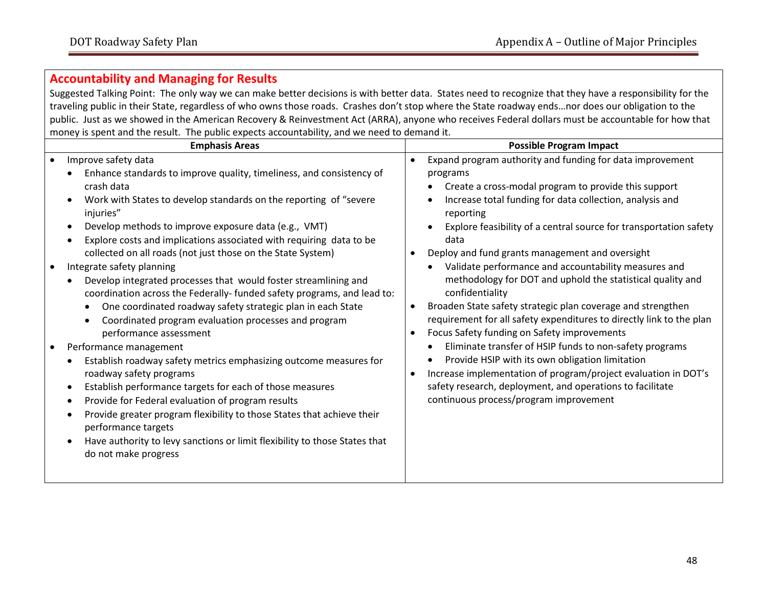## Accountability and Managing for Results

Suggested Talking Point: The only way we can make better decisions is with better data. States need to recognize that they have a responsibility for the traveling public in their State, regardless of who owns those roads. Crashes don't stop where the State roadway ends…nor does our obligation to the public. Just as we showed in the American Recovery & Reinvestment Act (ARRA), anyone who receives Federal dollars must be accountable for how that money is spent and the result. The public expects accountability, and we need to demand it.

| Emphasis Areas | Possible Program Impact |
|---|---|
| • Improve safety data<br>  ◦ Enhance standards to improve quality, timeliness, and consistency of crash data<br>  ◦ Work with States to develop standards on the reporting of "severe injuries"<br>  ◦ Develop methods to improve exposure data (e.g., VMT)<br>  ◦ Explore costs and implications associated with requiring data to be collected on all roads (not just those on the State System)<br>• Integrate safety planning<br>  ◦ Develop integrated processes that would foster streamlining and coordination across the Federally- funded safety programs, and lead to:<br>    ▪ One coordinated roadway safety strategic plan in each State<br>    ▪ Coordinated program evaluation processes and program performance assessment<br>• Performance management<br>  ◦ Establish roadway safety metrics emphasizing outcome measures for roadway safety programs<br>  ◦ Establish performance targets for each of those measures<br>  ◦ Provide for Federal evaluation of program results<br>  ◦ Provide greater program flexibility to those States that achieve their performance targets<br>  ◦ Have authority to levy sanctions or limit flexibility to those States that do not make progress | • Expand program authority and funding for data improvement programs<br>  ◦ Create a cross-modal program to provide this support<br>  ◦ Increase total funding for data collection, analysis and reporting<br>  ◦ Explore feasibility of a central source for transportation safety data<br>• Deploy and fund grants management and oversight<br>  ◦ Validate performance and accountability measures and methodology for DOT and uphold the statistical quality and confidentiality<br>• Broaden State safety strategic plan coverage and strengthen requirement for all safety expenditures to directly link to the plan<br>• Focus Safety funding on Safety improvements<br>  ◦ Eliminate transfer of HSIP funds to non-safety programs<br>  ◦ Provide HSIP with its own obligation limitation<br>• Increase implementation of program/project evaluation in DOT's safety research, deployment, and operations to facilitate continuous process/program improvement |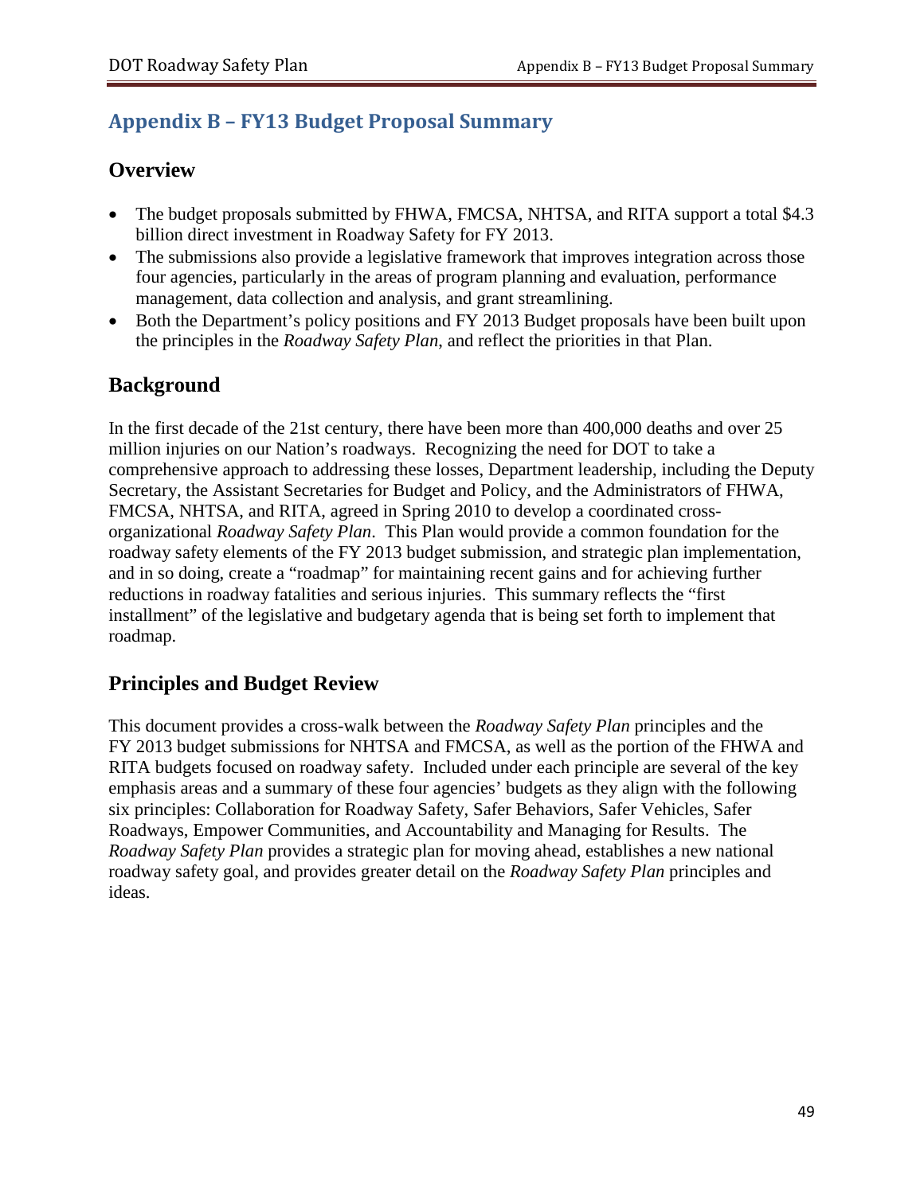# Appendix B – FY13 Budget Proposal Summary

## Overview

- The budget proposals submitted by FHWA, FMCSA, NHTSA, and RITA support a total $4.3 billion direct investment in Roadway Safety for FY 2013.
- The submissions also provide a legislative framework that improves integration across those four agencies, particularly in the areas of program planning and evaluation, performance management, data collection and analysis, and grant streamlining.
- Both the Department's policy positions and FY 2013 Budget proposals have been built upon the principles in the *Roadway Safety Plan*, and reflect the priorities in that Plan.

## Background

In the first decade of the 21st century, there have been more than 400,000 deaths and over 25 million injuries on our Nation's roadways. Recognizing the need for DOT to take a comprehensive approach to addressing these losses, Department leadership, including the Deputy Secretary, the Assistant Secretaries for Budget and Policy, and the Administrators of FHWA, FMCSA, NHTSA, and RITA, agreed in Spring 2010 to develop a coordinated cross-organizational *Roadway Safety Plan*. This Plan would provide a common foundation for the roadway safety elements of the FY 2013 budget submission, and strategic plan implementation, and in so doing, create a "roadmap" for maintaining recent gains and for achieving further reductions in roadway fatalities and serious injuries. This summary reflects the "first installment" of the legislative and budgetary agenda that is being set forth to implement that roadmap.

## Principles and Budget Review

This document provides a cross-walk between the *Roadway Safety Plan* principles and the FY 2013 budget submissions for NHTSA and FMCSA, as well as the portion of the FHWA and RITA budgets focused on roadway safety. Included under each principle are several of the key emphasis areas and a summary of these four agencies' budgets as they align with the following six principles: Collaboration for Roadway Safety, Safer Behaviors, Safer Vehicles, Safer Roadways, Empower Communities, and Accountability and Managing for Results. The *Roadway Safety Plan* provides a strategic plan for moving ahead, establishes a new national roadway safety goal, and provides greater detail on the *Roadway Safety Plan* principles and ideas.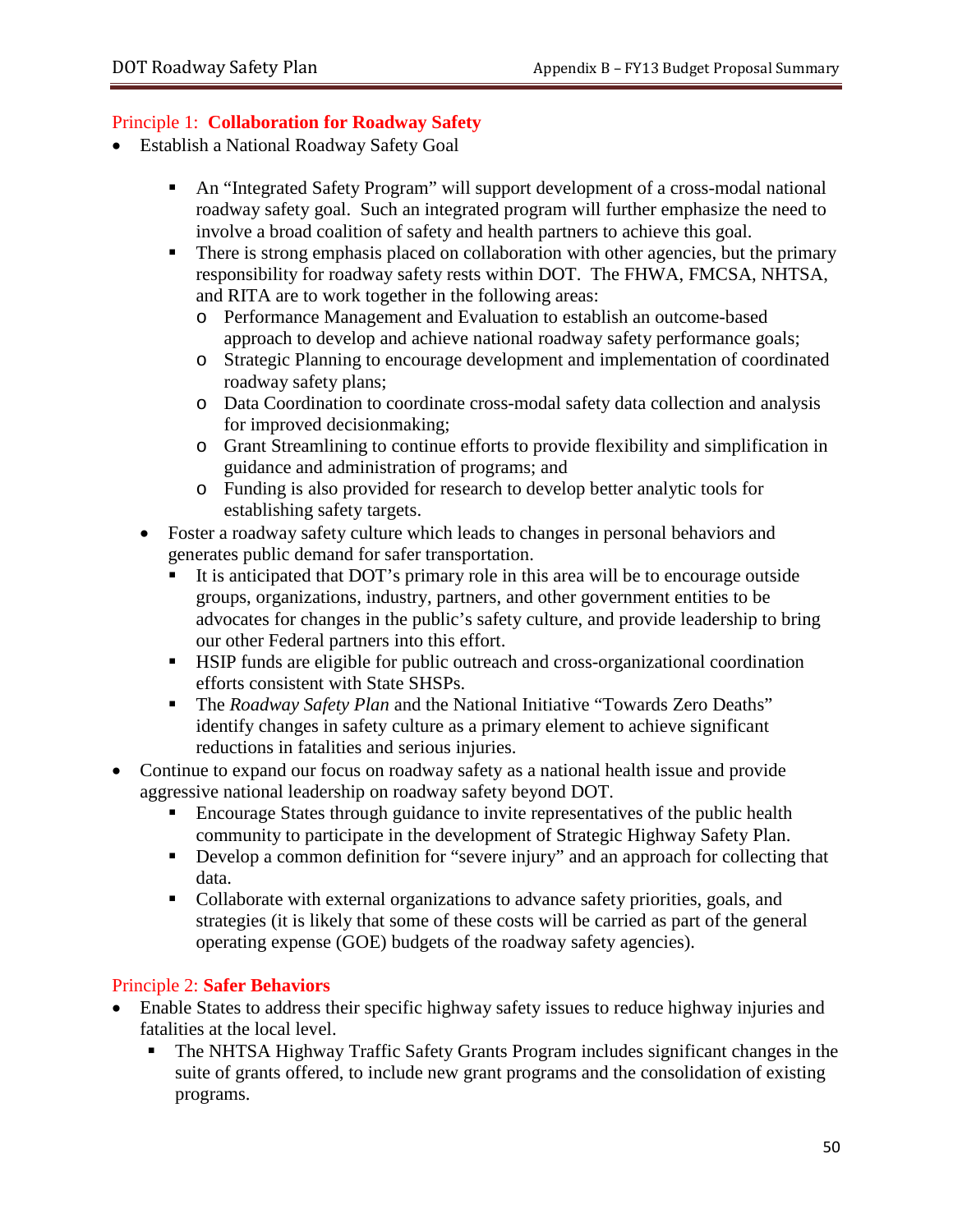## Principle 1: **Collaboration for Roadway Safety**

- Establish a National Roadway Safety Goal
  - An "Integrated Safety Program" will support development of a cross-modal national roadway safety goal. Such an integrated program will further emphasize the need to involve a broad coalition of safety and health partners to achieve this goal.
  - There is strong emphasis placed on collaboration with other agencies, but the primary responsibility for roadway safety rests within DOT. The FHWA, FMCSA, NHTSA, and RITA are to work together in the following areas:
    - Performance Management and Evaluation to establish an outcome-based approach to develop and achieve national roadway safety performance goals;
    - Strategic Planning to encourage development and implementation of coordinated roadway safety plans;
    - Data Coordination to coordinate cross-modal safety data collection and analysis for improved decisionmaking;
    - Grant Streamlining to continue efforts to provide flexibility and simplification in guidance and administration of programs; and
    - Funding is also provided for research to develop better analytic tools for establishing safety targets.
  - Foster a roadway safety culture which leads to changes in personal behaviors and generates public demand for safer transportation.
    - It is anticipated that DOT's primary role in this area will be to encourage outside groups, organizations, industry, partners, and other government entities to be advocates for changes in the public's safety culture, and provide leadership to bring our other Federal partners into this effort.
    - HSIP funds are eligible for public outreach and cross-organizational coordination efforts consistent with State SHSPs.
    - The *Roadway Safety Plan* and the National Initiative "Towards Zero Deaths" identify changes in safety culture as a primary element to achieve significant reductions in fatalities and serious injuries.
- Continue to expand our focus on roadway safety as a national health issue and provide aggressive national leadership on roadway safety beyond DOT.
  - Encourage States through guidance to invite representatives of the public health community to participate in the development of Strategic Highway Safety Plan.
  - Develop a common definition for "severe injury" and an approach for collecting that data.
  - Collaborate with external organizations to advance safety priorities, goals, and strategies (it is likely that some of these costs will be carried as part of the general operating expense (GOE) budgets of the roadway safety agencies).

## Principle 2: **Safer Behaviors**

- Enable States to address their specific highway safety issues to reduce highway injuries and fatalities at the local level.
  - The NHTSA Highway Traffic Safety Grants Program includes significant changes in the suite of grants offered, to include new grant programs and the consolidation of existing programs.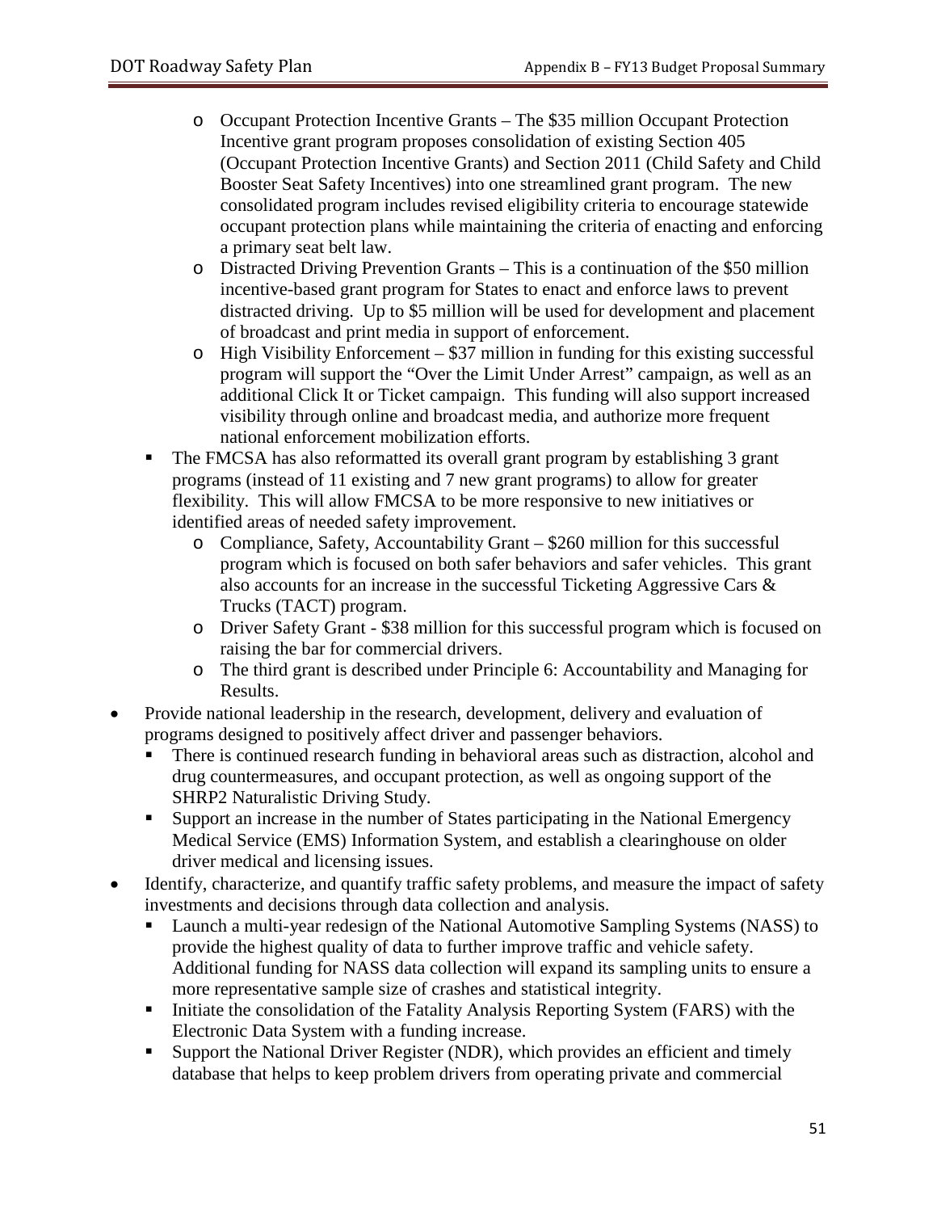- Occupant Protection Incentive Grants – The $35 million Occupant Protection Incentive grant program proposes consolidation of existing Section 405 (Occupant Protection Incentive Grants) and Section 2011 (Child Safety and Child Booster Seat Safety Incentives) into one streamlined grant program. The new consolidated program includes revised eligibility criteria to encourage statewide occupant protection plans while maintaining the criteria of enacting and enforcing a primary seat belt law.
    - Distracted Driving Prevention Grants – This is a continuation of the $50 million incentive-based grant program for States to enact and enforce laws to prevent distracted driving. Up to $5 million will be used for development and placement of broadcast and print media in support of enforcement.
    - High Visibility Enforcement – $37 million in funding for this existing successful program will support the "Over the Limit Under Arrest" campaign, as well as an additional Click It or Ticket campaign. This funding will also support increased visibility through online and broadcast media, and authorize more frequent national enforcement mobilization efforts.
  - The FMCSA has also reformatted its overall grant program by establishing 3 grant programs (instead of 11 existing and 7 new grant programs) to allow for greater flexibility. This will allow FMCSA to be more responsive to new initiatives or identified areas of needed safety improvement.
    - Compliance, Safety, Accountability Grant – $260 million for this successful program which is focused on both safer behaviors and safer vehicles. This grant also accounts for an increase in the successful Ticketing Aggressive Cars & Trucks (TACT) program.
    - Driver Safety Grant - $38 million for this successful program which is focused on raising the bar for commercial drivers.
    - The third grant is described under Principle 6: Accountability and Managing for Results.
- Provide national leadership in the research, development, delivery and evaluation of programs designed to positively affect driver and passenger behaviors.
  - There is continued research funding in behavioral areas such as distraction, alcohol and drug countermeasures, and occupant protection, as well as ongoing support of the SHRP2 Naturalistic Driving Study.
  - Support an increase in the number of States participating in the National Emergency Medical Service (EMS) Information System, and establish a clearinghouse on older driver medical and licensing issues.
- Identify, characterize, and quantify traffic safety problems, and measure the impact of safety investments and decisions through data collection and analysis.
  - Launch a multi-year redesign of the National Automotive Sampling Systems (NASS) to provide the highest quality of data to further improve traffic and vehicle safety. Additional funding for NASS data collection will expand its sampling units to ensure a more representative sample size of crashes and statistical integrity.
  - Initiate the consolidation of the Fatality Analysis Reporting System (FARS) with the Electronic Data System with a funding increase.
  - Support the National Driver Register (NDR), which provides an efficient and timely database that helps to keep problem drivers from operating private and commercial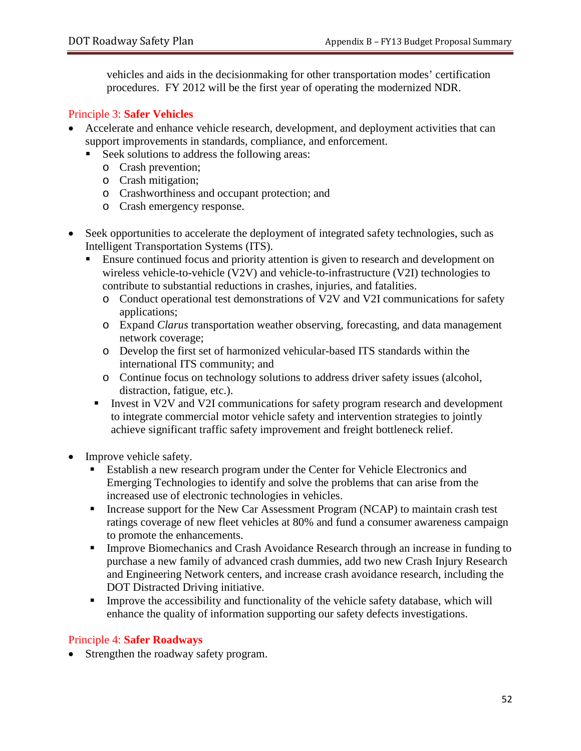vehicles and aids in the decisionmaking for other transportation modes' certification procedures. FY 2012 will be the first year of operating the modernized NDR.

Principle 3: **Safer Vehicles**

- Accelerate and enhance vehicle research, development, and deployment activities that can support improvements in standards, compliance, and enforcement.
  - Seek solutions to address the following areas:
    - Crash prevention;
    - Crash mitigation;
    - Crashworthiness and occupant protection; and
    - Crash emergency response.

- Seek opportunities to accelerate the deployment of integrated safety technologies, such as Intelligent Transportation Systems (ITS).
  - Ensure continued focus and priority attention is given to research and development on wireless vehicle-to-vehicle (V2V) and vehicle-to-infrastructure (V2I) technologies to contribute to substantial reductions in crashes, injuries, and fatalities.
    - Conduct operational test demonstrations of V2V and V2I communications for safety applications;
    - Expand *Clarus* transportation weather observing, forecasting, and data management network coverage;
    - Develop the first set of harmonized vehicular-based ITS standards within the international ITS community; and
    - Continue focus on technology solutions to address driver safety issues (alcohol, distraction, fatigue, etc.).
  - Invest in V2V and V2I communications for safety program research and development to integrate commercial motor vehicle safety and intervention strategies to jointly achieve significant traffic safety improvement and freight bottleneck relief.

- Improve vehicle safety.
  - Establish a new research program under the Center for Vehicle Electronics and Emerging Technologies to identify and solve the problems that can arise from the increased use of electronic technologies in vehicles.
  - Increase support for the New Car Assessment Program (NCAP) to maintain crash test ratings coverage of new fleet vehicles at 80% and fund a consumer awareness campaign to promote the enhancements.
  - Improve Biomechanics and Crash Avoidance Research through an increase in funding to purchase a new family of advanced crash dummies, add two new Crash Injury Research and Engineering Network centers, and increase crash avoidance research, including the DOT Distracted Driving initiative.
  - Improve the accessibility and functionality of the vehicle safety database, which will enhance the quality of information supporting our safety defects investigations.

Principle 4: **Safer Roadways**

- Strengthen the roadway safety program.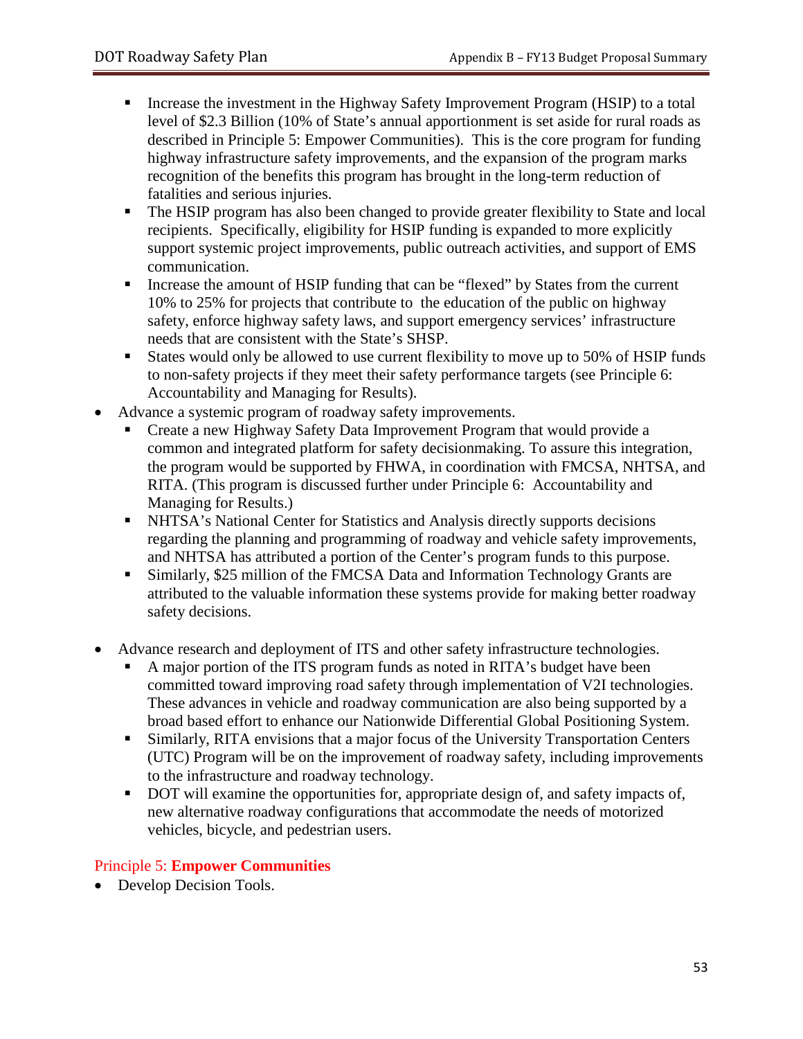- Increase the investment in the Highway Safety Improvement Program (HSIP) to a total level of $2.3 Billion (10% of State's annual apportionment is set aside for rural roads as described in Principle 5: Empower Communities). This is the core program for funding highway infrastructure safety improvements, and the expansion of the program marks recognition of the benefits this program has brought in the long-term reduction of fatalities and serious injuries.
    - The HSIP program has also been changed to provide greater flexibility to State and local recipients. Specifically, eligibility for HSIP funding is expanded to more explicitly support systemic project improvements, public outreach activities, and support of EMS communication.
    - Increase the amount of HSIP funding that can be "flexed" by States from the current 10% to 25% for projects that contribute to the education of the public on highway safety, enforce highway safety laws, and support emergency services' infrastructure needs that are consistent with the State's SHSP.
    - States would only be allowed to use current flexibility to move up to 50% of HSIP funds to non-safety projects if they meet their safety performance targets (see Principle 6: Accountability and Managing for Results).
- Advance a systemic program of roadway safety improvements.
    - Create a new Highway Safety Data Improvement Program that would provide a common and integrated platform for safety decisionmaking. To assure this integration, the program would be supported by FHWA, in coordination with FMCSA, NHTSA, and RITA. (This program is discussed further under Principle 6: Accountability and Managing for Results.)
    - NHTSA's National Center for Statistics and Analysis directly supports decisions regarding the planning and programming of roadway and vehicle safety improvements, and NHTSA has attributed a portion of the Center's program funds to this purpose.
    - Similarly, $25 million of the FMCSA Data and Information Technology Grants are attributed to the valuable information these systems provide for making better roadway safety decisions.
- Advance research and deployment of ITS and other safety infrastructure technologies.
    - A major portion of the ITS program funds as noted in RITA's budget have been committed toward improving road safety through implementation of V2I technologies. These advances in vehicle and roadway communication are also being supported by a broad based effort to enhance our Nationwide Differential Global Positioning System.
    - Similarly, RITA envisions that a major focus of the University Transportation Centers (UTC) Program will be on the improvement of roadway safety, including improvements to the infrastructure and roadway technology.
    - DOT will examine the opportunities for, appropriate design of, and safety impacts of, new alternative roadway configurations that accommodate the needs of motorized vehicles, bicycle, and pedestrian users.

## Principle 5: **Empower Communities**

- Develop Decision Tools.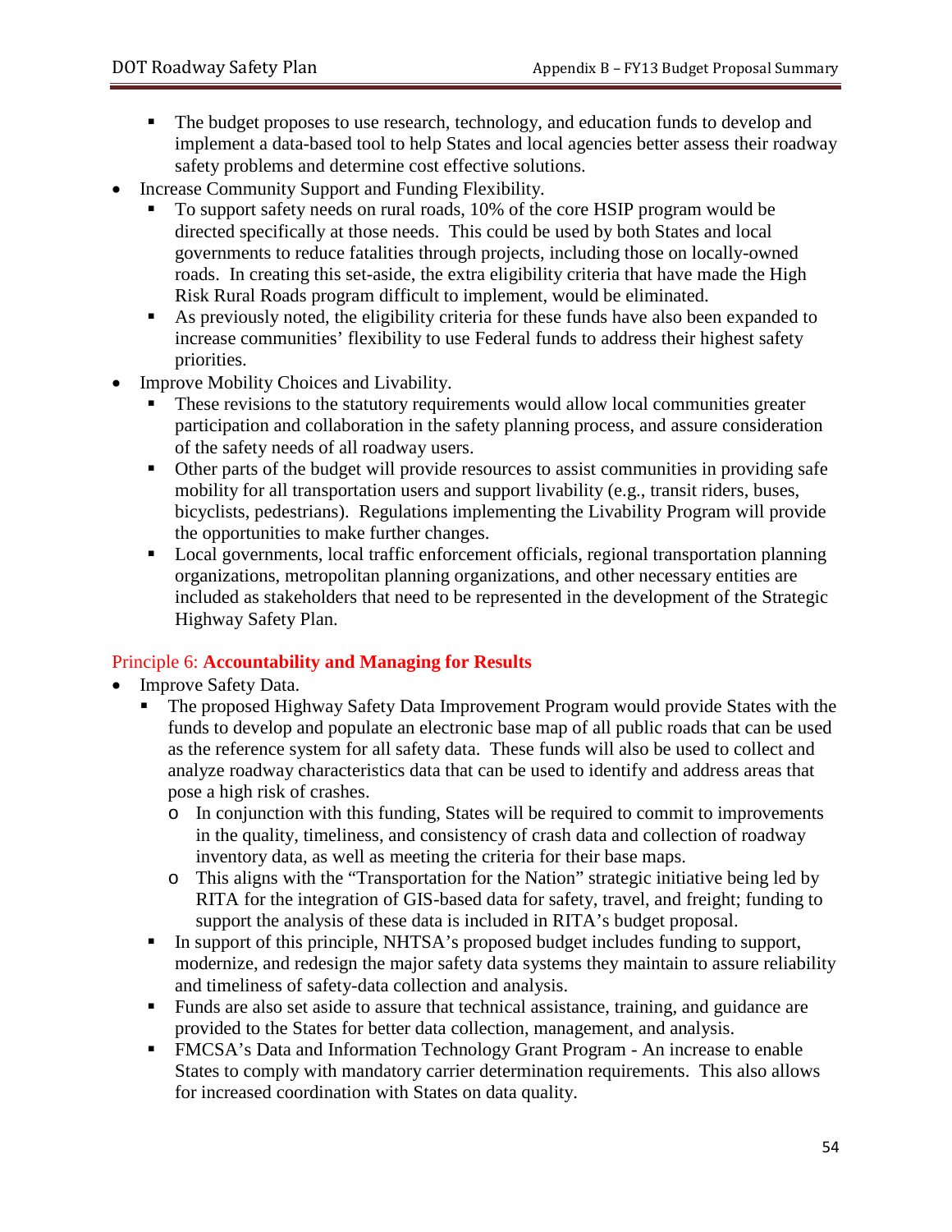- The budget proposes to use research, technology, and education funds to develop and implement a data-based tool to help States and local agencies better assess their roadway safety problems and determine cost effective solutions.
- Increase Community Support and Funding Flexibility.
  - To support safety needs on rural roads, 10% of the core HSIP program would be directed specifically at those needs. This could be used by both States and local governments to reduce fatalities through projects, including those on locally-owned roads. In creating this set-aside, the extra eligibility criteria that have made the High Risk Rural Roads program difficult to implement, would be eliminated.
  - As previously noted, the eligibility criteria for these funds have also been expanded to increase communities' flexibility to use Federal funds to address their highest safety priorities.
- Improve Mobility Choices and Livability.
  - These revisions to the statutory requirements would allow local communities greater participation and collaboration in the safety planning process, and assure consideration of the safety needs of all roadway users.
  - Other parts of the budget will provide resources to assist communities in providing safe mobility for all transportation users and support livability (e.g., transit riders, buses, bicyclists, pedestrians). Regulations implementing the Livability Program will provide the opportunities to make further changes.
  - Local governments, local traffic enforcement officials, regional transportation planning organizations, metropolitan planning organizations, and other necessary entities are included as stakeholders that need to be represented in the development of the Strategic Highway Safety Plan.

### Principle 6: **Accountability and Managing for Results**

- Improve Safety Data.
  - The proposed Highway Safety Data Improvement Program would provide States with the funds to develop and populate an electronic base map of all public roads that can be used as the reference system for all safety data. These funds will also be used to collect and analyze roadway characteristics data that can be used to identify and address areas that pose a high risk of crashes.
    - In conjunction with this funding, States will be required to commit to improvements in the quality, timeliness, and consistency of crash data and collection of roadway inventory data, as well as meeting the criteria for their base maps.
    - This aligns with the "Transportation for the Nation" strategic initiative being led by RITA for the integration of GIS-based data for safety, travel, and freight; funding to support the analysis of these data is included in RITA's budget proposal.
  - In support of this principle, NHTSA's proposed budget includes funding to support, modernize, and redesign the major safety data systems they maintain to assure reliability and timeliness of safety-data collection and analysis.
  - Funds are also set aside to assure that technical assistance, training, and guidance are provided to the States for better data collection, management, and analysis.
  - FMCSA's Data and Information Technology Grant Program - An increase to enable States to comply with mandatory carrier determination requirements. This also allows for increased coordination with States on data quality.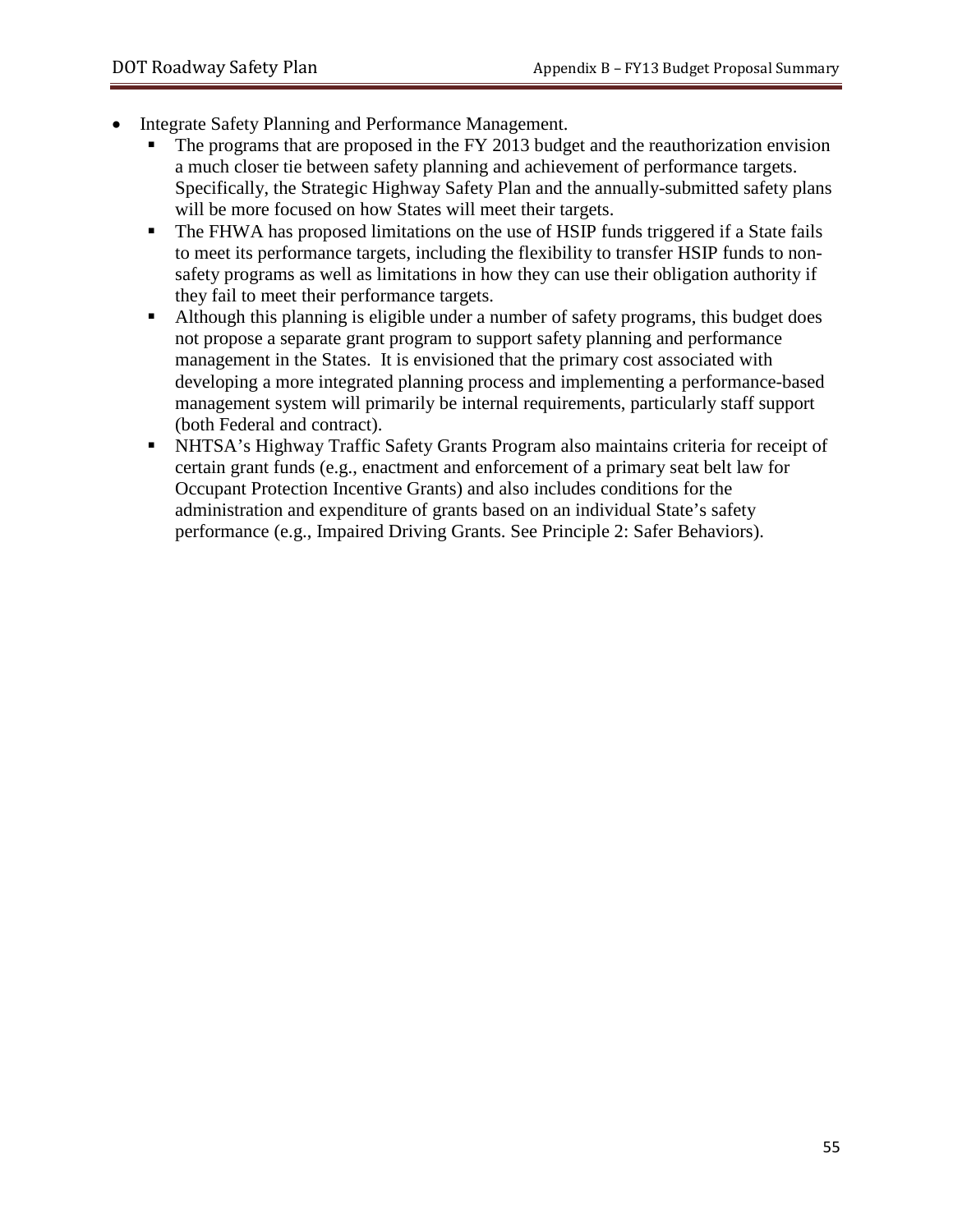- Integrate Safety Planning and Performance Management.
  - The programs that are proposed in the FY 2013 budget and the reauthorization envision a much closer tie between safety planning and achievement of performance targets. Specifically, the Strategic Highway Safety Plan and the annually-submitted safety plans will be more focused on how States will meet their targets.
  - The FHWA has proposed limitations on the use of HSIP funds triggered if a State fails to meet its performance targets, including the flexibility to transfer HSIP funds to non-safety programs as well as limitations in how they can use their obligation authority if they fail to meet their performance targets.
  - Although this planning is eligible under a number of safety programs, this budget does not propose a separate grant program to support safety planning and performance management in the States. It is envisioned that the primary cost associated with developing a more integrated planning process and implementing a performance-based management system will primarily be internal requirements, particularly staff support (both Federal and contract).
  - NHTSA's Highway Traffic Safety Grants Program also maintains criteria for receipt of certain grant funds (e.g., enactment and enforcement of a primary seat belt law for Occupant Protection Incentive Grants) and also includes conditions for the administration and expenditure of grants based on an individual State's safety performance (e.g., Impaired Driving Grants. See Principle 2: Safer Behaviors).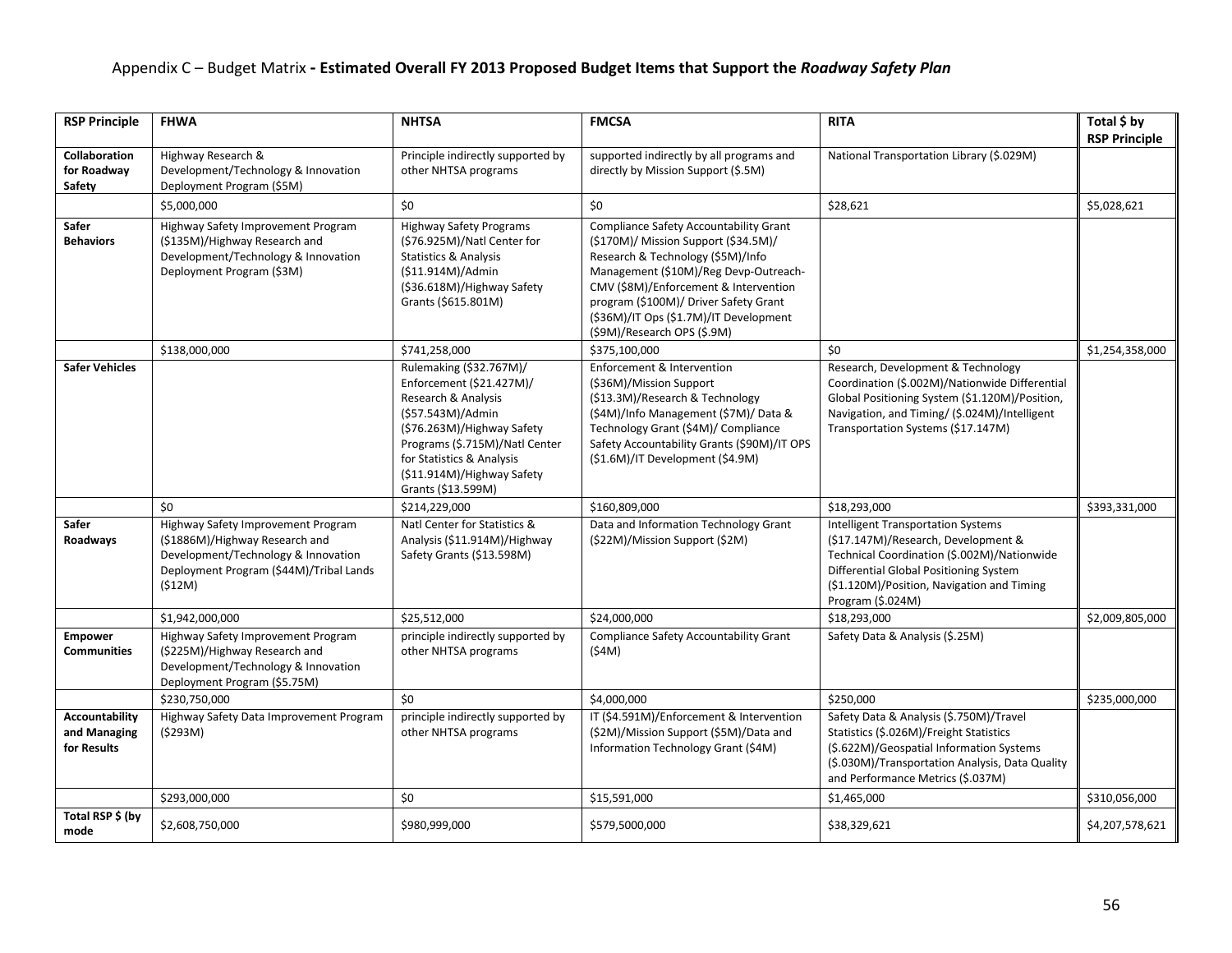## Appendix C – Budget Matrix **- Estimated Overall FY 2013 Proposed Budget Items that Support the *Roadway Safety Plan***

| RSP Principle | FHWA | NHTSA | FMCSA | RITA | Total $ by RSP Principle |
|---|---|---|---|---|---|
| **Collaboration for Roadway Safety** | Highway Research & Development/Technology & Innovation Deployment Program ($5M) | Principle indirectly supported by other NHTSA programs | supported indirectly by all programs and directly by Mission Support ($.5M) | National Transportation Library ($.029M) | |
| | $5,000,000 | $0 | $0 | $28,621 | $5,028,621 |
| **Safer Behaviors** | Highway Safety Improvement Program ($135M)/Highway Research and Development/Technology & Innovation Deployment Program ($3M) | Highway Safety Programs ($76.925M)/Natl Center for Statistics & Analysis ($11.914M)/Admin ($36.618M)/Highway Safety Grants ($615.801M) | Compliance Safety Accountability Grant ($170M)/ Mission Support ($34.5M)/ Research & Technology ($5M)/Info Management ($10M)/Reg Devp-Outreach-CMV ($8M)/Enforcement & Intervention program ($100M)/ Driver Safety Grant ($36M)/IT Ops ($1.7M)/IT Development ($9M)/Research OPS ($.9M) | | |
| | $138,000,000 | $741,258,000 | $375,100,000 | $0 | $1,254,358,000 |
| **Safer Vehicles** | | Rulemaking ($32.767M)/ Enforcement ($21.427M)/ Research & Analysis ($57.543M)/Admin ($76.263M)/Highway Safety Programs ($.715M)/Natl Center for Statistics & Analysis ($11.914M)/Highway Safety Grants ($13.599M) | Enforcement & Intervention ($36M)/Mission Support ($13.3M)/Research & Technology ($4M)/Info Management ($7M)/ Data & Technology Grant ($4M)/ Compliance Safety Accountability Grants ($90M)/IT OPS ($1.6M)/IT Development ($4.9M) | Research, Development & Technology Coordination ($.002M)/Nationwide Differential Global Positioning System ($1.120M)/Position, Navigation, and Timing/ ($.024M)/Intelligent Transportation Systems ($17.147M) | |
| | $0 | $214,229,000 | $160,809,000 | $18,293,000 | $393,331,000 |
| **Safer Roadways** | Highway Safety Improvement Program ($1886M)/Highway Research and Development/Technology & Innovation Deployment Program ($44M)/Tribal Lands ($12M) | Natl Center for Statistics & Analysis ($11.914M)/Highway Safety Grants ($13.598M) | Data and Information Technology Grant ($22M)/Mission Support ($2M) | Intelligent Transportation Systems ($17.147M)/Research, Development & Technical Coordination ($.002M)/Nationwide Differential Global Positioning System ($1.120M)/Position, Navigation and Timing Program ($.024M) | |
| | $1,942,000,000 | $25,512,000 | $24,000,000 | $18,293,000 | $2,009,805,000 |
| **Empower Communities** | Highway Safety Improvement Program ($225M)/Highway Research and Development/Technology & Innovation Deployment Program ($5.75M) | principle indirectly supported by other NHTSA programs | Compliance Safety Accountability Grant ($4M) | Safety Data & Analysis ($.25M) | |
| | $230,750,000 | $0 | $4,000,000 | $250,000 | $235,000,000 |
| **Accountability and Managing for Results** | Highway Safety Data Improvement Program ($293M) | principle indirectly supported by other NHTSA programs | IT ($4.591M)/Enforcement & Intervention ($2M)/Mission Support ($5M)/Data and Information Technology Grant ($4M) | Safety Data & Analysis ($.750M)/Travel Statistics ($.026M)/Freight Statistics ($.622M)/Geospatial Information Systems ($.030M)/Transportation Analysis, Data Quality and Performance Metrics ($.037M) | |
| | $293,000,000 | $0 | $15,591,000 | $1,465,000 | $310,056,000 |
| **Total RSP $ (by mode** | $2,608,750,000 | $980,999,000 | $579,5000,000 | $38,329,621 | $4,207,578,621 |